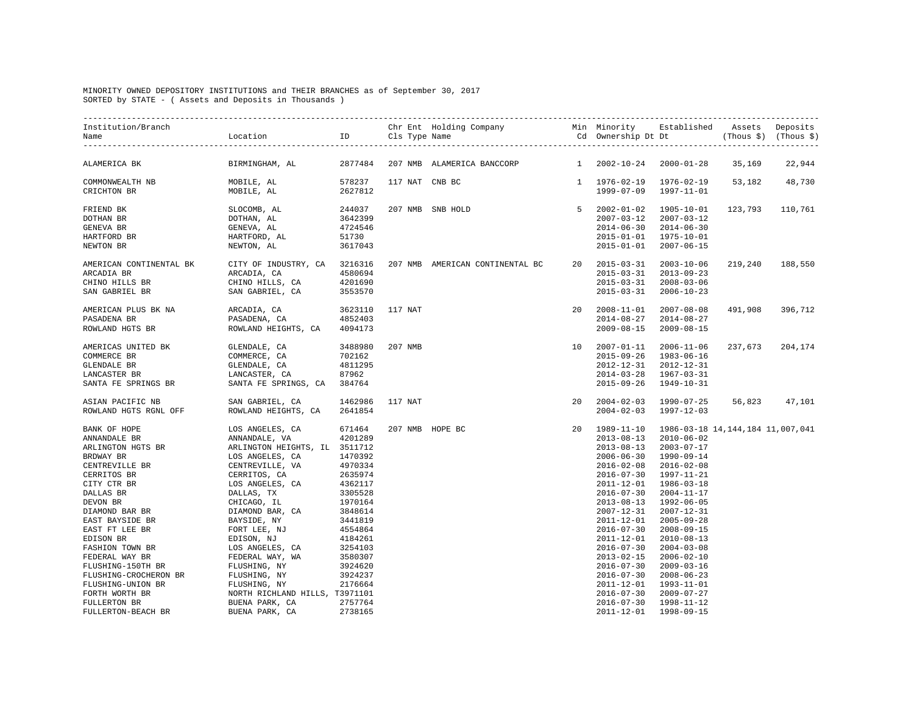MINORITY OWNED DEPOSITORY INSTITUTIONS and THEIR BRANCHES as of September 30, 2017
SORTED by STATE - ( Assets and Deposits in Thousands )

| Institution/Branch Name | Location | ID | Chr Cls | Ent Type | Holding Company Name | Min Cd | Minority Ownership Dt | Established Dt | Assets (Thous $) | Deposits (Thous $) |
|---|---|---|---|---|---|---|---|---|---|---|
| ALAMERICA BK | BIRMINGHAM, AL | 2877484 | 207 | NMB | ALAMERICA BANCCORP | 1 | 2002-10-24 | 2000-01-28 | 35,169 | 22,944 |
| COMMONWEALTH NB | MOBILE, AL | 578237 | 117 | NAT | CNB BC | 1 | 1976-02-19 | 1976-02-19 | 53,182 | 48,730 |
| CRICHTON BR | MOBILE, AL | 2627812 | | | | | 1999-07-09 | 1997-11-01 | | |
| FRIEND BK | SLOCOMB, AL | 244037 | 207 | NMB | SNB HOLD | 5 | 2002-01-02 | 1905-10-01 | 123,793 | 110,761 |
| DOTHAN BR | DOTHAN, AL | 3642399 | | | | | 2007-03-12 | 2007-03-12 | | |
| GENEVA BR | GENEVA, AL | 4724546 | | | | | 2014-06-30 | 2014-06-30 | | |
| HARTFORD BR | HARTFORD, AL | 51730 | | | | | 2015-01-01 | 1975-10-01 | | |
| NEWTON BR | NEWTON, AL | 3617043 | | | | | 2015-01-01 | 2007-06-15 | | |
| AMERICAN CONTINENTAL BK | CITY OF INDUSTRY, CA | 3216316 | 207 | NMB | AMERICAN CONTINENTAL BC | 20 | 2015-03-31 | 2003-10-06 | 219,240 | 188,550 |
| ARCADIA BR | ARCADIA, CA | 4580694 | | | | | 2015-03-31 | 2013-09-23 | | |
| CHINO HILLS BR | CHINO HILLS, CA | 4201690 | | | | | 2015-03-31 | 2008-03-06 | | |
| SAN GABRIEL BR | SAN GABRIEL, CA | 3553570 | | | | | 2015-03-31 | 2006-10-23 | | |
| AMERICAN PLUS BK NA | ARCADIA, CA | 3623110 | 117 | NAT | | 20 | 2008-11-01 | 2007-08-08 | 491,908 | 396,712 |
| PASADENA BR | PASADENA, CA | 4852403 | | | | | 2014-08-27 | 2014-08-27 | | |
| ROWLAND HGTS BR | ROWLAND HEIGHTS, CA | 4094173 | | | | | 2009-08-15 | 2009-08-15 | | |
| AMERICAS UNITED BK | GLENDALE, CA | 3488980 | 207 | NMB | | 10 | 2007-01-11 | 2006-11-06 | 237,673 | 204,174 |
| COMMERCE BR | COMMERCE, CA | 702162 | | | | | 2015-09-26 | 1983-06-16 | | |
| GLENDALE BR | GLENDALE, CA | 4811295 | | | | | 2012-12-31 | 2012-12-31 | | |
| LANCASTER BR | LANCASTER, CA | 87962 | | | | | 2014-03-28 | 1967-03-31 | | |
| SANTA FE SPRINGS BR | SANTA FE SPRINGS, CA | 384764 | | | | | 2015-09-26 | 1949-10-31 | | |
| ASIAN PACIFIC NB | SAN GABRIEL, CA | 1462986 | 117 | NAT | | 20 | 2004-02-03 | 1990-07-25 | 56,823 | 47,101 |
| ROWLAND HGTS RGNL OFF | ROWLAND HEIGHTS, CA | 2641854 | | | | | 2004-02-03 | 1997-12-03 | | |
| BANK OF HOPE | LOS ANGELES, CA | 671464 | 207 | NMB | HOPE BC | 20 | 1989-11-10 | 1986-03-18 | 14,144,184 | 11,007,041 |
| ANNANDALE BR | ANNANDALE, VA | 4201289 | | | | | 2013-08-13 | 2010-06-02 | | |
| ARLINGTON HGTS BR | ARLINGTON HEIGHTS, IL | 3511712 | | | | | 2013-08-13 | 2003-07-17 | | |
| BRDWAY BR | LOS ANGELES, CA | 1470392 | | | | | 2006-06-30 | 1990-09-14 | | |
| CENTREVILLE BR | CENTREVILLE, VA | 4970334 | | | | | 2016-02-08 | 2016-02-08 | | |
| CERRITOS BR | CERRITOS, CA | 2635974 | | | | | 2016-07-30 | 1997-11-21 | | |
| CITY CTR BR | LOS ANGELES, CA | 4362117 | | | | | 2011-12-01 | 1986-03-18 | | |
| DALLAS BR | DALLAS, TX | 3305528 | | | | | 2016-07-30 | 2004-11-17 | | |
| DEVON BR | CHICAGO, IL | 1970164 | | | | | 2013-08-13 | 1992-06-05 | | |
| DIAMOND BAR BR | DIAMOND BAR, CA | 3848614 | | | | | 2007-12-31 | 2007-12-31 | | |
| EAST BAYSIDE BR | BAYSIDE, NY | 3441819 | | | | | 2011-12-01 | 2005-09-28 | | |
| EAST FT LEE BR | FORT LEE, NJ | 4554864 | | | | | 2016-07-30 | 2008-09-15 | | |
| EDISON BR | EDISON, NJ | 4184261 | | | | | 2011-12-01 | 2010-08-13 | | |
| FASHION TOWN BR | LOS ANGELES, CA | 3254103 | | | | | 2016-07-30 | 2004-03-08 | | |
| FEDERAL WAY BR | FEDERAL WAY, WA | 3580307 | | | | | 2013-02-15 | 2006-02-10 | | |
| FLUSHING-150TH BR | FLUSHING, NY | 3924620 | | | | | 2016-07-30 | 2009-03-16 | | |
| FLUSHING-CROCHERON BR | FLUSHING, NY | 3924237 | | | | | 2016-07-30 | 2008-06-23 | | |
| FLUSHING-UNION BR | FLUSHING, NY | 2176664 | | | | | 2011-12-01 | 1993-11-01 | | |
| FORTH WORTH BR | NORTH RICHLAND HILLS, T | 3971101 | | | | | 2016-07-30 | 2009-07-27 | | |
| FULLERTON BR | BUENA PARK, CA | 2757764 | | | | | 2016-07-30 | 1998-11-12 | | |
| FULLERTON-BEACH BR | BUENA PARK, CA | 2738165 | | | | | 2011-12-01 | 1998-09-15 | | |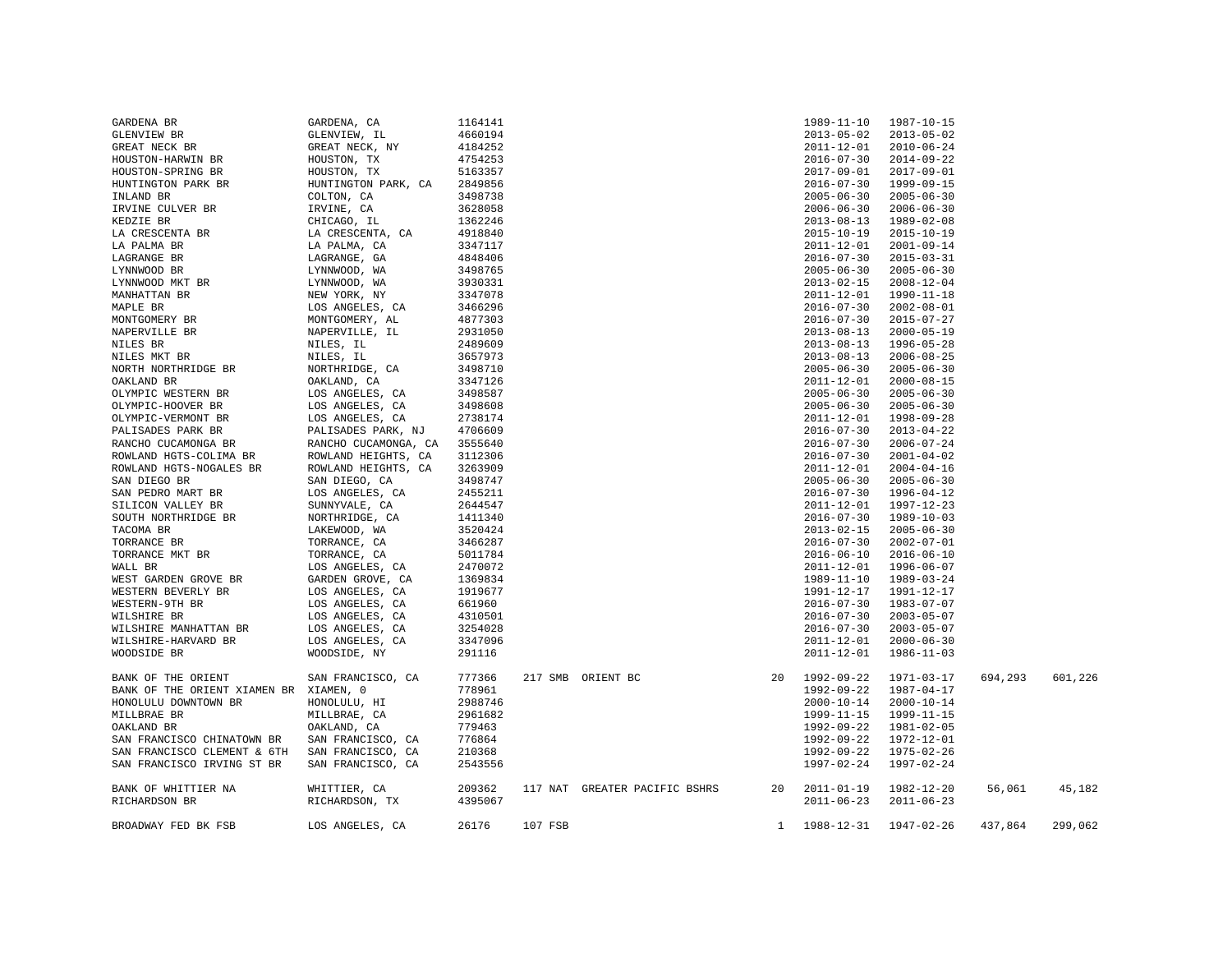| | | | | | | | | | |
|---|---|---|---|---|---|---|---|---|---|
| GARDENA BR | GARDENA, CA | 1164141 | | | | 1989-11-10 | 1987-10-15 | | |
| GLENVIEW BR | GLENVIEW, IL | 4660194 | | | | 2013-05-02 | 2013-05-02 | | |
| GREAT NECK BR | GREAT NECK, NY | 4184252 | | | | 2011-12-01 | 2010-06-24 | | |
| HOUSTON-HARWIN BR | HOUSTON, TX | 4754253 | | | | 2016-07-30 | 2014-09-22 | | |
| HOUSTON-SPRING BR | HOUSTON, TX | 5163357 | | | | 2017-09-01 | 2017-09-01 | | |
| HUNTINGTON PARK BR | HUNTINGTON PARK, CA | 2849856 | | | | 2016-07-30 | 1999-09-15 | | |
| INLAND BR | COLTON, CA | 3498738 | | | | 2005-06-30 | 2005-06-30 | | |
| IRVINE CULVER BR | IRVINE, CA | 3628058 | | | | 2006-06-30 | 2006-06-30 | | |
| KEDZIE BR | CHICAGO, IL | 1362246 | | | | 2013-08-13 | 1989-02-08 | | |
| LA CRESCENTA BR | LA CRESCENTA, CA | 4918840 | | | | 2015-10-19 | 2015-10-19 | | |
| LA PALMA BR | LA PALMA, CA | 3347117 | | | | 2011-12-01 | 2001-09-14 | | |
| LAGRANGE BR | LAGRANGE, GA | 4848406 | | | | 2016-07-30 | 2015-03-31 | | |
| LYNNWOOD BR | LYNNWOOD, WA | 3498765 | | | | 2005-06-30 | 2005-06-30 | | |
| LYNNWOOD MKT BR | LYNNWOOD, WA | 3930331 | | | | 2013-02-15 | 2008-12-04 | | |
| MANHATTAN BR | NEW YORK, NY | 3347078 | | | | 2011-12-01 | 1990-11-18 | | |
| MAPLE BR | LOS ANGELES, CA | 3466296 | | | | 2016-07-30 | 2002-08-01 | | |
| MONTGOMERY BR | MONTGOMERY, AL | 4877303 | | | | 2016-07-30 | 2015-07-27 | | |
| NAPERVILLE BR | NAPERVILLE, IL | 2931050 | | | | 2013-08-13 | 2000-05-19 | | |
| NILES BR | NILES, IL | 2489609 | | | | 2013-08-13 | 1996-05-28 | | |
| NILES MKT BR | NILES, IL | 3657973 | | | | 2013-08-13 | 2006-08-25 | | |
| NORTH NORTHRIDGE BR | NORTHRIDGE, CA | 3498710 | | | | 2005-06-30 | 2005-06-30 | | |
| OAKLAND BR | OAKLAND, CA | 3347126 | | | | 2011-12-01 | 2000-08-15 | | |
| OLYMPIC WESTERN BR | LOS ANGELES, CA | 3498587 | | | | 2005-06-30 | 2005-06-30 | | |
| OLYMPIC-HOOVER BR | LOS ANGELES, CA | 3498608 | | | | 2005-06-30 | 2005-06-30 | | |
| OLYMPIC-VERMONT BR | LOS ANGELES, CA | 2738174 | | | | 2011-12-01 | 1998-09-28 | | |
| PALISADES PARK BR | PALISADES PARK, NJ | 4706609 | | | | 2016-07-30 | 2013-04-22 | | |
| RANCHO CUCAMONGA BR | RANCHO CUCAMONGA, CA | 3555640 | | | | 2016-07-30 | 2006-07-24 | | |
| ROWLAND HGTS-COLIMA BR | ROWLAND HEIGHTS, CA | 3112306 | | | | 2016-07-30 | 2001-04-02 | | |
| ROWLAND HGTS-NOGALES BR | ROWLAND HEIGHTS, CA | 3263909 | | | | 2011-12-01 | 2004-04-16 | | |
| SAN DIEGO BR | SAN DIEGO, CA | 3498747 | | | | 2005-06-30 | 2005-06-30 | | |
| SAN PEDRO MART BR | LOS ANGELES, CA | 2455211 | | | | 2016-07-30 | 1996-04-12 | | |
| SILICON VALLEY BR | SUNNYVALE, CA | 2644547 | | | | 2011-12-01 | 1997-12-23 | | |
| SOUTH NORTHRIDGE BR | NORTHRIDGE, CA | 1411340 | | | | 2016-07-30 | 1989-10-03 | | |
| TACOMA BR | LAKEWOOD, WA | 3520424 | | | | 2013-02-15 | 2005-06-30 | | |
| TORRANCE BR | TORRANCE, CA | 3466287 | | | | 2016-07-30 | 2002-07-01 | | |
| TORRANCE MKT BR | TORRANCE, CA | 5011784 | | | | 2016-06-10 | 2016-06-10 | | |
| WALL BR | LOS ANGELES, CA | 2470072 | | | | 2011-12-01 | 1996-06-07 | | |
| WEST GARDEN GROVE BR | GARDEN GROVE, CA | 1369834 | | | | 1989-11-10 | 1989-03-24 | | |
| WESTERN BEVERLY BR | LOS ANGELES, CA | 1919677 | | | | 1991-12-17 | 1991-12-17 | | |
| WESTERN-9TH BR | LOS ANGELES, CA | 661960 | | | | 2016-07-30 | 1983-07-07 | | |
| WILSHIRE BR | LOS ANGELES, CA | 4310501 | | | | 2016-07-30 | 2003-05-07 | | |
| WILSHIRE MANHATTAN BR | LOS ANGELES, CA | 3254028 | | | | 2016-07-30 | 2003-05-07 | | |
| WILSHIRE-HARVARD BR | LOS ANGELES, CA | 3347096 | | | | 2011-12-01 | 2000-06-30 | | |
| WOODSIDE BR | WOODSIDE, NY | 291116 | | | | 2011-12-01 | 1986-11-03 | | |
| | | | | | | | | | |
| BANK OF THE ORIENT | SAN FRANCISCO, CA | 777366 | 217 SMB | ORIENT BC | 20 | 1992-09-22 | 1971-03-17 | 694,293 | 601,226 |
| BANK OF THE ORIENT XIAMEN BR | XIAMEN, 0 | 778961 | | | | 1992-09-22 | 1987-04-17 | | |
| HONOLULU DOWNTOWN BR | HONOLULU, HI | 2988746 | | | | 2000-10-14 | 2000-10-14 | | |
| MILLBRAE BR | MILLBRAE, CA | 2961682 | | | | 1999-11-15 | 1999-11-15 | | |
| OAKLAND BR | OAKLAND, CA | 779463 | | | | 1992-09-22 | 1981-02-05 | | |
| SAN FRANCISCO CHINATOWN BR | SAN FRANCISCO, CA | 776864 | | | | 1992-09-22 | 1972-12-01 | | |
| SAN FRANCISCO CLEMENT & 6TH | SAN FRANCISCO, CA | 210368 | | | | 1992-09-22 | 1975-02-26 | | |
| SAN FRANCISCO IRVING ST BR | SAN FRANCISCO, CA | 2543556 | | | | 1997-02-24 | 1997-02-24 | | |
| | | | | | | | | | |
| BANK OF WHITTIER NA | WHITTIER, CA | 209362 | 117 NAT | GREATER PACIFIC BSHRS | 20 | 2011-01-19 | 1982-12-20 | 56,061 | 45,182 |
| RICHARDSON BR | RICHARDSON, TX | 4395067 | | | | 2011-06-23 | 2011-06-23 | | |
| | | | | | | | | | |
| BROADWAY FED BK FSB | LOS ANGELES, CA | 26176 | 107 FSB | | 1 | 1988-12-31 | 1947-02-26 | 437,864 | 299,062 |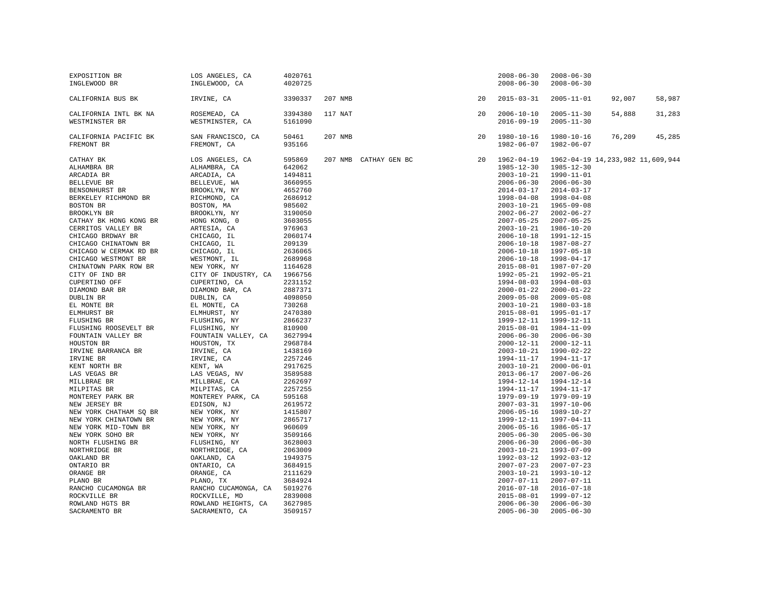| | | | | | | | | | |
|---|---|---|---|---|---|---|---|---|---|
| EXPOSITION BR | LOS ANGELES, CA | 4020761 | | | | 2008-06-30 | 2008-06-30 | | |
| INGLEWOOD BR | INGLEWOOD, CA | 4020725 | | | | 2008-06-30 | 2008-06-30 | | |
| | | | | | | | | | |
| CALIFORNIA BUS BK | IRVINE, CA | 3390337 | 207 NMB | | 20 | 2015-03-31 | 2005-11-01 | 92,007 | 58,987 |
| | | | | | | | | | |
| CALIFORNIA INTL BK NA | ROSEMEAD, CA | 3394380 | 117 NAT | | 20 | 2006-10-10 | 2005-11-30 | 54,888 | 31,283 |
| WESTMINSTER BR | WESTMINSTER, CA | 5161090 | | | | 2016-09-19 | 2005-11-30 | | |
| | | | | | | | | | |
| CALIFORNIA PACIFIC BK | SAN FRANCISCO, CA | 50461 | 207 NMB | | 20 | 1980-10-16 | 1980-10-16 | 76,209 | 45,285 |
| FREMONT BR | FREMONT, CA | 935166 | | | | 1982-06-07 | 1982-06-07 | | |
| | | | | | | | | | |
| CATHAY BK | LOS ANGELES, CA | 595869 | 207 NMB | CATHAY GEN BC | 20 | 1962-04-19 | 1962-04-19 | 14,233,982 | 11,609,944 |
| ALHAMBRA BR | ALHAMBRA, CA | 642062 | | | | 1985-12-30 | 1985-12-30 | | |
| ARCADIA BR | ARCADIA, CA | 1494811 | | | | 2003-10-21 | 1990-11-01 | | |
| BELLEVUE BR | BELLEVUE, WA | 3660955 | | | | 2006-06-30 | 2006-06-30 | | |
| BENSONHURST BR | BROOKLYN, NY | 4652760 | | | | 2014-03-17 | 2014-03-17 | | |
| BERKELEY RICHMOND BR | RICHMOND, CA | 2686912 | | | | 1998-04-08 | 1998-04-08 | | |
| BOSTON BR | BOSTON, MA | 985602 | | | | 2003-10-21 | 1965-09-08 | | |
| BROOKLYN BR | BROOKLYN, NY | 3190050 | | | | 2002-06-27 | 2002-06-27 | | |
| CATHAY BK HONG KONG BR | HONG KONG, 0 | 3603055 | | | | 2007-05-25 | 2007-05-25 | | |
| CERRITOS VALLEY BR | ARTESIA, CA | 976963 | | | | 2003-10-21 | 1986-10-20 | | |
| CHICAGO BRDWAY BR | CHICAGO, IL | 2060174 | | | | 2006-10-18 | 1991-12-15 | | |
| CHICAGO CHINATOWN BR | CHICAGO, IL | 209139 | | | | 2006-10-18 | 1987-08-27 | | |
| CHICAGO W CERMAK RD BR | CHICAGO, IL | 2636065 | | | | 2006-10-18 | 1997-05-18 | | |
| CHICAGO WESTMONT BR | WESTMONT, IL | 2689968 | | | | 2006-10-18 | 1998-04-17 | | |
| CHINATOWN PARK ROW BR | NEW YORK, NY | 1164628 | | | | 2015-08-01 | 1987-07-20 | | |
| CITY OF IND BR | CITY OF INDUSTRY, CA | 1966756 | | | | 1992-05-21 | 1992-05-21 | | |
| CUPERTINO OFF | CUPERTINO, CA | 2231152 | | | | 1994-08-03 | 1994-08-03 | | |
| DIAMOND BAR BR | DIAMOND BAR, CA | 2887371 | | | | 2000-01-22 | 2000-01-22 | | |
| DUBLIN BR | DUBLIN, CA | 4098050 | | | | 2009-05-08 | 2009-05-08 | | |
| EL MONTE BR | EL MONTE, CA | 730268 | | | | 2003-10-21 | 1980-03-18 | | |
| ELMHURST BR | ELMHURST, NY | 2470380 | | | | 2015-08-01 | 1995-01-17 | | |
| FLUSHING BR | FLUSHING, NY | 2866237 | | | | 1999-12-11 | 1999-12-11 | | |
| FLUSHING ROOSEVELT BR | FLUSHING, NY | 810900 | | | | 2015-08-01 | 1984-11-09 | | |
| FOUNTAIN VALLEY BR | FOUNTAIN VALLEY, CA | 3627994 | | | | 2006-06-30 | 2006-06-30 | | |
| HOUSTON BR | HOUSTON, TX | 2968784 | | | | 2000-12-11 | 2000-12-11 | | |
| IRVINE BARRANCA BR | IRVINE, CA | 1438169 | | | | 2003-10-21 | 1990-02-22 | | |
| IRVINE BR | IRVINE, CA | 2257246 | | | | 1994-11-17 | 1994-11-17 | | |
| KENT NORTH BR | KENT, WA | 2917625 | | | | 2003-10-21 | 2000-06-01 | | |
| LAS VEGAS BR | LAS VEGAS, NV | 3589588 | | | | 2013-06-17 | 2007-06-26 | | |
| MILLBRAE BR | MILLBRAE, CA | 2262697 | | | | 1994-12-14 | 1994-12-14 | | |
| MILPITAS BR | MILPITAS, CA | 2257255 | | | | 1994-11-17 | 1994-11-17 | | |
| MONTEREY PARK BR | MONTEREY PARK, CA | 595168 | | | | 1979-09-19 | 1979-09-19 | | |
| NEW JERSEY BR | EDISON, NJ | 2619572 | | | | 2007-03-31 | 1997-10-06 | | |
| NEW YORK CHATHAM SQ BR | NEW YORK, NY | 1415807 | | | | 2006-05-16 | 1989-10-27 | | |
| NEW YORK CHINATOWN BR | NEW YORK, NY | 2865717 | | | | 1999-12-11 | 1997-04-11 | | |
| NEW YORK MID-TOWN BR | NEW YORK, NY | 960609 | | | | 2006-05-16 | 1986-05-17 | | |
| NEW YORK SOHO BR | NEW YORK, NY | 3509166 | | | | 2005-06-30 | 2005-06-30 | | |
| NORTH FLUSHING BR | FLUSHING, NY | 3628003 | | | | 2006-06-30 | 2006-06-30 | | |
| NORTHRIDGE BR | NORTHRIDGE, CA | 2063009 | | | | 2003-10-21 | 1993-07-09 | | |
| OAKLAND BR | OAKLAND, CA | 1949375 | | | | 1992-03-12 | 1992-03-12 | | |
| ONTARIO BR | ONTARIO, CA | 3684915 | | | | 2007-07-23 | 2007-07-23 | | |
| ORANGE BR | ORANGE, CA | 2111629 | | | | 2003-10-21 | 1993-10-12 | | |
| PLANO BR | PLANO, TX | 3684924 | | | | 2007-07-11 | 2007-07-11 | | |
| RANCHO CUCAMONGA BR | RANCHO CUCAMONGA, CA | 5019276 | | | | 2016-07-18 | 2016-07-18 | | |
| ROCKVILLE BR | ROCKVILLE, MD | 2839008 | | | | 2015-08-01 | 1999-07-12 | | |
| ROWLAND HGTS BR | ROWLAND HEIGHTS, CA | 3627985 | | | | 2006-06-30 | 2006-06-30 | | |
| SACRAMENTO BR | SACRAMENTO, CA | 3509157 | | | | 2005-06-30 | 2005-06-30 | | |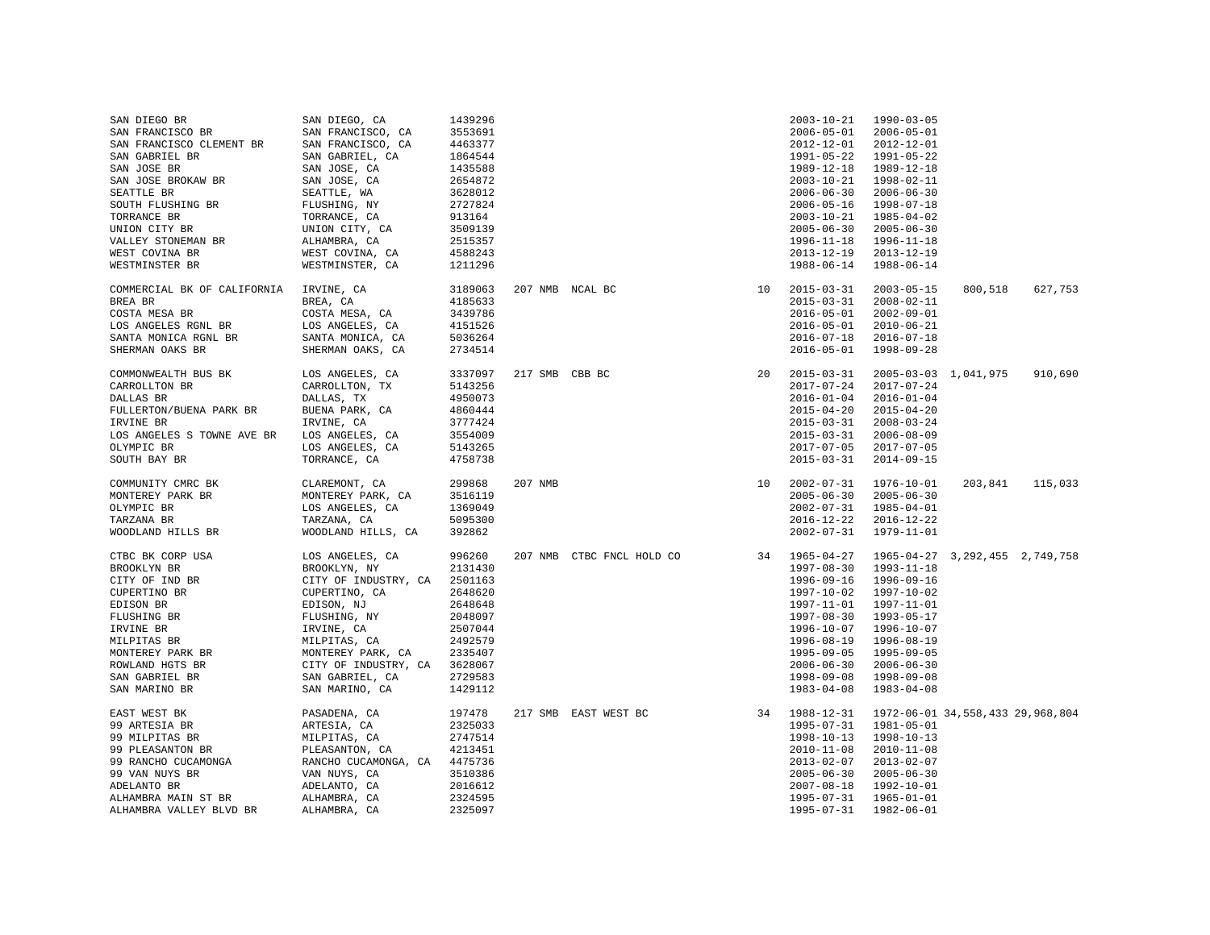| | | | | | | | | | |
|---|---|---|---|---|---|---|---|---|---|
| SAN DIEGO BR | SAN DIEGO, CA | 1439296 | | | | 2003-10-21 | 1990-03-05 | | |
| SAN FRANCISCO BR | SAN FRANCISCO, CA | 3553691 | | | | 2006-05-01 | 2006-05-01 | | |
| SAN FRANCISCO CLEMENT BR | SAN FRANCISCO, CA | 4463377 | | | | 2012-12-01 | 2012-12-01 | | |
| SAN GABRIEL BR | SAN GABRIEL, CA | 1864544 | | | | 1991-05-22 | 1991-05-22 | | |
| SAN JOSE BR | SAN JOSE, CA | 1435588 | | | | 1989-12-18 | 1989-12-18 | | |
| SAN JOSE BROKAW BR | SAN JOSE, CA | 2654872 | | | | 2003-10-21 | 1998-02-11 | | |
| SEATTLE BR | SEATTLE, WA | 3628012 | | | | 2006-06-30 | 2006-06-30 | | |
| SOUTH FLUSHING BR | FLUSHING, NY | 2727824 | | | | 2006-05-16 | 1998-07-18 | | |
| TORRANCE BR | TORRANCE, CA | 913164 | | | | 2003-10-21 | 1985-04-02 | | |
| UNION CITY BR | UNION CITY, CA | 3509139 | | | | 2005-06-30 | 2005-06-30 | | |
| VALLEY STONEMAN BR | ALHAMBRA, CA | 2515357 | | | | 1996-11-18 | 1996-11-18 | | |
| WEST COVINA BR | WEST COVINA, CA | 4588243 | | | | 2013-12-19 | 2013-12-19 | | |
| WESTMINSTER BR | WESTMINSTER, CA | 1211296 | | | | 1988-06-14 | 1988-06-14 | | |
| COMMERCIAL BK OF CALIFORNIA | IRVINE, CA | 3189063 | 207 NMB | NCAL BC | 10 | 2015-03-31 | 2003-05-15 | 800,518 | 627,753 |
| BREA BR | BREA, CA | 4185633 | | | | 2015-03-31 | 2008-02-11 | | |
| COSTA MESA BR | COSTA MESA, CA | 3439786 | | | | 2016-05-01 | 2002-09-01 | | |
| LOS ANGELES RGNL BR | LOS ANGELES, CA | 4151526 | | | | 2016-05-01 | 2010-06-21 | | |
| SANTA MONICA RGNL BR | SANTA MONICA, CA | 5036264 | | | | 2016-07-18 | 2016-07-18 | | |
| SHERMAN OAKS BR | SHERMAN OAKS, CA | 2734514 | | | | 2016-05-01 | 1998-09-28 | | |
| COMMONWEALTH BUS BK | LOS ANGELES, CA | 3337097 | 217 SMB | CBB BC | 20 | 2015-03-31 | 2005-03-03 | 1,041,975 | 910,690 |
| CARROLLTON BR | CARROLLTON, TX | 5143256 | | | | 2017-07-24 | 2017-07-24 | | |
| DALLAS BR | DALLAS, TX | 4950073 | | | | 2016-01-04 | 2016-01-04 | | |
| FULLERTON/BUENA PARK BR | BUENA PARK, CA | 4860444 | | | | 2015-04-20 | 2015-04-20 | | |
| IRVINE BR | IRVINE, CA | 3777424 | | | | 2015-03-31 | 2008-03-24 | | |
| LOS ANGELES S TOWNE AVE BR | LOS ANGELES, CA | 3554009 | | | | 2015-03-31 | 2006-08-09 | | |
| OLYMPIC BR | LOS ANGELES, CA | 5143265 | | | | 2017-07-05 | 2017-07-05 | | |
| SOUTH BAY BR | TORRANCE, CA | 4758738 | | | | 2015-03-31 | 2014-09-15 | | |
| COMMUNITY CMRC BK | CLAREMONT, CA | 299868 | 207 NMB | | 10 | 2002-07-31 | 1976-10-01 | 203,841 | 115,033 |
| MONTEREY PARK BR | MONTEREY PARK, CA | 3516119 | | | | 2005-06-30 | 2005-06-30 | | |
| OLYMPIC BR | LOS ANGELES, CA | 1369049 | | | | 2002-07-31 | 1985-04-01 | | |
| TARZANA BR | TARZANA, CA | 5095300 | | | | 2016-12-22 | 2016-12-22 | | |
| WOODLAND HILLS BR | WOODLAND HILLS, CA | 392862 | | | | 2002-07-31 | 1979-11-01 | | |
| CTBC BK CORP USA | LOS ANGELES, CA | 996260 | 207 NMB | CTBC FNCL HOLD CO | 34 | 1965-04-27 | 1965-04-27 | 3,292,455 | 2,749,758 |
| BROOKLYN BR | BROOKLYN, NY | 2131430 | | | | 1997-08-30 | 1993-11-18 | | |
| CITY OF IND BR | CITY OF INDUSTRY, CA | 2501163 | | | | 1996-09-16 | 1996-09-16 | | |
| CUPERTINO BR | CUPERTINO, CA | 2648620 | | | | 1997-10-02 | 1997-10-02 | | |
| EDISON BR | EDISON, NJ | 2648648 | | | | 1997-11-01 | 1997-11-01 | | |
| FLUSHING BR | FLUSHING, NY | 2048097 | | | | 1997-08-30 | 1993-05-17 | | |
| IRVINE BR | IRVINE, CA | 2507044 | | | | 1996-10-07 | 1996-10-07 | | |
| MILPITAS BR | MILPITAS, CA | 2492579 | | | | 1996-08-19 | 1996-08-19 | | |
| MONTEREY PARK BR | MONTEREY PARK, CA | 2335407 | | | | 1995-09-05 | 1995-09-05 | | |
| ROWLAND HGTS BR | CITY OF INDUSTRY, CA | 3628067 | | | | 2006-06-30 | 2006-06-30 | | |
| SAN GABRIEL BR | SAN GABRIEL, CA | 2729583 | | | | 1998-09-08 | 1998-09-08 | | |
| SAN MARINO BR | SAN MARINO, CA | 1429112 | | | | 1983-04-08 | 1983-04-08 | | |
| EAST WEST BK | PASADENA, CA | 197478 | 217 SMB | EAST WEST BC | 34 | 1988-12-31 | 1972-06-01 | 34,558,433 | 29,968,804 |
| 99 ARTESIA BR | ARTESIA, CA | 2325033 | | | | 1995-07-31 | 1981-05-01 | | |
| 99 MILPITAS BR | MILPITAS, CA | 2747514 | | | | 1998-10-13 | 1998-10-13 | | |
| 99 PLEASANTON BR | PLEASANTON, CA | 4213451 | | | | 2010-11-08 | 2010-11-08 | | |
| 99 RANCHO CUCAMONGA | RANCHO CUCAMONGA, CA | 4475736 | | | | 2013-02-07 | 2013-02-07 | | |
| 99 VAN NUYS BR | VAN NUYS, CA | 3510386 | | | | 2005-06-30 | 2005-06-30 | | |
| ADELANTO BR | ADELANTO, CA | 2016612 | | | | 2007-08-18 | 1992-10-01 | | |
| ALHAMBRA MAIN ST BR | ALHAMBRA, CA | 2324595 | | | | 1995-07-31 | 1965-01-01 | | |
| ALHAMBRA VALLEY BLVD BR | ALHAMBRA, CA | 2325097 | | | | 1995-07-31 | 1982-06-01 | | |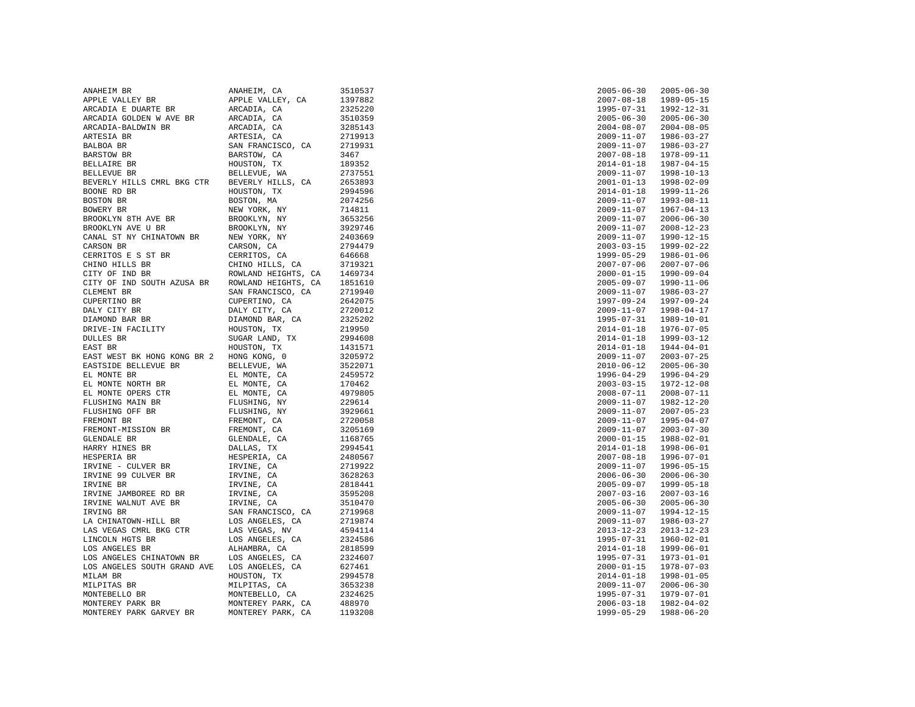| | | | | |
|---|---|---|---|---|
| ANAHEIM BR | ANAHEIM, CA | 3510537 | 2005-06-30 | 2005-06-30 |
| APPLE VALLEY BR | APPLE VALLEY, CA | 1397882 | 2007-08-18 | 1989-05-15 |
| ARCADIA E DUARTE BR | ARCADIA, CA | 2325220 | 1995-07-31 | 1992-12-31 |
| ARCADIA GOLDEN W AVE BR | ARCADIA, CA | 3510359 | 2005-06-30 | 2005-06-30 |
| ARCADIA-BALDWIN BR | ARCADIA, CA | 3285143 | 2004-08-07 | 2004-08-05 |
| ARTESIA BR | ARTESIA, CA | 2719913 | 2009-11-07 | 1986-03-27 |
| BALBOA BR | SAN FRANCISCO, CA | 2719931 | 2009-11-07 | 1986-03-27 |
| BARSTOW BR | BARSTOW, CA | 3467 | 2007-08-18 | 1978-09-11 |
| BELLAIRE BR | HOUSTON, TX | 189352 | 2014-01-18 | 1987-04-15 |
| BELLEVUE BR | BELLEVUE, WA | 2737551 | 2009-11-07 | 1998-10-13 |
| BEVERLY HILLS CMRL BKG CTR | BEVERLY HILLS, CA | 2653893 | 2001-01-13 | 1998-02-09 |
| BOONE RD BR | HOUSTON, TX | 2994596 | 2014-01-18 | 1999-11-26 |
| BOSTON BR | BOSTON, MA | 2074256 | 2009-11-07 | 1993-08-11 |
| BOWERY BR | NEW YORK, NY | 714811 | 2009-11-07 | 1967-04-13 |
| BROOKLYN 8TH AVE BR | BROOKLYN, NY | 3653256 | 2009-11-07 | 2006-06-30 |
| BROOKLYN AVE U BR | BROOKLYN, NY | 3929746 | 2009-11-07 | 2008-12-23 |
| CANAL ST NY CHINATOWN BR | NEW YORK, NY | 2403669 | 2009-11-07 | 1990-12-15 |
| CARSON BR | CARSON, CA | 2794479 | 2003-03-15 | 1999-02-22 |
| CERRITOS E S ST BR | CERRITOS, CA | 646668 | 1999-05-29 | 1986-01-06 |
| CHINO HILLS BR | CHINO HILLS, CA | 3719321 | 2007-07-06 | 2007-07-06 |
| CITY OF IND BR | ROWLAND HEIGHTS, CA | 1469734 | 2000-01-15 | 1990-09-04 |
| CITY OF IND SOUTH AZUSA BR | ROWLAND HEIGHTS, CA | 1851610 | 2005-09-07 | 1990-11-06 |
| CLEMENT BR | SAN FRANCISCO, CA | 2719940 | 2009-11-07 | 1986-03-27 |
| CUPERTINO BR | CUPERTINO, CA | 2642075 | 1997-09-24 | 1997-09-24 |
| DALY CITY BR | DALY CITY, CA | 2720012 | 2009-11-07 | 1998-04-17 |
| DIAMOND BAR BR | DIAMOND BAR, CA | 2325202 | 1995-07-31 | 1989-10-01 |
| DRIVE-IN FACILITY | HOUSTON, TX | 219950 | 2014-01-18 | 1976-07-05 |
| DULLES BR | SUGAR LAND, TX | 2994608 | 2014-01-18 | 1999-03-12 |
| EAST BR | HOUSTON, TX | 1431571 | 2014-01-18 | 1944-04-01 |
| EAST WEST BK HONG KONG BR 2 | HONG KONG, 0 | 3205972 | 2009-11-07 | 2003-07-25 |
| EASTSIDE BELLEVUE BR | BELLEVUE, WA | 3522071 | 2010-06-12 | 2005-06-30 |
| EL MONTE BR | EL MONTE, CA | 2459572 | 1996-04-29 | 1996-04-29 |
| EL MONTE NORTH BR | EL MONTE, CA | 170462 | 2003-03-15 | 1972-12-08 |
| EL MONTE OPERS CTR | EL MONTE, CA | 4979805 | 2008-07-11 | 2008-07-11 |
| FLUSHING MAIN BR | FLUSHING, NY | 229614 | 2009-11-07 | 1982-12-20 |
| FLUSHING OFF BR | FLUSHING, NY | 3929661 | 2009-11-07 | 2007-05-23 |
| FREMONT BR | FREMONT, CA | 2720058 | 2009-11-07 | 1995-04-07 |
| FREMONT-MISSION BR | FREMONT, CA | 3205169 | 2009-11-07 | 2003-07-30 |
| GLENDALE BR | GLENDALE, CA | 1168765 | 2000-01-15 | 1988-02-01 |
| HARRY HINES BR | DALLAS, TX | 2994541 | 2014-01-18 | 1998-06-01 |
| HESPERIA BR | HESPERIA, CA | 2480567 | 2007-08-18 | 1996-07-01 |
| IRVINE - CULVER BR | IRVINE, CA | 2719922 | 2009-11-07 | 1996-05-15 |
| IRVINE 99 CULVER BR | IRVINE, CA | 3628263 | 2006-06-30 | 2006-06-30 |
| IRVINE BR | IRVINE, CA | 2818441 | 2005-09-07 | 1999-05-18 |
| IRVINE JAMBOREE RD BR | IRVINE, CA | 3595208 | 2007-03-16 | 2007-03-16 |
| IRVINE WALNUT AVE BR | IRVINE, CA | 3510470 | 2005-06-30 | 2005-06-30 |
| IRVING BR | SAN FRANCISCO, CA | 2719968 | 2009-11-07 | 1994-12-15 |
| LA CHINATOWN-HILL BR | LOS ANGELES, CA | 2719874 | 2009-11-07 | 1986-03-27 |
| LAS VEGAS CMRL BKG CTR | LAS VEGAS, NV | 4594114 | 2013-12-23 | 2013-12-23 |
| LINCOLN HGTS BR | LOS ANGELES, CA | 2324586 | 1995-07-31 | 1960-02-01 |
| LOS ANGELES BR | ALHAMBRA, CA | 2818599 | 2014-01-18 | 1999-06-01 |
| LOS ANGELES CHINATOWN BR | LOS ANGELES, CA | 2324607 | 1995-07-31 | 1973-01-01 |
| LOS ANGELES SOUTH GRAND AVE | LOS ANGELES, CA | 627461 | 2000-01-15 | 1978-07-03 |
| MILAM BR | HOUSTON, TX | 2994578 | 2014-01-18 | 1998-01-05 |
| MILPITAS BR | MILPITAS, CA | 3653238 | 2009-11-07 | 2006-06-30 |
| MONTEBELLO BR | MONTEBELLO, CA | 2324625 | 1995-07-31 | 1979-07-01 |
| MONTEREY PARK BR | MONTEREY PARK, CA | 488970 | 2006-03-18 | 1982-04-02 |
| MONTEREY PARK GARVEY BR | MONTEREY PARK, CA | 1193208 | 1999-05-29 | 1988-06-20 |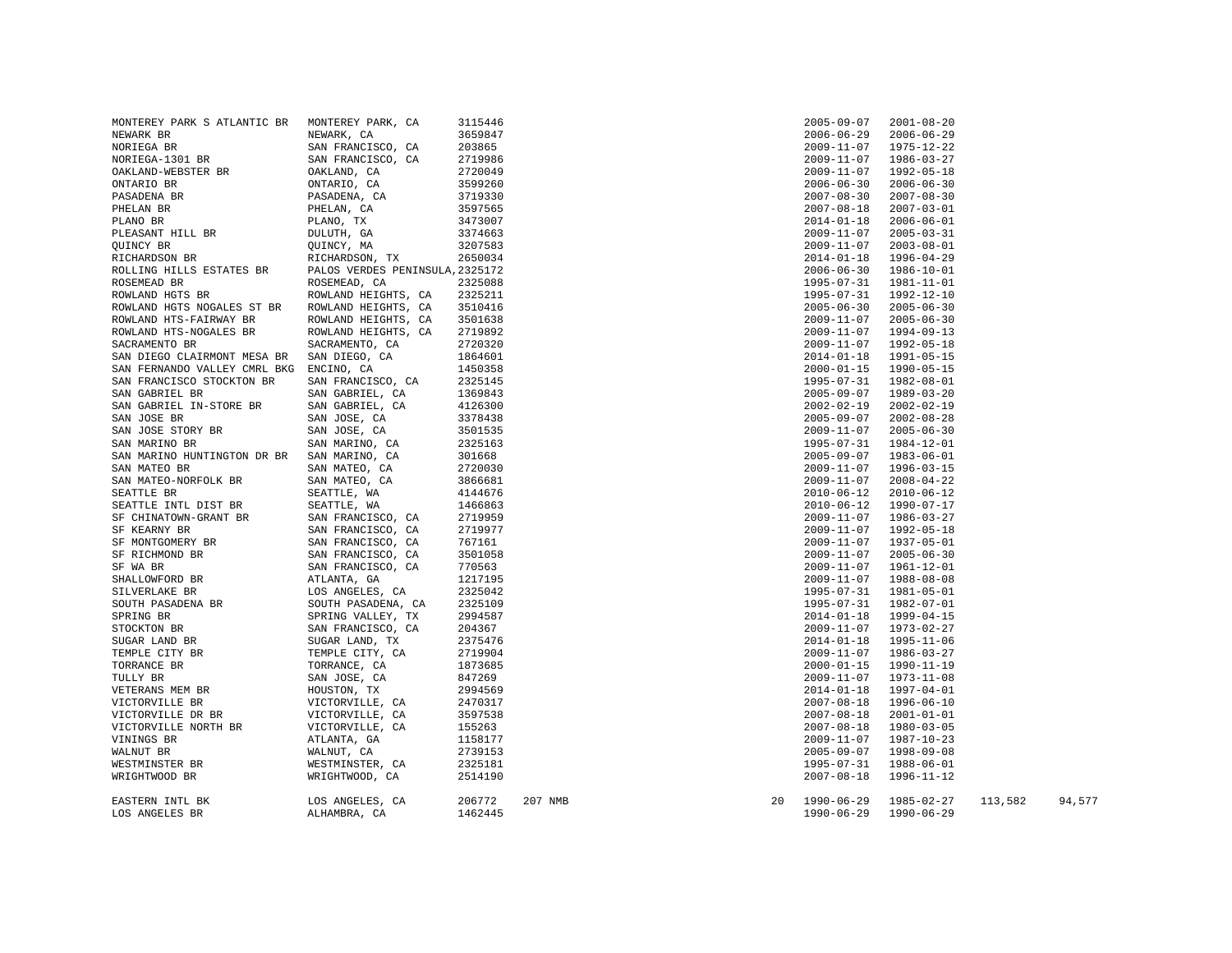| | | | | | | | | |
|---|---|---|---|---|---|---|---|---|
| MONTEREY PARK S ATLANTIC BR | MONTEREY PARK, CA | 3115446 | | | 2005-09-07 | 2001-08-20 | | |
| NEWARK BR | NEWARK, CA | 3659847 | | | 2006-06-29 | 2006-06-29 | | |
| NORIEGA BR | SAN FRANCISCO, CA | 203865 | | | 2009-11-07 | 1975-12-22 | | |
| NORIEGA-1301 BR | SAN FRANCISCO, CA | 2719986 | | | 2009-11-07 | 1986-03-27 | | |
| OAKLAND-WEBSTER BR | OAKLAND, CA | 2720049 | | | 2009-11-07 | 1992-05-18 | | |
| ONTARIO BR | ONTARIO, CA | 3599260 | | | 2006-06-30 | 2006-06-30 | | |
| PASADENA BR | PASADENA, CA | 3719330 | | | 2007-08-30 | 2007-08-30 | | |
| PHELAN BR | PHELAN, CA | 3597565 | | | 2007-08-18 | 2007-03-01 | | |
| PLANO BR | PLANO, TX | 3473007 | | | 2014-01-18 | 2006-06-01 | | |
| PLEASANT HILL BR | DULUTH, GA | 3374663 | | | 2009-11-07 | 2005-03-31 | | |
| QUINCY BR | QUINCY, MA | 3207583 | | | 2009-11-07 | 2003-08-01 | | |
| RICHARDSON BR | RICHARDSON, TX | 2650034 | | | 2014-01-18 | 1996-04-29 | | |
| ROLLING HILLS ESTATES BR | PALOS VERDES PENINSULA, | 2325172 | | | 2006-06-30 | 1986-10-01 | | |
| ROSEMEAD BR | ROSEMEAD, CA | 2325088 | | | 1995-07-31 | 1981-11-01 | | |
| ROWLAND HGTS BR | ROWLAND HEIGHTS, CA | 2325211 | | | 1995-07-31 | 1992-12-10 | | |
| ROWLAND HGTS NOGALES ST BR | ROWLAND HEIGHTS, CA | 3510416 | | | 2005-06-30 | 2005-06-30 | | |
| ROWLAND HTS-FAIRWAY BR | ROWLAND HEIGHTS, CA | 3501638 | | | 2009-11-07 | 2005-06-30 | | |
| ROWLAND HTS-NOGALES BR | ROWLAND HEIGHTS, CA | 2719892 | | | 2009-11-07 | 1994-09-13 | | |
| SACRAMENTO BR | SACRAMENTO, CA | 2720320 | | | 2009-11-07 | 1992-05-18 | | |
| SAN DIEGO CLAIRMONT MESA BR | SAN DIEGO, CA | 1864601 | | | 2014-01-18 | 1991-05-15 | | |
| SAN FERNANDO VALLEY CMRL BKG | ENCINO, CA | 1450358 | | | 2000-01-15 | 1990-05-15 | | |
| SAN FRANCISCO STOCKTON BR | SAN FRANCISCO, CA | 2325145 | | | 1995-07-31 | 1982-08-01 | | |
| SAN GABRIEL BR | SAN GABRIEL, CA | 1369843 | | | 2005-09-07 | 1989-03-20 | | |
| SAN GABRIEL IN-STORE BR | SAN GABRIEL, CA | 4126300 | | | 2002-02-19 | 2002-02-19 | | |
| SAN JOSE BR | SAN JOSE, CA | 3378438 | | | 2005-09-07 | 2002-08-28 | | |
| SAN JOSE STORY BR | SAN JOSE, CA | 3501535 | | | 2009-11-07 | 2005-06-30 | | |
| SAN MARINO BR | SAN MARINO, CA | 2325163 | | | 1995-07-31 | 1984-12-01 | | |
| SAN MARINO HUNTINGTON DR BR | SAN MARINO, CA | 301668 | | | 2005-09-07 | 1983-06-01 | | |
| SAN MATEO BR | SAN MATEO, CA | 2720030 | | | 2009-11-07 | 1996-03-15 | | |
| SAN MATEO-NORFOLK BR | SAN MATEO, CA | 3866681 | | | 2009-11-07 | 2008-04-22 | | |
| SEATTLE BR | SEATTLE, WA | 4144676 | | | 2010-06-12 | 2010-06-12 | | |
| SEATTLE INTL DIST BR | SEATTLE, WA | 1466863 | | | 2010-06-12 | 1990-07-17 | | |
| SF CHINATOWN-GRANT BR | SAN FRANCISCO, CA | 2719959 | | | 2009-11-07 | 1986-03-27 | | |
| SF KEARNY BR | SAN FRANCISCO, CA | 2719977 | | | 2009-11-07 | 1992-05-18 | | |
| SF MONTGOMERY BR | SAN FRANCISCO, CA | 767161 | | | 2009-11-07 | 1937-05-01 | | |
| SF RICHMOND BR | SAN FRANCISCO, CA | 3501058 | | | 2009-11-07 | 2005-06-30 | | |
| SF WA BR | SAN FRANCISCO, CA | 770563 | | | 2009-11-07 | 1961-12-01 | | |
| SHALLOWFORD BR | ATLANTA, GA | 1217195 | | | 2009-11-07 | 1988-08-08 | | |
| SILVERLAKE BR | LOS ANGELES, CA | 2325042 | | | 1995-07-31 | 1981-05-01 | | |
| SOUTH PASADENA BR | SOUTH PASADENA, CA | 2325109 | | | 1995-07-31 | 1982-07-01 | | |
| SPRING BR | SPRING VALLEY, TX | 2994587 | | | 2014-01-18 | 1999-04-15 | | |
| STOCKTON BR | SAN FRANCISCO, CA | 204367 | | | 2009-11-07 | 1973-02-27 | | |
| SUGAR LAND BR | SUGAR LAND, TX | 2375476 | | | 2014-01-18 | 1995-11-06 | | |
| TEMPLE CITY BR | TEMPLE CITY, CA | 2719904 | | | 2009-11-07 | 1986-03-27 | | |
| TORRANCE BR | TORRANCE, CA | 1873685 | | | 2000-01-15 | 1990-11-19 | | |
| TULLY BR | SAN JOSE, CA | 847269 | | | 2009-11-07 | 1973-11-08 | | |
| VETERANS MEM BR | HOUSTON, TX | 2994569 | | | 2014-01-18 | 1997-04-01 | | |
| VICTORVILLE BR | VICTORVILLE, CA | 2470317 | | | 2007-08-18 | 1996-06-10 | | |
| VICTORVILLE DR BR | VICTORVILLE, CA | 3597538 | | | 2007-08-18 | 2001-01-01 | | |
| VICTORVILLE NORTH BR | VICTORVILLE, CA | 155263 | | | 2007-08-18 | 1980-03-05 | | |
| VININGS BR | ATLANTA, GA | 1158177 | | | 2009-11-07 | 1987-10-23 | | |
| WALNUT BR | WALNUT, CA | 2739153 | | | 2005-09-07 | 1998-09-08 | | |
| WESTMINSTER BR | WESTMINSTER, CA | 2325181 | | | 1995-07-31 | 1988-06-01 | | |
| WRIGHTWOOD BR | WRIGHTWOOD, CA | 2514190 | | | 2007-08-18 | 1996-11-12 | | |
| EASTERN INTL BK | LOS ANGELES, CA | 206772 | 207 NMB | 20 | 1990-06-29 | 1985-02-27 | 113,582 | 94,577 |
| LOS ANGELES BR | ALHAMBRA, CA | 1462445 | | | 1990-06-29 | 1990-06-29 | | |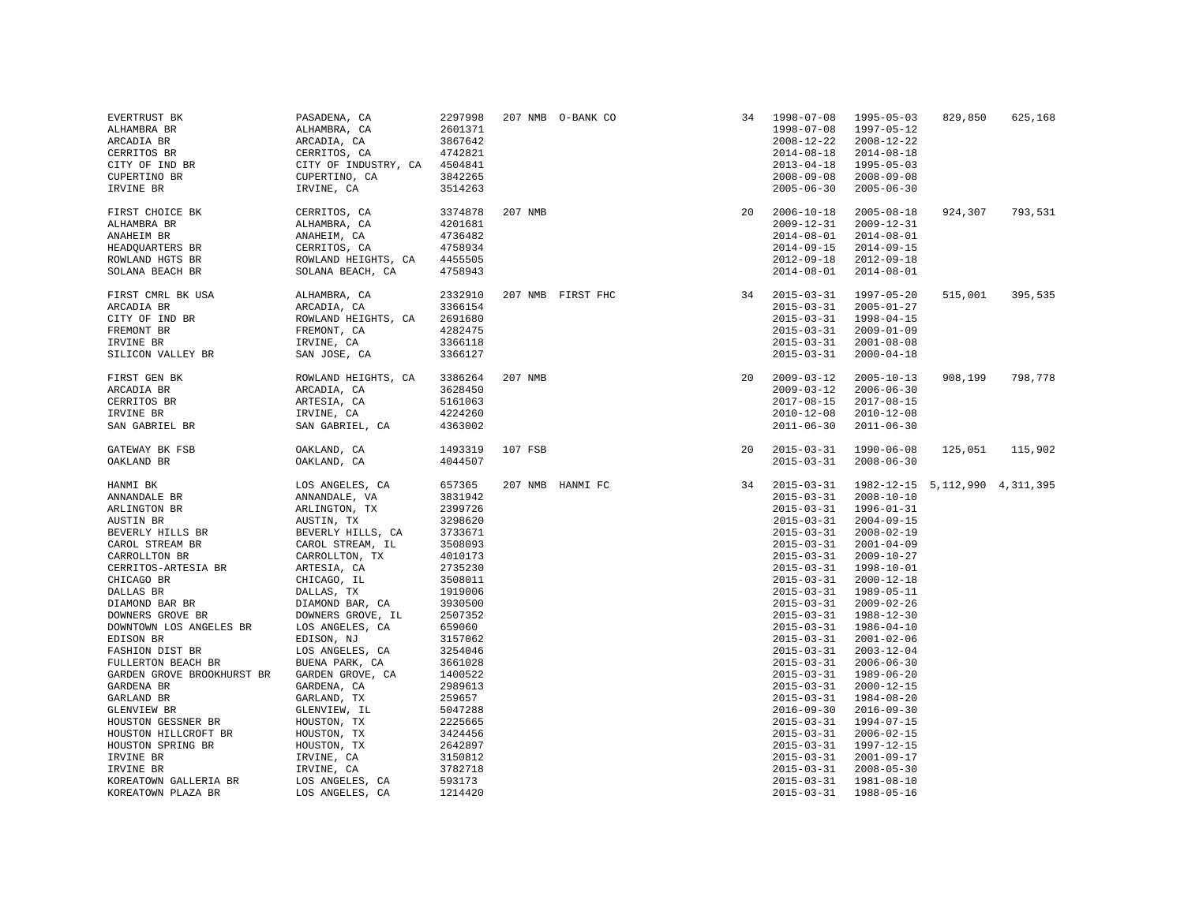| | | | | | | | | | |
|---|---|---|---|---|---|---|---|---|---|
| EVERTRUST BK | PASADENA, CA | 2297998 | 207 NMB | O-BANK CO | 34 | 1998-07-08 | 1995-05-03 | 829,850 | 625,168 |
| ALHAMBRA BR | ALHAMBRA, CA | 2601371 | | | | 1998-07-08 | 1997-05-12 | | |
| ARCADIA BR | ARCADIA, CA | 3867642 | | | | 2008-12-22 | 2008-12-22 | | |
| CERRITOS BR | CERRITOS, CA | 4742821 | | | | 2014-08-18 | 2014-08-18 | | |
| CITY OF IND BR | CITY OF INDUSTRY, CA | 4504841 | | | | 2013-04-18 | 1995-05-03 | | |
| CUPERTINO BR | CUPERTINO, CA | 3842265 | | | | 2008-09-08 | 2008-09-08 | | |
| IRVINE BR | IRVINE, CA | 3514263 | | | | 2005-06-30 | 2005-06-30 | | |
| FIRST CHOICE BK | CERRITOS, CA | 3374878 | 207 NMB | | 20 | 2006-10-18 | 2005-08-18 | 924,307 | 793,531 |
| ALHAMBRA BR | ALHAMBRA, CA | 4201681 | | | | 2009-12-31 | 2009-12-31 | | |
| ANAHEIM BR | ANAHEIM, CA | 4736482 | | | | 2014-08-01 | 2014-08-01 | | |
| HEADQUARTERS BR | CERRITOS, CA | 4758934 | | | | 2014-09-15 | 2014-09-15 | | |
| ROWLAND HGTS BR | ROWLAND HEIGHTS, CA | 4455505 | | | | 2012-09-18 | 2012-09-18 | | |
| SOLANA BEACH BR | SOLANA BEACH, CA | 4758943 | | | | 2014-08-01 | 2014-08-01 | | |
| FIRST CMRL BK USA | ALHAMBRA, CA | 2332910 | 207 NMB | FIRST FHC | 34 | 2015-03-31 | 1997-05-20 | 515,001 | 395,535 |
| ARCADIA BR | ARCADIA, CA | 3366154 | | | | 2015-03-31 | 2005-01-27 | | |
| CITY OF IND BR | ROWLAND HEIGHTS, CA | 2691680 | | | | 2015-03-31 | 1998-04-15 | | |
| FREMONT BR | FREMONT, CA | 4282475 | | | | 2015-03-31 | 2009-01-09 | | |
| IRVINE BR | IRVINE, CA | 3366118 | | | | 2015-03-31 | 2001-08-08 | | |
| SILICON VALLEY BR | SAN JOSE, CA | 3366127 | | | | 2015-03-31 | 2000-04-18 | | |
| FIRST GEN BK | ROWLAND HEIGHTS, CA | 3386264 | 207 NMB | | 20 | 2009-03-12 | 2005-10-13 | 908,199 | 798,778 |
| ARCADIA BR | ARCADIA, CA | 3628450 | | | | 2009-03-12 | 2006-06-30 | | |
| CERRITOS BR | ARTESIA, CA | 5161063 | | | | 2017-08-15 | 2017-08-15 | | |
| IRVINE BR | IRVINE, CA | 4224260 | | | | 2010-12-08 | 2010-12-08 | | |
| SAN GABRIEL BR | SAN GABRIEL, CA | 4363002 | | | | 2011-06-30 | 2011-06-30 | | |
| GATEWAY BK FSB | OAKLAND, CA | 1493319 | 107 FSB | | 20 | 2015-03-31 | 1990-06-08 | 125,051 | 115,902 |
| OAKLAND BR | OAKLAND, CA | 4044507 | | | | 2015-03-31 | 2008-06-30 | | |
| HANMI BK | LOS ANGELES, CA | 657365 | 207 NMB | HANMI FC | 34 | 2015-03-31 | 1982-12-15 | 5,112,990 | 4,311,395 |
| ANNANDALE BR | ANNANDALE, VA | 3831942 | | | | 2015-03-31 | 2008-10-10 | | |
| ARLINGTON BR | ARLINGTON, TX | 2399726 | | | | 2015-03-31 | 1996-01-31 | | |
| AUSTIN BR | AUSTIN, TX | 3298620 | | | | 2015-03-31 | 2004-09-15 | | |
| BEVERLY HILLS BR | BEVERLY HILLS, CA | 3733671 | | | | 2015-03-31 | 2008-02-19 | | |
| CAROL STREAM BR | CAROL STREAM, IL | 3508093 | | | | 2015-03-31 | 2001-04-09 | | |
| CARROLLTON BR | CARROLLTON, TX | 4010173 | | | | 2015-03-31 | 2009-10-27 | | |
| CERRITOS-ARTESIA BR | ARTESIA, CA | 2735230 | | | | 2015-03-31 | 1998-10-01 | | |
| CHICAGO BR | CHICAGO, IL | 3508011 | | | | 2015-03-31 | 2000-12-18 | | |
| DALLAS BR | DALLAS, TX | 1919006 | | | | 2015-03-31 | 1989-05-11 | | |
| DIAMOND BAR BR | DIAMOND BAR, CA | 3930500 | | | | 2015-03-31 | 2009-02-26 | | |
| DOWNERS GROVE BR | DOWNERS GROVE, IL | 2507352 | | | | 2015-03-31 | 1988-12-30 | | |
| DOWNTOWN LOS ANGELES BR | LOS ANGELES, CA | 659060 | | | | 2015-03-31 | 1986-04-10 | | |
| EDISON BR | EDISON, NJ | 3157062 | | | | 2015-03-31 | 2001-02-06 | | |
| FASHION DIST BR | LOS ANGELES, CA | 3254046 | | | | 2015-03-31 | 2003-12-04 | | |
| FULLERTON BEACH BR | BUENA PARK, CA | 3661028 | | | | 2015-03-31 | 2006-06-30 | | |
| GARDEN GROVE BROOKHURST BR | GARDEN GROVE, CA | 1400522 | | | | 2015-03-31 | 1989-06-20 | | |
| GARDENA BR | GARDENA, CA | 2989613 | | | | 2015-03-31 | 2000-12-15 | | |
| GARLAND BR | GARLAND, TX | 259657 | | | | 2015-03-31 | 1984-08-20 | | |
| GLENVIEW BR | GLENVIEW, IL | 5047288 | | | | 2016-09-30 | 2016-09-30 | | |
| HOUSTON GESSNER BR | HOUSTON, TX | 2225665 | | | | 2015-03-31 | 1994-07-15 | | |
| HOUSTON HILLCROFT BR | HOUSTON, TX | 3424456 | | | | 2015-03-31 | 2006-02-15 | | |
| HOUSTON SPRING BR | HOUSTON, TX | 2642897 | | | | 2015-03-31 | 1997-12-15 | | |
| IRVINE BR | IRVINE, CA | 3150812 | | | | 2015-03-31 | 2001-09-17 | | |
| IRVINE BR | IRVINE, CA | 3782718 | | | | 2015-03-31 | 2008-05-30 | | |
| KOREATOWN GALLERIA BR | LOS ANGELES, CA | 593173 | | | | 2015-03-31 | 1981-08-10 | | |
| KOREATOWN PLAZA BR | LOS ANGELES, CA | 1214420 | | | | 2015-03-31 | 1988-05-16 | | |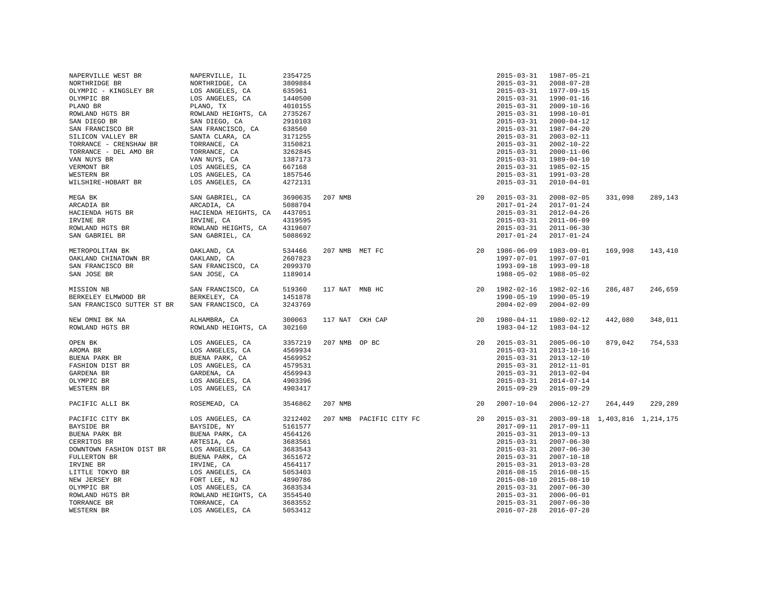| | | | | | | | | | |
|---|---|---|---|---|---|---|---|---|---|
| NAPERVILLE WEST BR | NAPERVILLE, IL | 2354725 | | | | 2015-03-31 | 1987-05-21 | | |
| NORTHRIDGE BR | NORTHRIDGE, CA | 3809884 | | | | 2015-03-31 | 2008-07-28 | | |
| OLYMPIC - KINGSLEY BR | LOS ANGELES, CA | 635961 | | | | 2015-03-31 | 1977-09-15 | | |
| OLYMPIC BR | LOS ANGELES, CA | 1440500 | | | | 2015-03-31 | 1990-01-16 | | |
| PLANO BR | PLANO, TX | 4010155 | | | | 2015-03-31 | 2009-10-16 | | |
| ROWLAND HGTS BR | ROWLAND HEIGHTS, CA | 2735267 | | | | 2015-03-31 | 1998-10-01 | | |
| SAN DIEGO BR | SAN DIEGO, CA | 2910103 | | | | 2015-03-31 | 2000-04-12 | | |
| SAN FRANCISCO BR | SAN FRANCISCO, CA | 638560 | | | | 2015-03-31 | 1987-04-20 | | |
| SILICON VALLEY BR | SANTA CLARA, CA | 3171255 | | | | 2015-03-31 | 2003-02-11 | | |
| TORRANCE - CRENSHAW BR | TORRANCE, CA | 3150821 | | | | 2015-03-31 | 2002-10-22 | | |
| TORRANCE - DEL AMO BR | TORRANCE, CA | 3262845 | | | | 2015-03-31 | 2000-11-06 | | |
| VAN NUYS BR | VAN NUYS, CA | 1387173 | | | | 2015-03-31 | 1989-04-10 | | |
| VERMONT BR | LOS ANGELES, CA | 667168 | | | | 2015-03-31 | 1985-02-15 | | |
| WESTERN BR | LOS ANGELES, CA | 1857546 | | | | 2015-03-31 | 1991-03-28 | | |
| WILSHIRE-HOBART BR | LOS ANGELES, CA | 4272131 | | | | 2015-03-31 | 2010-04-01 | | |
| MEGA BK | SAN GABRIEL, CA | 3690635 | 207 NMB | | 20 | 2015-03-31 | 2008-02-05 | 331,098 | 289,143 |
| ARCADIA BR | ARCADIA, CA | 5088704 | | | | 2017-01-24 | 2017-01-24 | | |
| HACIENDA HGTS BR | HACIENDA HEIGHTS, CA | 4437051 | | | | 2015-03-31 | 2012-04-26 | | |
| IRVINE BR | IRVINE, CA | 4319595 | | | | 2015-03-31 | 2011-06-09 | | |
| ROWLAND HGTS BR | ROWLAND HEIGHTS, CA | 4319607 | | | | 2015-03-31 | 2011-06-30 | | |
| SAN GABRIEL BR | SAN GABRIEL, CA | 5088692 | | | | 2017-01-24 | 2017-01-24 | | |
| METROPOLITAN BK | OAKLAND, CA | 534466 | 207 NMB | MET FC | 20 | 1986-06-09 | 1983-09-01 | 169,998 | 143,410 |
| OAKLAND CHINATOWN BR | OAKLAND, CA | 2607823 | | | | 1997-07-01 | 1997-07-01 | | |
| SAN FRANCISCO BR | SAN FRANCISCO, CA | 2099370 | | | | 1993-09-18 | 1993-09-18 | | |
| SAN JOSE BR | SAN JOSE, CA | 1189014 | | | | 1988-05-02 | 1988-05-02 | | |
| MISSION NB | SAN FRANCISCO, CA | 519360 | 117 NAT | MNB HC | 20 | 1982-02-16 | 1982-02-16 | 286,487 | 246,659 |
| BERKELEY ELMWOOD BR | BERKELEY, CA | 1451878 | | | | 1990-05-19 | 1990-05-19 | | |
| SAN FRANCISCO SUTTER ST BR | SAN FRANCISCO, CA | 3243769 | | | | 2004-02-09 | 2004-02-09 | | |
| NEW OMNI BK NA | ALHAMBRA, CA | 300063 | 117 NAT | CKH CAP | 20 | 1980-04-11 | 1980-02-12 | 442,080 | 348,011 |
| ROWLAND HGTS BR | ROWLAND HEIGHTS, CA | 302160 | | | | 1983-04-12 | 1983-04-12 | | |
| OPEN BK | LOS ANGELES, CA | 3357219 | 207 NMB | OP BC | 20 | 2015-03-31 | 2005-06-10 | 879,042 | 754,533 |
| AROMA BR | LOS ANGELES, CA | 4569934 | | | | 2015-03-31 | 2013-10-16 | | |
| BUENA PARK BR | BUENA PARK, CA | 4569952 | | | | 2015-03-31 | 2013-12-10 | | |
| FASHION DIST BR | LOS ANGELES, CA | 4579531 | | | | 2015-03-31 | 2012-11-01 | | |
| GARDENA BR | GARDENA, CA | 4569943 | | | | 2015-03-31 | 2013-02-04 | | |
| OLYMPIC BR | LOS ANGELES, CA | 4903396 | | | | 2015-03-31 | 2014-07-14 | | |
| WESTERN BR | LOS ANGELES, CA | 4903417 | | | | 2015-09-29 | 2015-09-29 | | |
| PACIFIC ALLI BK | ROSEMEAD, CA | 3546862 | 207 NMB | | 20 | 2007-10-04 | 2006-12-27 | 264,449 | 229,289 |
| PACIFIC CITY BK | LOS ANGELES, CA | 3212402 | 207 NMB | PACIFIC CITY FC | 20 | 2015-03-31 | 2003-09-18 | 1,403,816 | 1,214,175 |
| BAYSIDE BR | BAYSIDE, NY | 5161577 | | | | 2017-09-11 | 2017-09-11 | | |
| BUENA PARK BR | BUENA PARK, CA | 4564126 | | | | 2015-03-31 | 2013-09-13 | | |
| CERRITOS BR | ARTESIA, CA | 3683561 | | | | 2015-03-31 | 2007-06-30 | | |
| DOWNTOWN FASHION DIST BR | LOS ANGELES, CA | 3683543 | | | | 2015-03-31 | 2007-06-30 | | |
| FULLERTON BR | BUENA PARK, CA | 3651672 | | | | 2015-03-31 | 2007-10-18 | | |
| IRVINE BR | IRVINE, CA | 4564117 | | | | 2015-03-31 | 2013-03-28 | | |
| LITTLE TOKYO BR | LOS ANGELES, CA | 5053403 | | | | 2016-08-15 | 2016-08-15 | | |
| NEW JERSEY BR | FORT LEE, NJ | 4890786 | | | | 2015-08-10 | 2015-08-10 | | |
| OLYMPIC BR | LOS ANGELES, CA | 3683534 | | | | 2015-03-31 | 2007-06-30 | | |
| ROWLAND HGTS BR | ROWLAND HEIGHTS, CA | 3554540 | | | | 2015-03-31 | 2006-06-01 | | |
| TORRANCE BR | TORRANCE, CA | 3683552 | | | | 2015-03-31 | 2007-06-30 | | |
| WESTERN BR | LOS ANGELES, CA | 5053412 | | | | 2016-07-28 | 2016-07-28 | | |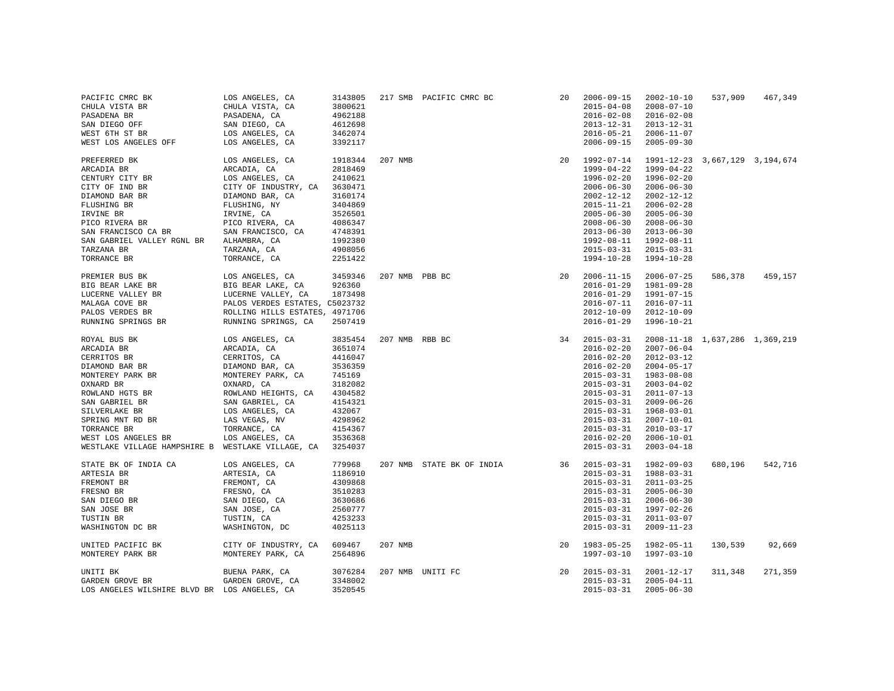| | | | | | | | | | | |
|---|---|---|---|---|---|---|---|---|---|---|
| PACIFIC CMRC BK | LOS ANGELES, CA | 3143805 | 217 | SMB | PACIFIC CMRC BC | 20 | 2006-09-15 | 2002-10-10 | 537,909 | 467,349 |
| CHULA VISTA BR | CHULA VISTA, CA | 3800621 | | | | | 2015-04-08 | 2008-07-10 | | |
| PASADENA BR | PASADENA, CA | 4962188 | | | | | 2016-02-08 | 2016-02-08 | | |
| SAN DIEGO OFF | SAN DIEGO, CA | 4612698 | | | | | 2013-12-31 | 2013-12-31 | | |
| WEST 6TH ST BR | LOS ANGELES, CA | 3462074 | | | | | 2016-05-21 | 2006-11-07 | | |
| WEST LOS ANGELES OFF | LOS ANGELES, CA | 3392117 | | | | | 2006-09-15 | 2005-09-30 | | |
| PREFERRED BK | LOS ANGELES, CA | 1918344 | 207 | NMB | | 20 | 1992-07-14 | 1991-12-23 | 3,667,129 | 3,194,674 |
| ARCADIA BR | ARCADIA, CA | 2818469 | | | | | 1999-04-22 | 1999-04-22 | | |
| CENTURY CITY BR | LOS ANGELES, CA | 2410621 | | | | | 1996-02-20 | 1996-02-20 | | |
| CITY OF IND BR | CITY OF INDUSTRY, CA | 3630471 | | | | | 2006-06-30 | 2006-06-30 | | |
| DIAMOND BAR BR | DIAMOND BAR, CA | 3160174 | | | | | 2002-12-12 | 2002-12-12 | | |
| FLUSHING BR | FLUSHING, NY | 3404869 | | | | | 2015-11-21 | 2006-02-28 | | |
| IRVINE BR | IRVINE, CA | 3526501 | | | | | 2005-06-30 | 2005-06-30 | | |
| PICO RIVERA BR | PICO RIVERA, CA | 4086347 | | | | | 2008-06-30 | 2008-06-30 | | |
| SAN FRANCISCO CA BR | SAN FRANCISCO, CA | 4748391 | | | | | 2013-06-30 | 2013-06-30 | | |
| SAN GABRIEL VALLEY RGNL BR | ALHAMBRA, CA | 1992380 | | | | | 1992-08-11 | 1992-08-11 | | |
| TARZANA BR | TARZANA, CA | 4908056 | | | | | 2015-03-31 | 2015-03-31 | | |
| TORRANCE BR | TORRANCE, CA | 2251422 | | | | | 1994-10-28 | 1994-10-28 | | |
| PREMIER BUS BK | LOS ANGELES, CA | 3459346 | 207 | NMB | PBB BC | 20 | 2006-11-15 | 2006-07-25 | 586,378 | 459,157 |
| BIG BEAR LAKE BR | BIG BEAR LAKE, CA | 926360 | | | | | 2016-01-29 | 1981-09-28 | | |
| LUCERNE VALLEY BR | LUCERNE VALLEY, CA | 1873498 | | | | | 2016-01-29 | 1991-07-15 | | |
| MALAGA COVE BR | PALOS VERDES ESTATES, C | 5023732 | | | | | 2016-07-11 | 2016-07-11 | | |
| PALOS VERDES BR | ROLLING HILLS ESTATES, | 4971706 | | | | | 2012-10-09 | 2012-10-09 | | |
| RUNNING SPRINGS BR | RUNNING SPRINGS, CA | 2507419 | | | | | 2016-01-29 | 1996-10-21 | | |
| ROYAL BUS BK | LOS ANGELES, CA | 3835454 | 207 | NMB | RBB BC | 34 | 2015-03-31 | 2008-11-18 | 1,637,286 | 1,369,219 |
| ARCADIA BR | ARCADIA, CA | 3651074 | | | | | 2016-02-20 | 2007-06-04 | | |
| CERRITOS BR | CERRITOS, CA | 4416047 | | | | | 2016-02-20 | 2012-03-12 | | |
| DIAMOND BAR BR | DIAMOND BAR, CA | 3536359 | | | | | 2016-02-20 | 2004-05-17 | | |
| MONTEREY PARK BR | MONTEREY PARK, CA | 745169 | | | | | 2015-03-31 | 1983-08-08 | | |
| OXNARD BR | OXNARD, CA | 3182082 | | | | | 2015-03-31 | 2003-04-02 | | |
| ROWLAND HGTS BR | ROWLAND HEIGHTS, CA | 4304582 | | | | | 2015-03-31 | 2011-07-13 | | |
| SAN GABRIEL BR | SAN GABRIEL, CA | 4154321 | | | | | 2015-03-31 | 2009-06-26 | | |
| SILVERLAKE BR | LOS ANGELES, CA | 432067 | | | | | 2015-03-31 | 1968-03-01 | | |
| SPRING MNT RD BR | LAS VEGAS, NV | 4298962 | | | | | 2015-03-31 | 2007-10-01 | | |
| TORRANCE BR | TORRANCE, CA | 4154367 | | | | | 2015-03-31 | 2010-03-17 | | |
| WEST LOS ANGELES BR | LOS ANGELES, CA | 3536368 | | | | | 2016-02-20 | 2006-10-01 | | |
| WESTLAKE VILLAGE HAMPSHIRE B | WESTLAKE VILLAGE, CA | 3254037 | | | | | 2015-03-31 | 2003-04-18 | | |
| STATE BK OF INDIA CA | LOS ANGELES, CA | 779968 | 207 | NMB | STATE BK OF INDIA | 36 | 2015-03-31 | 1982-09-03 | 680,196 | 542,716 |
| ARTESIA BR | ARTESIA, CA | 1186910 | | | | | 2015-03-31 | 1988-03-31 | | |
| FREMONT BR | FREMONT, CA | 4309868 | | | | | 2015-03-31 | 2011-03-25 | | |
| FRESNO BR | FRESNO, CA | 3510283 | | | | | 2015-03-31 | 2005-06-30 | | |
| SAN DIEGO BR | SAN DIEGO, CA | 3630686 | | | | | 2015-03-31 | 2006-06-30 | | |
| SAN JOSE BR | SAN JOSE, CA | 2560777 | | | | | 2015-03-31 | 1997-02-26 | | |
| TUSTIN BR | TUSTIN, CA | 4253233 | | | | | 2015-03-31 | 2011-03-07 | | |
| WASHINGTON DC BR | WASHINGTON, DC | 4025113 | | | | | 2015-03-31 | 2009-11-23 | | |
| UNITED PACIFIC BK | CITY OF INDUSTRY, CA | 609467 | 207 | NMB | | 20 | 1983-05-25 | 1982-05-11 | 130,539 | 92,669 |
| MONTEREY PARK BR | MONTEREY PARK, CA | 2564896 | | | | | 1997-03-10 | 1997-03-10 | | |
| UNITI BK | BUENA PARK, CA | 3076284 | 207 | NMB | UNITI FC | 20 | 2015-03-31 | 2001-12-17 | 311,348 | 271,359 |
| GARDEN GROVE BR | GARDEN GROVE, CA | 3348002 | | | | | 2015-03-31 | 2005-04-11 | | |
| LOS ANGELES WILSHIRE BLVD BR | LOS ANGELES, CA | 3520545 | | | | | 2015-03-31 | 2005-06-30 | | |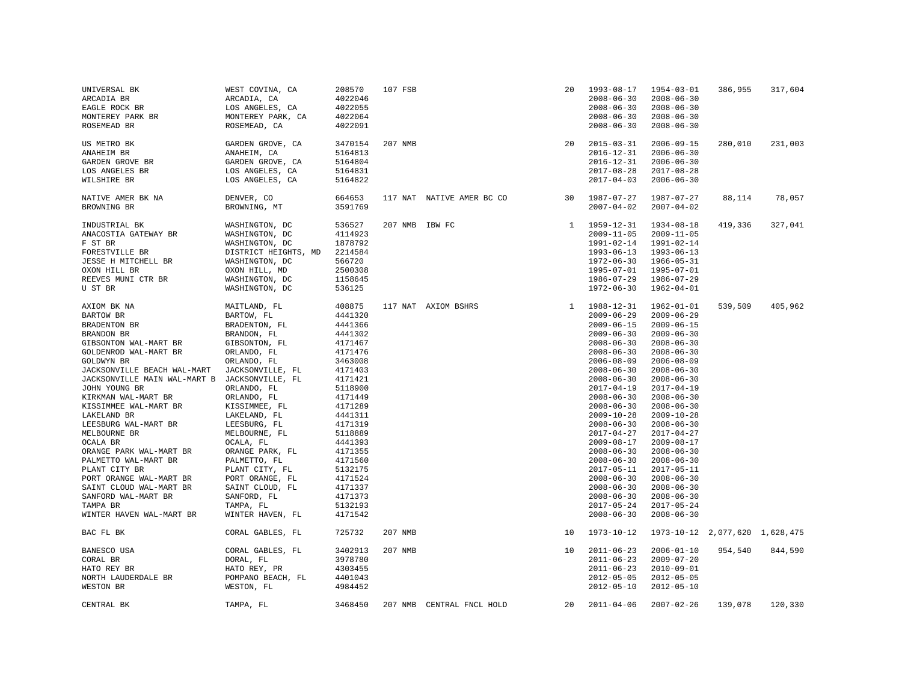| | | | | | | | | | |
|---|---|---|---|---|---|---|---|---|---|
| UNIVERSAL BK | WEST COVINA, CA | 208570 | 107 FSB | | 20 | 1993-08-17 | 1954-03-01 | 386,955 | 317,604 |
| ARCADIA BR | ARCADIA, CA | 4022046 | | | | 2008-06-30 | 2008-06-30 | | |
| EAGLE ROCK BR | LOS ANGELES, CA | 4022055 | | | | 2008-06-30 | 2008-06-30 | | |
| MONTEREY PARK BR | MONTEREY PARK, CA | 4022064 | | | | 2008-06-30 | 2008-06-30 | | |
| ROSEMEAD BR | ROSEMEAD, CA | 4022091 | | | | 2008-06-30 | 2008-06-30 | | |
| US METRO BK | GARDEN GROVE, CA | 3470154 | 207 NMB | | 20 | 2015-03-31 | 2006-09-15 | 280,010 | 231,003 |
| ANAHEIM BR | ANAHEIM, CA | 5164813 | | | | 2016-12-31 | 2006-06-30 | | |
| GARDEN GROVE BR | GARDEN GROVE, CA | 5164804 | | | | 2016-12-31 | 2006-06-30 | | |
| LOS ANGELES BR | LOS ANGELES, CA | 5164831 | | | | 2017-08-28 | 2017-08-28 | | |
| WILSHIRE BR | LOS ANGELES, CA | 5164822 | | | | 2017-04-03 | 2006-06-30 | | |
| NATIVE AMER BK NA | DENVER, CO | 664653 | 117 NAT | NATIVE AMER BC CO | 30 | 1987-07-27 | 1987-07-27 | 88,114 | 78,057 |
| BROWNING BR | BROWNING, MT | 3591769 | | | | 2007-04-02 | 2007-04-02 | | |
| INDUSTRIAL BK | WASHINGTON, DC | 536527 | 207 NMB | IBW FC | 1 | 1959-12-31 | 1934-08-18 | 419,336 | 327,041 |
| ANACOSTIA GATEWAY BR | WASHINGTON, DC | 4114923 | | | | 2009-11-05 | 2009-11-05 | | |
| F ST BR | WASHINGTON, DC | 1878792 | | | | 1991-02-14 | 1991-02-14 | | |
| FORESTVILLE BR | DISTRICT HEIGHTS, MD | 2214584 | | | | 1993-06-13 | 1993-06-13 | | |
| JESSE H MITCHELL BR | WASHINGTON, DC | 566720 | | | | 1972-06-30 | 1966-05-31 | | |
| OXON HILL BR | OXON HILL, MD | 2500308 | | | | 1995-07-01 | 1995-07-01 | | |
| REEVES MUNI CTR BR | WASHINGTON, DC | 1158645 | | | | 1986-07-29 | 1986-07-29 | | |
| U ST BR | WASHINGTON, DC | 536125 | | | | 1972-06-30 | 1962-04-01 | | |
| AXIOM BK NA | MAITLAND, FL | 408875 | 117 NAT | AXIOM BSHRS | 1 | 1988-12-31 | 1962-01-01 | 539,509 | 405,962 |
| BARTOW BR | BARTOW, FL | 4441320 | | | | 2009-06-29 | 2009-06-29 | | |
| BRADENTON BR | BRADENTON, FL | 4441366 | | | | 2009-06-15 | 2009-06-15 | | |
| BRANDON BR | BRANDON, FL | 4441302 | | | | 2009-06-30 | 2009-06-30 | | |
| GIBSONTON WAL-MART BR | GIBSONTON, FL | 4171467 | | | | 2008-06-30 | 2008-06-30 | | |
| GOLDENROD WAL-MART BR | ORLANDO, FL | 4171476 | | | | 2008-06-30 | 2008-06-30 | | |
| GOLDWYN BR | ORLANDO, FL | 3463008 | | | | 2006-08-09 | 2006-08-09 | | |
| JACKSONVILLE BEACH WAL-MART | JACKSONVILLE, FL | 4171403 | | | | 2008-06-30 | 2008-06-30 | | |
| JACKSONVILLE MAIN WAL-MART B | JACKSONVILLE, FL | 4171421 | | | | 2008-06-30 | 2008-06-30 | | |
| JOHN YOUNG BR | ORLANDO, FL | 5118900 | | | | 2017-04-19 | 2017-04-19 | | |
| KIRKMAN WAL-MART BR | ORLANDO, FL | 4171449 | | | | 2008-06-30 | 2008-06-30 | | |
| KISSIMMEE WAL-MART BR | KISSIMMEE, FL | 4171289 | | | | 2008-06-30 | 2008-06-30 | | |
| LAKELAND BR | LAKELAND, FL | 4441311 | | | | 2009-10-28 | 2009-10-28 | | |
| LEESBURG WAL-MART BR | LEESBURG, FL | 4171319 | | | | 2008-06-30 | 2008-06-30 | | |
| MELBOURNE BR | MELBOURNE, FL | 5118889 | | | | 2017-04-27 | 2017-04-27 | | |
| OCALA BR | OCALA, FL | 4441393 | | | | 2009-08-17 | 2009-08-17 | | |
| ORANGE PARK WAL-MART BR | ORANGE PARK, FL | 4171355 | | | | 2008-06-30 | 2008-06-30 | | |
| PALMETTO WAL-MART BR | PALMETTO, FL | 4171560 | | | | 2008-06-30 | 2008-06-30 | | |
| PLANT CITY BR | PLANT CITY, FL | 5132175 | | | | 2017-05-11 | 2017-05-11 | | |
| PORT ORANGE WAL-MART BR | PORT ORANGE, FL | 4171524 | | | | 2008-06-30 | 2008-06-30 | | |
| SAINT CLOUD WAL-MART BR | SAINT CLOUD, FL | 4171337 | | | | 2008-06-30 | 2008-06-30 | | |
| SANFORD WAL-MART BR | SANFORD, FL | 4171373 | | | | 2008-06-30 | 2008-06-30 | | |
| TAMPA BR | TAMPA, FL | 5132193 | | | | 2017-05-24 | 2017-05-24 | | |
| WINTER HAVEN WAL-MART BR | WINTER HAVEN, FL | 4171542 | | | | 2008-06-30 | 2008-06-30 | | |
| BAC FL BK | CORAL GABLES, FL | 725732 | 207 NMB | | 10 | 1973-10-12 | 1973-10-12 | 2,077,620 | 1,628,475 |
| BANESCO USA | CORAL GABLES, FL | 3402913 | 207 NMB | | 10 | 2011-06-23 | 2006-01-10 | 954,540 | 844,590 |
| CORAL BR | DORAL, FL | 3978780 | | | | 2011-06-23 | 2009-07-20 | | |
| HATO REY BR | HATO REY, PR | 4303455 | | | | 2011-06-23 | 2010-09-01 | | |
| NORTH LAUDERDALE BR | POMPANO BEACH, FL | 4401043 | | | | 2012-05-05 | 2012-05-05 | | |
| WESTON BR | WESTON, FL | 4984452 | | | | 2012-05-10 | 2012-05-10 | | |
| CENTRAL BK | TAMPA, FL | 3468450 | 207 NMB | CENTRAL FNCL HOLD | 20 | 2011-04-06 | 2007-02-26 | 139,078 | 120,330 |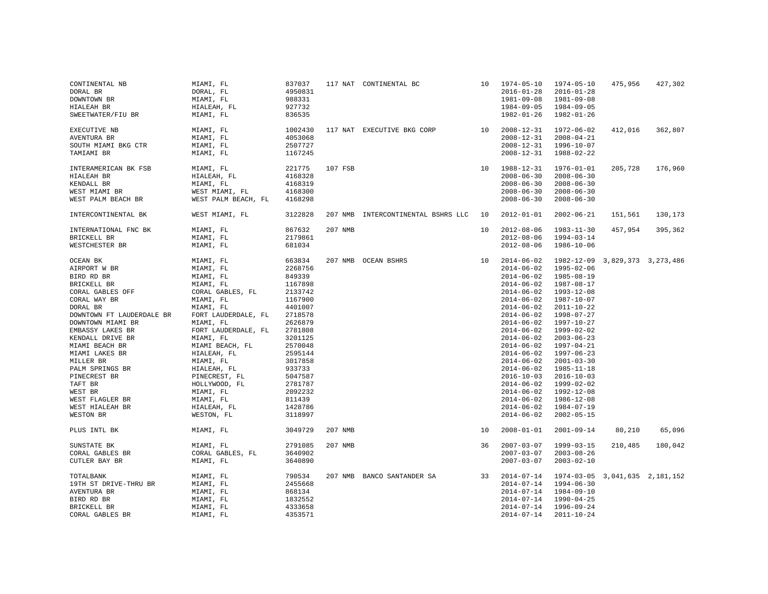| | | | | | | | | | |
|---|---|---|---|---|---|---|---|---|---|
| CONTINENTAL NB | MIAMI, FL | 837037 | 117 NAT | CONTINENTAL BC | 10 | 1974-05-10 | 1974-05-10 | 475,956 | 427,302 |
| DORAL BR | DORAL, FL | 4950831 | | | | 2016-01-28 | 2016-01-28 | | |
| DOWNTOWN BR | MIAMI, FL | 988331 | | | | 1981-09-08 | 1981-09-08 | | |
| HIALEAH BR | HIALEAH, FL | 927732 | | | | 1984-09-05 | 1984-09-05 | | |
| SWEETWATER/FIU BR | MIAMI, FL | 836535 | | | | 1982-01-26 | 1982-01-26 | | |
| EXECUTIVE NB | MIAMI, FL | 1002430 | 117 NAT | EXECUTIVE BKG CORP | 10 | 2008-12-31 | 1972-06-02 | 412,016 | 362,807 |
| AVENTURA BR | MIAMI, FL | 4053068 | | | | 2008-12-31 | 2008-04-21 | | |
| SOUTH MIAMI BKG CTR | MIAMI, FL | 2507727 | | | | 2008-12-31 | 1996-10-07 | | |
| TAMIAMI BR | MIAMI, FL | 1167245 | | | | 2008-12-31 | 1988-02-22 | | |
| INTERAMERICAN BK FSB | MIAMI, FL | 221775 | 107 FSB | | 10 | 1988-12-31 | 1976-01-01 | 205,728 | 176,960 |
| HIALEAH BR | HIALEAH, FL | 4168328 | | | | 2008-06-30 | 2008-06-30 | | |
| KENDALL BR | MIAMI, FL | 4168319 | | | | 2008-06-30 | 2008-06-30 | | |
| WEST MIAMI BR | WEST MIAMI, FL | 4168300 | | | | 2008-06-30 | 2008-06-30 | | |
| WEST PALM BEACH BR | WEST PALM BEACH, FL | 4168298 | | | | 2008-06-30 | 2008-06-30 | | |
| INTERCONTINENTAL BK | WEST MIAMI, FL | 3122828 | 207 NMB | INTERCONTINENTAL BSHRS LLC | 10 | 2012-01-01 | 2002-06-21 | 151,561 | 130,173 |
| INTERNATIONAL FNC BK | MIAMI, FL | 867632 | 207 NMB | | 10 | 2012-08-06 | 1983-11-30 | 457,954 | 395,362 |
| BRICKELL BR | MIAMI, FL | 2179861 | | | | 2012-08-06 | 1994-03-14 | | |
| WESTCHESTER BR | MIAMI, FL | 681034 | | | | 2012-08-06 | 1986-10-06 | | |
| OCEAN BK | MIAMI, FL | 663834 | 207 NMB | OCEAN BSHRS | 10 | 2014-06-02 | 1982-12-09 | 3,829,373 | 3,273,486 |
| AIRPORT W BR | MIAMI, FL | 2268756 | | | | 2014-06-02 | 1995-02-06 | | |
| BIRD RD BR | MIAMI, FL | 849339 | | | | 2014-06-02 | 1985-08-19 | | |
| BRICKELL BR | MIAMI, FL | 1167898 | | | | 2014-06-02 | 1987-08-17 | | |
| CORAL GABLES OFF | CORAL GABLES, FL | 2133742 | | | | 2014-06-02 | 1993-12-08 | | |
| CORAL WAY BR | MIAMI, FL | 1167900 | | | | 2014-06-02 | 1987-10-07 | | |
| DORAL BR | MIAMI, FL | 4401007 | | | | 2014-06-02 | 2011-10-22 | | |
| DOWNTOWN FT LAUDERDALE BR | FORT LAUDERDALE, FL | 2718578 | | | | 2014-06-02 | 1998-07-27 | | |
| DOWNTOWN MIAMI BR | MIAMI, FL | 2626879 | | | | 2014-06-02 | 1997-10-27 | | |
| EMBASSY LAKES BR | FORT LAUDERDALE, FL | 2781808 | | | | 2014-06-02 | 1999-02-02 | | |
| KENDALL DRIVE BR | MIAMI, FL | 3201125 | | | | 2014-06-02 | 2003-06-23 | | |
| MIAMI BEACH BR | MIAMI BEACH, FL | 2570048 | | | | 2014-06-02 | 1997-04-21 | | |
| MIAMI LAKES BR | HIALEAH, FL | 2595144 | | | | 2014-06-02 | 1997-06-23 | | |
| MILLER BR | MIAMI, FL | 3017858 | | | | 2014-06-02 | 2001-03-30 | | |
| PALM SPRINGS BR | HIALEAH, FL | 933733 | | | | 2014-06-02 | 1985-11-18 | | |
| PINECREST BR | PINECREST, FL | 5047587 | | | | 2016-10-03 | 2016-10-03 | | |
| TAFT BR | HOLLYWOOD, FL | 2781787 | | | | 2014-06-02 | 1999-02-02 | | |
| WEST BR | MIAMI, FL | 2092232 | | | | 2014-06-02 | 1992-12-08 | | |
| WEST FLAGLER BR | MIAMI, FL | 811439 | | | | 2014-06-02 | 1986-12-08 | | |
| WEST HIALEAH BR | HIALEAH, FL | 1428786 | | | | 2014-06-02 | 1984-07-19 | | |
| WESTON BR | WESTON, FL | 3118997 | | | | 2014-06-02 | 2002-05-15 | | |
| PLUS INTL BK | MIAMI, FL | 3049729 | 207 NMB | | 10 | 2008-01-01 | 2001-09-14 | 80,210 | 65,096 |
| SUNSTATE BK | MIAMI, FL | 2791085 | 207 NMB | | 36 | 2007-03-07 | 1999-03-15 | 210,485 | 180,042 |
| CORAL GABLES BR | CORAL GABLES, FL | 3640902 | | | | 2007-03-07 | 2003-08-26 | | |
| CUTLER BAY BR | MIAMI, FL | 3640890 | | | | 2007-03-07 | 2003-02-10 | | |
| TOTALBANK | MIAMI, FL | 790534 | 207 NMB | BANCO SANTANDER SA | 33 | 2014-07-14 | 1974-03-05 | 3,041,635 | 2,181,152 |
| 19TH ST DRIVE-THRU BR | MIAMI, FL | 2455668 | | | | 2014-07-14 | 1994-06-30 | | |
| AVENTURA BR | MIAMI, FL | 868134 | | | | 2014-07-14 | 1984-09-10 | | |
| BIRD RD BR | MIAMI, FL | 1832552 | | | | 2014-07-14 | 1990-04-25 | | |
| BRICKELL BR | MIAMI, FL | 4333658 | | | | 2014-07-14 | 1996-09-24 | | |
| CORAL GABLES BR | MIAMI, FL | 4353571 | | | | 2014-07-14 | 2011-10-24 | | |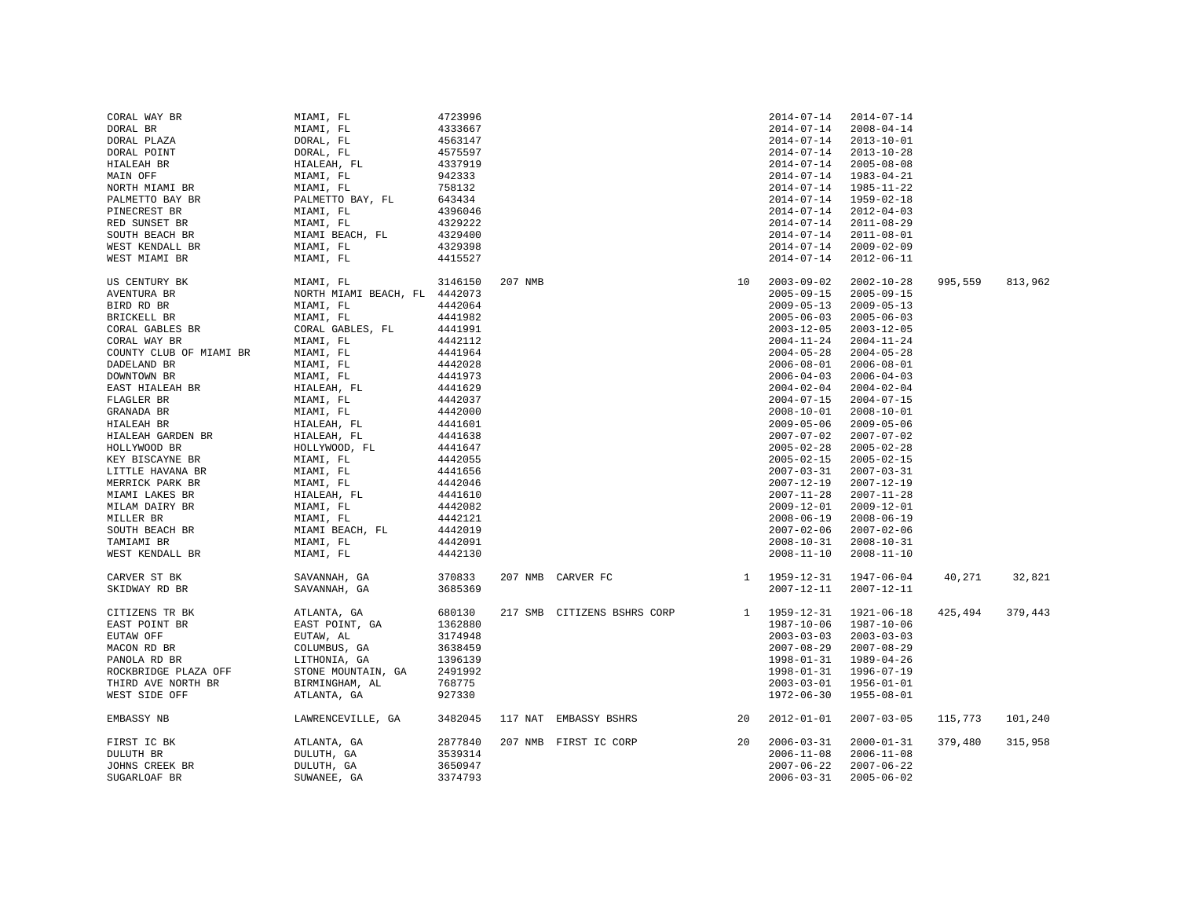| | | | | | | | | | |
|---|---|---|---|---|---|---|---|---|---|
| CORAL WAY BR | MIAMI, FL | 4723996 | | | | 2014-07-14 | 2014-07-14 | | |
| DORAL BR | MIAMI, FL | 4333667 | | | | 2014-07-14 | 2008-04-14 | | |
| DORAL PLAZA | DORAL, FL | 4563147 | | | | 2014-07-14 | 2013-10-01 | | |
| DORAL POINT | DORAL, FL | 4575597 | | | | 2014-07-14 | 2013-10-28 | | |
| HIALEAH BR | HIALEAH, FL | 4337919 | | | | 2014-07-14 | 2005-08-08 | | |
| MAIN OFF | MIAMI, FL | 942333 | | | | 2014-07-14 | 1983-04-21 | | |
| NORTH MIAMI BR | MIAMI, FL | 758132 | | | | 2014-07-14 | 1985-11-22 | | |
| PALMETTO BAY BR | PALMETTO BAY, FL | 643434 | | | | 2014-07-14 | 1959-02-18 | | |
| PINECREST BR | MIAMI, FL | 4396046 | | | | 2014-07-14 | 2012-04-03 | | |
| RED SUNSET BR | MIAMI, FL | 4329222 | | | | 2014-07-14 | 2011-08-29 | | |
| SOUTH BEACH BR | MIAMI BEACH, FL | 4329400 | | | | 2014-07-14 | 2011-08-01 | | |
| WEST KENDALL BR | MIAMI, FL | 4329398 | | | | 2014-07-14 | 2009-02-09 | | |
| WEST MIAMI BR | MIAMI, FL | 4415527 | | | | 2014-07-14 | 2012-06-11 | | |
| | | | | | | | | | |
| US CENTURY BK | MIAMI, FL | 3146150 | 207 NMB | | 10 | 2003-09-02 | 2002-10-28 | 995,559 | 813,962 |
| AVENTURA BR | NORTH MIAMI BEACH, FL | 4442073 | | | | 2005-09-15 | 2005-09-15 | | |
| BIRD RD BR | MIAMI, FL | 4442064 | | | | 2009-05-13 | 2009-05-13 | | |
| BRICKELL BR | MIAMI, FL | 4441982 | | | | 2005-06-03 | 2005-06-03 | | |
| CORAL GABLES BR | CORAL GABLES, FL | 4441991 | | | | 2003-12-05 | 2003-12-05 | | |
| CORAL WAY BR | MIAMI, FL | 4442112 | | | | 2004-11-24 | 2004-11-24 | | |
| COUNTY CLUB OF MIAMI BR | MIAMI, FL | 4441964 | | | | 2004-05-28 | 2004-05-28 | | |
| DADELAND BR | MIAMI, FL | 4442028 | | | | 2006-08-01 | 2006-08-01 | | |
| DOWNTOWN BR | MIAMI, FL | 4441973 | | | | 2006-04-03 | 2006-04-03 | | |
| EAST HIALEAH BR | HIALEAH, FL | 4441629 | | | | 2004-02-04 | 2004-02-04 | | |
| FLAGLER BR | MIAMI, FL | 4442037 | | | | 2004-07-15 | 2004-07-15 | | |
| GRANADA BR | MIAMI, FL | 4442000 | | | | 2008-10-01 | 2008-10-01 | | |
| HIALEAH BR | HIALEAH, FL | 4441601 | | | | 2009-05-06 | 2009-05-06 | | |
| HIALEAH GARDEN BR | HIALEAH, FL | 4441638 | | | | 2007-07-02 | 2007-07-02 | | |
| HOLLYWOOD BR | HOLLYWOOD, FL | 4441647 | | | | 2005-02-28 | 2005-02-28 | | |
| KEY BISCAYNE BR | MIAMI, FL | 4442055 | | | | 2005-02-15 | 2005-02-15 | | |
| LITTLE HAVANA BR | MIAMI, FL | 4441656 | | | | 2007-03-31 | 2007-03-31 | | |
| MERRICK PARK BR | MIAMI, FL | 4442046 | | | | 2007-12-19 | 2007-12-19 | | |
| MIAMI LAKES BR | HIALEAH, FL | 4441610 | | | | 2007-11-28 | 2007-11-28 | | |
| MILAM DAIRY BR | MIAMI, FL | 4442082 | | | | 2009-12-01 | 2009-12-01 | | |
| MILLER BR | MIAMI, FL | 4442121 | | | | 2008-06-19 | 2008-06-19 | | |
| SOUTH BEACH BR | MIAMI BEACH, FL | 4442019 | | | | 2007-02-06 | 2007-02-06 | | |
| TAMIAMI BR | MIAMI, FL | 4442091 | | | | 2008-10-31 | 2008-10-31 | | |
| WEST KENDALL BR | MIAMI, FL | 4442130 | | | | 2008-11-10 | 2008-11-10 | | |
| | | | | | | | | | |
| CARVER ST BK | SAVANNAH, GA | 370833 | 207 NMB | CARVER FC | 1 | 1959-12-31 | 1947-06-04 | 40,271 | 32,821 |
| SKIDWAY RD BR | SAVANNAH, GA | 3685369 | | | | 2007-12-11 | 2007-12-11 | | |
| | | | | | | | | | |
| CITIZENS TR BK | ATLANTA, GA | 680130 | 217 SMB | CITIZENS BSHRS CORP | 1 | 1959-12-31 | 1921-06-18 | 425,494 | 379,443 |
| EAST POINT BR | EAST POINT, GA | 1362880 | | | | 1987-10-06 | 1987-10-06 | | |
| EUTAW OFF | EUTAW, AL | 3174948 | | | | 2003-03-03 | 2003-03-03 | | |
| MACON RD BR | COLUMBUS, GA | 3638459 | | | | 2007-08-29 | 2007-08-29 | | |
| PANOLA RD BR | LITHONIA, GA | 1396139 | | | | 1998-01-31 | 1989-04-26 | | |
| ROCKBRIDGE PLAZA OFF | STONE MOUNTAIN, GA | 2491992 | | | | 1998-01-31 | 1996-07-19 | | |
| THIRD AVE NORTH BR | BIRMINGHAM, AL | 768775 | | | | 2003-03-01 | 1956-01-01 | | |
| WEST SIDE OFF | ATLANTA, GA | 927330 | | | | 1972-06-30 | 1955-08-01 | | |
| | | | | | | | | | |
| EMBASSY NB | LAWRENCEVILLE, GA | 3482045 | 117 NAT | EMBASSY BSHRS | 20 | 2012-01-01 | 2007-03-05 | 115,773 | 101,240 |
| | | | | | | | | | |
| FIRST IC BK | ATLANTA, GA | 2877840 | 207 NMB | FIRST IC CORP | 20 | 2006-03-31 | 2000-01-31 | 379,480 | 315,958 |
| DULUTH BR | DULUTH, GA | 3539314 | | | | 2006-11-08 | 2006-11-08 | | |
| JOHNS CREEK BR | DULUTH, GA | 3650947 | | | | 2007-06-22 | 2007-06-22 | | |
| SUGARLOAF BR | SUWANEE, GA | 3374793 | | | | 2006-03-31 | 2005-06-02 | | |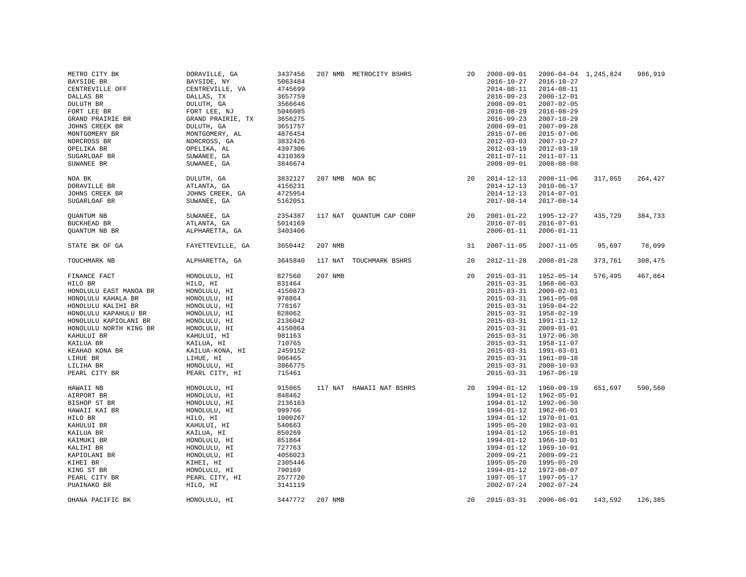| | | | | | | | | | |
|---|---|---|---|---|---|---|---|---|---|
| METRO CITY BK | DORAVILLE, GA | 3437456 | 207 NMB | METROCITY BSHRS | 20 | 2008-09-01 | 2006-04-04 | 1,245,824 | 986,919 |
| BAYSIDE BR | BAYSIDE, NY | 5063484 | | | | 2016-10-27 | 2016-10-27 | | |
| CENTREVILLE OFF | CENTREVILLE, VA | 4745699 | | | | 2014-08-11 | 2014-08-11 | | |
| DALLAS BR | DALLAS, TX | 3657759 | | | | 2016-09-23 | 2000-12-01 | | |
| DULUTH BR | DULUTH, GA | 3566646 | | | | 2008-09-01 | 2007-02-05 | | |
| FORT LEE BR | FORT LEE, NJ | 5046085 | | | | 2016-08-29 | 2016-08-29 | | |
| GRAND PRAIRIE BR | GRAND PRAIRIE, TX | 3656275 | | | | 2016-09-23 | 2007-10-29 | | |
| JOHNS CREEK BR | DULUTH, GA | 3651757 | | | | 2008-09-01 | 2007-09-28 | | |
| MONTGOMERY BR | MONTGOMERY, AL | 4876454 | | | | 2015-07-06 | 2015-07-06 | | |
| NORCROSS BR | NORCROSS, GA | 3832426 | | | | 2012-03-03 | 2007-10-27 | | |
| OPELIKA BR | OPELIKA, AL | 4397306 | | | | 2012-03-19 | 2012-03-19 | | |
| SUGARLOAF BR | SUWANEE, GA | 4310369 | | | | 2011-07-11 | 2011-07-11 | | |
| SUWANEE BR | SUWANEE, GA | 3846674 | | | | 2008-09-01 | 2008-08-08 | | |
| | | | | | | | | | |
| NOA BK | DULUTH, GA | 3832127 | 207 NMB | NOA BC | 20 | 2014-12-13 | 2008-11-06 | 317,055 | 264,427 |
| DORAVILLE BR | ATLANTA, GA | 4156231 | | | | 2014-12-13 | 2010-06-17 | | |
| JOHNS CREEK BR | JOHNS CREEK, GA | 4725954 | | | | 2014-12-13 | 2014-07-01 | | |
| SUGARLOAF BR | SUWANEE, GA | 5162051 | | | | 2017-08-14 | 2017-08-14 | | |
| | | | | | | | | | |
| QUANTUM NB | SUWANEE, GA | 2354387 | 117 NAT | QUANTUM CAP CORP | 20 | 2001-01-22 | 1995-12-27 | 435,729 | 384,733 |
| BUCKHEAD BR | ATLANTA, GA | 5014169 | | | | 2016-07-01 | 2016-07-01 | | |
| QUANTUM NB BR | ALPHARETTA, GA | 3403406 | | | | 2006-01-11 | 2006-01-11 | | |
| | | | | | | | | | |
| STATE BK OF GA | FAYETTEVILLE, GA | 3650442 | 207 NMB | | 31 | 2007-11-05 | 2007-11-05 | 95,697 | 78,099 |
| | | | | | | | | | |
| TOUCHMARK NB | ALPHARETTA, GA | 3645840 | 117 NAT | TOUCHMARK BSHRS | 20 | 2012-11-28 | 2008-01-28 | 373,761 | 308,475 |
| | | | | | | | | | |
| FINANCE FACT | HONOLULU, HI | 827560 | 207 NMB | | 20 | 2015-03-31 | 1952-05-14 | 576,495 | 467,864 |
| HILO BR | HILO, HI | 831464 | | | | 2015-03-31 | 1968-06-03 | | |
| HONOLULU EAST MANOA BR | HONOLULU, HI | 4150873 | | | | 2015-03-31 | 2009-02-01 | | |
| HONOLULU KAHALA BR | HONOLULU, HI | 978864 | | | | 2015-03-31 | 1961-05-08 | | |
| HONOLULU KALIHI BR | HONOLULU, HI | 778167 | | | | 2015-03-31 | 1959-04-22 | | |
| HONOLULU KAPAHULU BR | HONOLULU, HI | 828062 | | | | 2015-03-31 | 1958-02-19 | | |
| HONOLULU KAPIOLANI BR | HONOLULU, HI | 2136042 | | | | 2015-03-31 | 1991-11-12 | | |
| HONOLULU NORTH KING BR | HONOLULU, HI | 4150864 | | | | 2015-03-31 | 2009-01-01 | | |
| KAHULUI BR | KAHULUI, HI | 981163 | | | | 2015-03-31 | 1972-06-30 | | |
| KAILUA BR | KAILUA, HI | 710765 | | | | 2015-03-31 | 1958-11-07 | | |
| KEAHAO KONA BR | KAILUA-KONA, HI | 2459152 | | | | 2015-03-31 | 1991-03-01 | | |
| LIHUE BR | LIHUE, HI | 906465 | | | | 2015-03-31 | 1961-09-18 | | |
| LILIHA BR | HONOLULU, HI | 3866775 | | | | 2015-03-31 | 2008-10-03 | | |
| PEARL CITY BR | PEARL CITY, HI | 715461 | | | | 2015-03-31 | 1967-06-19 | | |
| | | | | | | | | | |
| HAWAII NB | HONOLULU, HI | 915065 | 117 NAT | HAWAII NAT BSHRS | 20 | 1994-01-12 | 1960-09-19 | 651,697 | 590,560 |
| AIRPORT BR | HONOLULU, HI | 848462 | | | | 1994-01-12 | 1962-05-01 | | |
| BISHOP ST BR | HONOLULU, HI | 2136163 | | | | 1994-01-12 | 1992-06-30 | | |
| HAWAII KAI BR | HONOLULU, HI | 999766 | | | | 1994-01-12 | 1962-06-01 | | |
| HILO BR | HILO, HI | 1000267 | | | | 1994-01-12 | 1970-01-01 | | |
| KAHULUI BR | KAHULUI, HI | 540663 | | | | 1995-05-20 | 1982-03-01 | | |
| KAILUA BR | KAILUA, HI | 850269 | | | | 1994-01-12 | 1965-10-01 | | |
| KAIMUKI BR | HONOLULU, HI | 851864 | | | | 1994-01-12 | 1966-10-01 | | |
| KALIHI BR | HONOLULU, HI | 727763 | | | | 1994-01-12 | 1969-10-01 | | |
| KAPIOLANI BR | HONOLULU, HI | 4056023 | | | | 2009-09-21 | 2009-09-21 | | |
| KIHEI BR | KIHEI, HI | 2305446 | | | | 1995-05-20 | 1995-05-20 | | |
| KING ST BR | HONOLULU, HI | 790169 | | | | 1994-01-12 | 1972-08-07 | | |
| PEARL CITY BR | PEARL CITY, HI | 2577720 | | | | 1997-05-17 | 1997-05-17 | | |
| PUAINAKO BR | HILO, HI | 3141119 | | | | 2002-07-24 | 2002-07-24 | | |
| | | | | | | | | | |
| OHANA PACIFIC BK | HONOLULU, HI | 3447772 | 207 NMB | | 20 | 2015-03-31 | 2006-06-01 | 143,592 | 126,385 |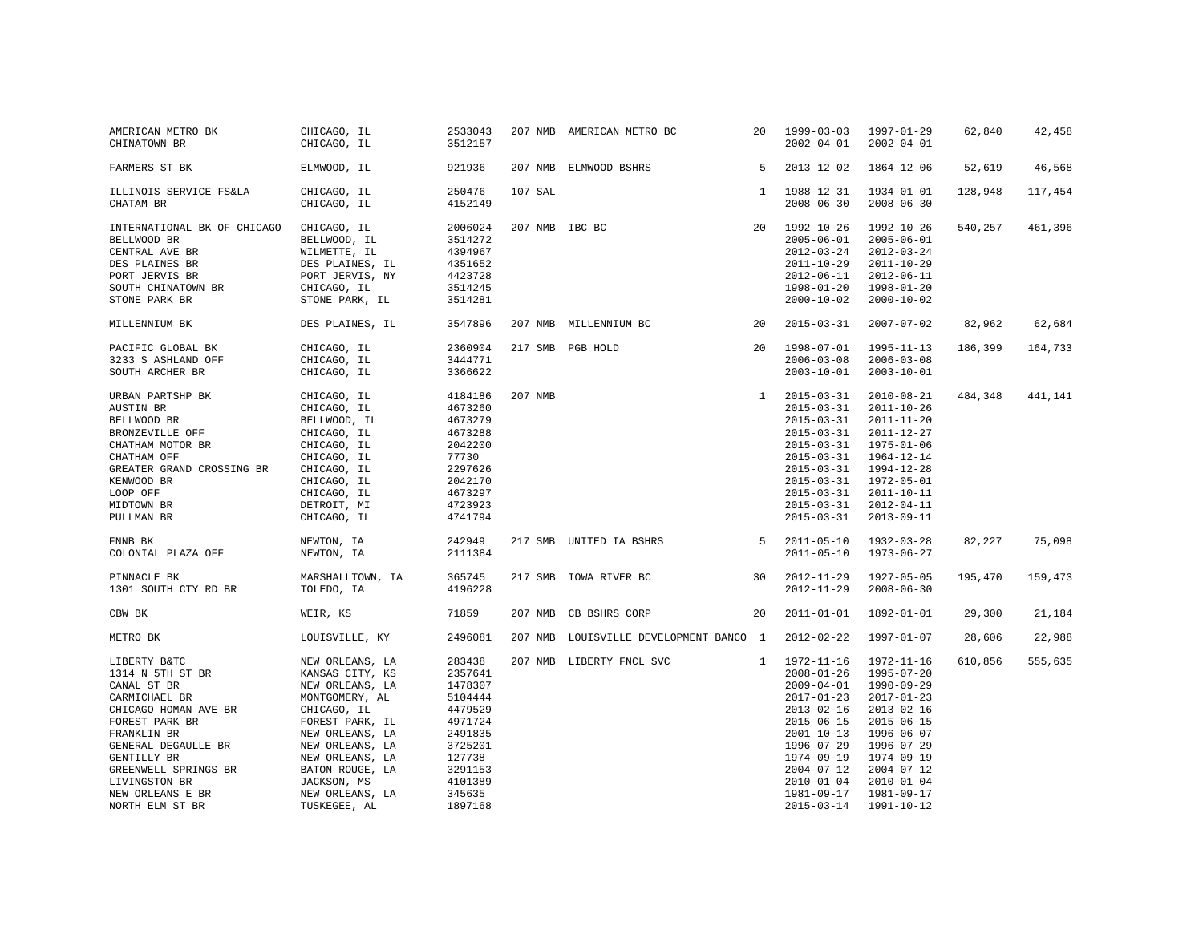| | | | | | | | | | |
|---|---|---|---|---|---|---|---|---|---|
| AMERICAN METRO BK | CHICAGO, IL | 2533043 | 207 NMB | AMERICAN METRO BC | 20 | 1999-03-03 | 1997-01-29 | 62,840 | 42,458 |
| CHINATOWN BR | CHICAGO, IL | 3512157 | | | | 2002-04-01 | 2002-04-01 | | |
| FARMERS ST BK | ELMWOOD, IL | 921936 | 207 NMB | ELMWOOD BSHRS | 5 | 2013-12-02 | 1864-12-06 | 52,619 | 46,568 |
| ILLINOIS-SERVICE FS&LA | CHICAGO, IL | 250476 | 107 SAL | | 1 | 1988-12-31 | 1934-01-01 | 128,948 | 117,454 |
| CHATAM BR | CHICAGO, IL | 4152149 | | | | 2008-06-30 | 2008-06-30 | | |
| INTERNATIONAL BK OF CHICAGO | CHICAGO, IL | 2006024 | 207 NMB | IBC BC | 20 | 1992-10-26 | 1992-10-26 | 540,257 | 461,396 |
| BELLWOOD BR | BELLWOOD, IL | 3514272 | | | | 2005-06-01 | 2005-06-01 | | |
| CENTRAL AVE BR | WILMETTE, IL | 4394967 | | | | 2012-03-24 | 2012-03-24 | | |
| DES PLAINES BR | DES PLAINES, IL | 4351652 | | | | 2011-10-29 | 2011-10-29 | | |
| PORT JERVIS BR | PORT JERVIS, NY | 4423728 | | | | 2012-06-11 | 2012-06-11 | | |
| SOUTH CHINATOWN BR | CHICAGO, IL | 3514245 | | | | 1998-01-20 | 1998-01-20 | | |
| STONE PARK BR | STONE PARK, IL | 3514281 | | | | 2000-10-02 | 2000-10-02 | | |
| MILLENNIUM BK | DES PLAINES, IL | 3547896 | 207 NMB | MILLENNIUM BC | 20 | 2015-03-31 | 2007-07-02 | 82,962 | 62,684 |
| PACIFIC GLOBAL BK | CHICAGO, IL | 2360904 | 217 SMB | PGB HOLD | 20 | 1998-07-01 | 1995-11-13 | 186,399 | 164,733 |
| 3233 S ASHLAND OFF | CHICAGO, IL | 3444771 | | | | 2006-03-08 | 2006-03-08 | | |
| SOUTH ARCHER BR | CHICAGO, IL | 3366622 | | | | 2003-10-01 | 2003-10-01 | | |
| URBAN PARTSHP BK | CHICAGO, IL | 4184186 | 207 NMB | | 1 | 2015-03-31 | 2010-08-21 | 484,348 | 441,141 |
| AUSTIN BR | CHICAGO, IL | 4673260 | | | | 2015-03-31 | 2011-10-26 | | |
| BELLWOOD BR | BELLWOOD, IL | 4673279 | | | | 2015-03-31 | 2011-11-20 | | |
| BRONZEVILLE OFF | CHICAGO, IL | 4673288 | | | | 2015-03-31 | 2011-12-27 | | |
| CHATHAM MOTOR BR | CHICAGO, IL | 2042200 | | | | 2015-03-31 | 1975-01-06 | | |
| CHATHAM OFF | CHICAGO, IL | 77730 | | | | 2015-03-31 | 1964-12-14 | | |
| GREATER GRAND CROSSING BR | CHICAGO, IL | 2297626 | | | | 2015-03-31 | 1994-12-28 | | |
| KENWOOD BR | CHICAGO, IL | 2042170 | | | | 2015-03-31 | 1972-05-01 | | |
| LOOP OFF | CHICAGO, IL | 4673297 | | | | 2015-03-31 | 2011-10-11 | | |
| MIDTOWN BR | DETROIT, MI | 4723923 | | | | 2015-03-31 | 2012-04-11 | | |
| PULLMAN BR | CHICAGO, IL | 4741794 | | | | 2015-03-31 | 2013-09-11 | | |
| FNNB BK | NEWTON, IA | 242949 | 217 SMB | UNITED IA BSHRS | 5 | 2011-05-10 | 1932-03-28 | 82,227 | 75,098 |
| COLONIAL PLAZA OFF | NEWTON, IA | 2111384 | | | | 2011-05-10 | 1973-06-27 | | |
| PINNACLE BK | MARSHALLTOWN, IA | 365745 | 217 SMB | IOWA RIVER BC | 30 | 2012-11-29 | 1927-05-05 | 195,470 | 159,473 |
| 1301 SOUTH CTY RD BR | TOLEDO, IA | 4196228 | | | | 2012-11-29 | 2008-06-30 | | |
| CBW BK | WEIR, KS | 71859 | 207 NMB | CB BSHRS CORP | 20 | 2011-01-01 | 1892-01-01 | 29,300 | 21,184 |
| METRO BK | LOUISVILLE, KY | 2496081 | 207 NMB | LOUISVILLE DEVELOPMENT BANCO | 1 | 2012-02-22 | 1997-01-07 | 28,606 | 22,988 |
| LIBERTY B&TC | NEW ORLEANS, LA | 283438 | 207 NMB | LIBERTY FNCL SVC | 1 | 1972-11-16 | 1972-11-16 | 610,856 | 555,635 |
| 1314 N 5TH ST BR | KANSAS CITY, KS | 2357641 | | | | 2008-01-26 | 1995-07-20 | | |
| CANAL ST BR | NEW ORLEANS, LA | 1478307 | | | | 2009-04-01 | 1990-09-29 | | |
| CARMICHAEL BR | MONTGOMERY, AL | 5104444 | | | | 2017-01-23 | 2017-01-23 | | |
| CHICAGO HOMAN AVE BR | CHICAGO, IL | 4479529 | | | | 2013-02-16 | 2013-02-16 | | |
| FOREST PARK BR | FOREST PARK, IL | 4971724 | | | | 2015-06-15 | 2015-06-15 | | |
| FRANKLIN BR | NEW ORLEANS, LA | 2491835 | | | | 2001-10-13 | 1996-06-07 | | |
| GENERAL DEGAULLE BR | NEW ORLEANS, LA | 3725201 | | | | 1996-07-29 | 1996-07-29 | | |
| GENTILLY BR | NEW ORLEANS, LA | 127738 | | | | 1974-09-19 | 1974-09-19 | | |
| GREENWELL SPRINGS BR | BATON ROUGE, LA | 3291153 | | | | 2004-07-12 | 2004-07-12 | | |
| LIVINGSTON BR | JACKSON, MS | 4101389 | | | | 2010-01-04 | 2010-01-04 | | |
| NEW ORLEANS E BR | NEW ORLEANS, LA | 345635 | | | | 1981-09-17 | 1981-09-17 | | |
| NORTH ELM ST BR | TUSKEGEE, AL | 1897168 | | | | 2015-03-14 | 1991-10-12 | | |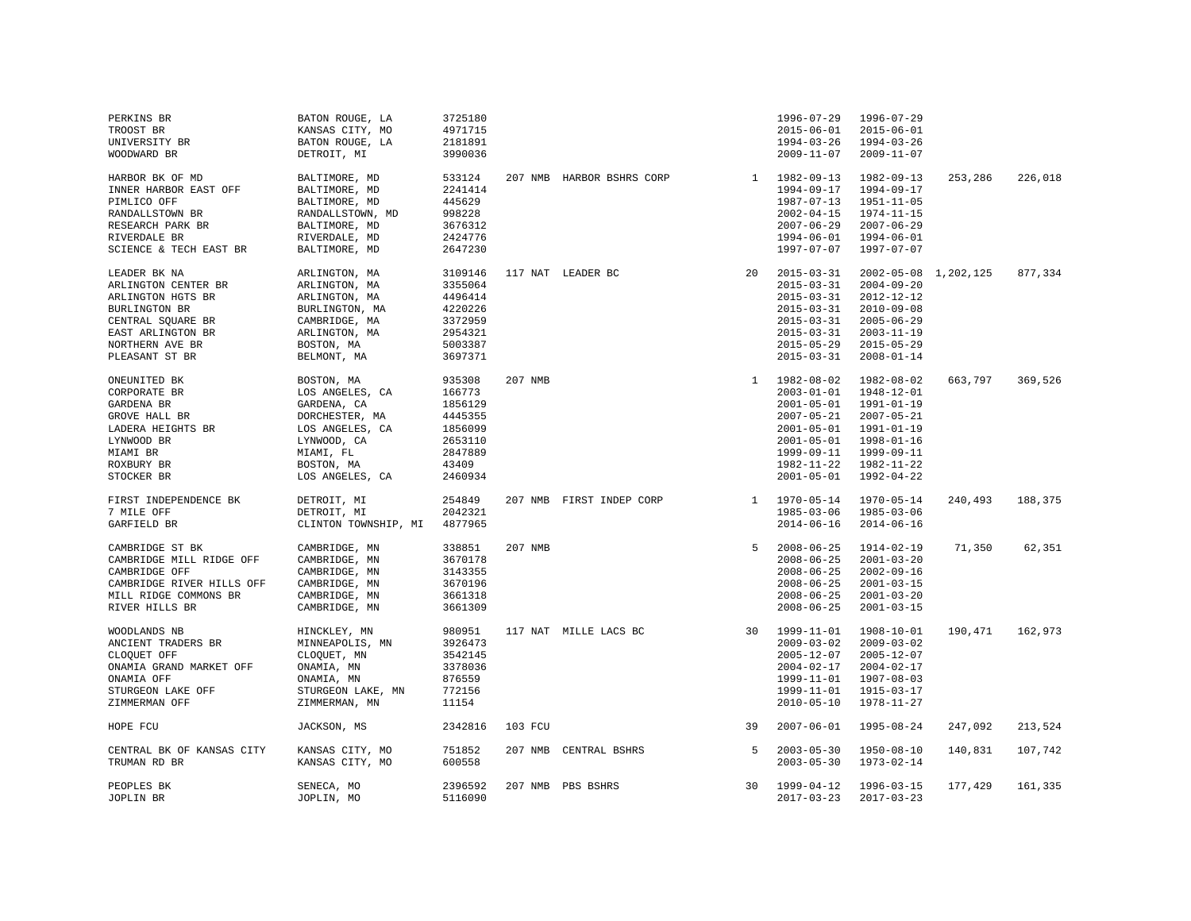| | | | | | | | | | |
|---|---|---|---|---|---|---|---|---|---|
| PERKINS BR | BATON ROUGE, LA | 3725180 | | | | 1996-07-29 | 1996-07-29 | | |
| TROOST BR | KANSAS CITY, MO | 4971715 | | | | 2015-06-01 | 2015-06-01 | | |
| UNIVERSITY BR | BATON ROUGE, LA | 2181891 | | | | 1994-03-26 | 1994-03-26 | | |
| WOODWARD BR | DETROIT, MI | 3990036 | | | | 2009-11-07 | 2009-11-07 | | |
| HARBOR BK OF MD | BALTIMORE, MD | 533124 | 207 NMB | HARBOR BSHRS CORP | 1 | 1982-09-13 | 1982-09-13 | 253,286 | 226,018 |
| INNER HARBOR EAST OFF | BALTIMORE, MD | 2241414 | | | | 1994-09-17 | 1994-09-17 | | |
| PIMLICO OFF | BALTIMORE, MD | 445629 | | | | 1987-07-13 | 1951-11-05 | | |
| RANDALLSTOWN BR | RANDALLSTOWN, MD | 998228 | | | | 2002-04-15 | 1974-11-15 | | |
| RESEARCH PARK BR | BALTIMORE, MD | 3676312 | | | | 2007-06-29 | 2007-06-29 | | |
| RIVERDALE BR | RIVERDALE, MD | 2424776 | | | | 1994-06-01 | 1994-06-01 | | |
| SCIENCE & TECH EAST BR | BALTIMORE, MD | 2647230 | | | | 1997-07-07 | 1997-07-07 | | |
| LEADER BK NA | ARLINGTON, MA | 3109146 | 117 NAT | LEADER BC | 20 | 2015-03-31 | 2002-05-08 | 1,202,125 | 877,334 |
| ARLINGTON CENTER BR | ARLINGTON, MA | 3355064 | | | | 2015-03-31 | 2004-09-20 | | |
| ARLINGTON HGTS BR | ARLINGTON, MA | 4496414 | | | | 2015-03-31 | 2012-12-12 | | |
| BURLINGTON BR | BURLINGTON, MA | 4220226 | | | | 2015-03-31 | 2010-09-08 | | |
| CENTRAL SQUARE BR | CAMBRIDGE, MA | 3372959 | | | | 2015-03-31 | 2005-06-29 | | |
| EAST ARLINGTON BR | ARLINGTON, MA | 2954321 | | | | 2015-03-31 | 2003-11-19 | | |
| NORTHERN AVE BR | BOSTON, MA | 5003387 | | | | 2015-05-29 | 2015-05-29 | | |
| PLEASANT ST BR | BELMONT, MA | 3697371 | | | | 2015-03-31 | 2008-01-14 | | |
| ONEUNITED BK | BOSTON, MA | 935308 | 207 NMB | | 1 | 1982-08-02 | 1982-08-02 | 663,797 | 369,526 |
| CORPORATE BR | LOS ANGELES, CA | 166773 | | | | 2003-01-01 | 1948-12-01 | | |
| GARDENA BR | GARDENA, CA | 1856129 | | | | 2001-05-01 | 1991-01-19 | | |
| GROVE HALL BR | DORCHESTER, MA | 4445355 | | | | 2007-05-21 | 2007-05-21 | | |
| LADERA HEIGHTS BR | LOS ANGELES, CA | 1856099 | | | | 2001-05-01 | 1991-01-19 | | |
| LYNWOOD BR | LYNWOOD, CA | 2653110 | | | | 2001-05-01 | 1998-01-16 | | |
| MIAMI BR | MIAMI, FL | 2847889 | | | | 1999-09-11 | 1999-09-11 | | |
| ROXBURY BR | BOSTON, MA | 43409 | | | | 1982-11-22 | 1982-11-22 | | |
| STOCKER BR | LOS ANGELES, CA | 2460934 | | | | 2001-05-01 | 1992-04-22 | | |
| FIRST INDEPENDENCE BK | DETROIT, MI | 254849 | 207 NMB | FIRST INDEP CORP | 1 | 1970-05-14 | 1970-05-14 | 240,493 | 188,375 |
| 7 MILE OFF | DETROIT, MI | 2042321 | | | | 1985-03-06 | 1985-03-06 | | |
| GARFIELD BR | CLINTON TOWNSHIP, MI | 4877965 | | | | 2014-06-16 | 2014-06-16 | | |
| CAMBRIDGE ST BK | CAMBRIDGE, MN | 338851 | 207 NMB | | 5 | 2008-06-25 | 1914-02-19 | 71,350 | 62,351 |
| CAMBRIDGE MILL RIDGE OFF | CAMBRIDGE, MN | 3670178 | | | | 2008-06-25 | 2001-03-20 | | |
| CAMBRIDGE OFF | CAMBRIDGE, MN | 3143355 | | | | 2008-06-25 | 2002-09-16 | | |
| CAMBRIDGE RIVER HILLS OFF | CAMBRIDGE, MN | 3670196 | | | | 2008-06-25 | 2001-03-15 | | |
| MILL RIDGE COMMONS BR | CAMBRIDGE, MN | 3661318 | | | | 2008-06-25 | 2001-03-20 | | |
| RIVER HILLS BR | CAMBRIDGE, MN | 3661309 | | | | 2008-06-25 | 2001-03-15 | | |
| WOODLANDS NB | HINCKLEY, MN | 980951 | 117 NAT | MILLE LACS BC | 30 | 1999-11-01 | 1908-10-01 | 190,471 | 162,973 |
| ANCIENT TRADERS BR | MINNEAPOLIS, MN | 3926473 | | | | 2009-03-02 | 2009-03-02 | | |
| CLOQUET OFF | CLOQUET, MN | 3542145 | | | | 2005-12-07 | 2005-12-07 | | |
| ONAMIA GRAND MARKET OFF | ONAMIA, MN | 3378036 | | | | 2004-02-17 | 2004-02-17 | | |
| ONAMIA OFF | ONAMIA, MN | 876559 | | | | 1999-11-01 | 1907-08-03 | | |
| STURGEON LAKE OFF | STURGEON LAKE, MN | 772156 | | | | 1999-11-01 | 1915-03-17 | | |
| ZIMMERMAN OFF | ZIMMERMAN, MN | 11154 | | | | 2010-05-10 | 1978-11-27 | | |
| HOPE FCU | JACKSON, MS | 2342816 | 103 FCU | | 39 | 2007-06-01 | 1995-08-24 | 247,092 | 213,524 |
| CENTRAL BK OF KANSAS CITY | KANSAS CITY, MO | 751852 | 207 NMB | CENTRAL BSHRS | 5 | 2003-05-30 | 1950-08-10 | 140,831 | 107,742 |
| TRUMAN RD BR | KANSAS CITY, MO | 600558 | | | | 2003-05-30 | 1973-02-14 | | |
| PEOPLES BK | SENECA, MO | 2396592 | 207 NMB | PBS BSHRS | 30 | 1999-04-12 | 1996-03-15 | 177,429 | 161,335 |
| JOPLIN BR | JOPLIN, MO | 5116090 | | | | 2017-03-23 | 2017-03-23 | | |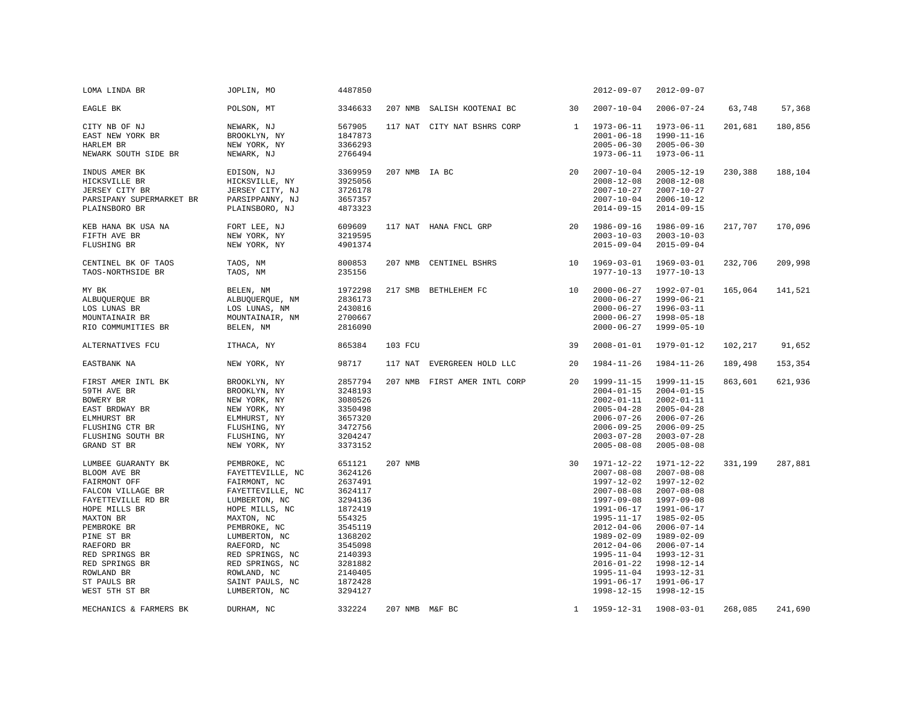| | | | | | | | | | | |
|---|---|---|---|---|---|---|---|---|---|---|
| LOMA LINDA BR | JOPLIN, MO | 4487850 | | | | | 2012-09-07 | 2012-09-07 | | |
| EAGLE BK | POLSON, MT | 3346633 | 207 | NMB | SALISH KOOTENAI BC | 30 | 2007-10-04 | 2006-07-24 | 63,748 | 57,368 |
| CITY NB OF NJ | NEWARK, NJ | 567905 | 117 | NAT | CITY NAT BSHRS CORP | 1 | 1973-06-11 | 1973-06-11 | 201,681 | 180,856 |
| EAST NEW YORK BR | BROOKLYN, NY | 1847873 | | | | | 2001-06-18 | 1990-11-16 | | |
| HARLEM BR | NEW YORK, NY | 3366293 | | | | | 2005-06-30 | 2005-06-30 | | |
| NEWARK SOUTH SIDE BR | NEWARK, NJ | 2766494 | | | | | 1973-06-11 | 1973-06-11 | | |
| INDUS AMER BK | EDISON, NJ | 3369959 | 207 | NMB | IA BC | 20 | 2007-10-04 | 2005-12-19 | 230,388 | 188,104 |
| HICKSVILLE BR | HICKSVILLE, NY | 3925056 | | | | | 2008-12-08 | 2008-12-08 | | |
| JERSEY CITY BR | JERSEY CITY, NJ | 3726178 | | | | | 2007-10-27 | 2007-10-27 | | |
| PARSIPANY SUPERMARKET BR | PARSIPPANNY, NJ | 3657357 | | | | | 2007-10-04 | 2006-10-12 | | |
| PLAINSBORO BR | PLAINSBORO, NJ | 4873323 | | | | | 2014-09-15 | 2014-09-15 | | |
| KEB HANA BK USA NA | FORT LEE, NJ | 609609 | 117 | NAT | HANA FNCL GRP | 20 | 1986-09-16 | 1986-09-16 | 217,707 | 170,096 |
| FIFTH AVE BR | NEW YORK, NY | 3219595 | | | | | 2003-10-03 | 2003-10-03 | | |
| FLUSHING BR | NEW YORK, NY | 4901374 | | | | | 2015-09-04 | 2015-09-04 | | |
| CENTINEL BK OF TAOS | TAOS, NM | 800853 | 207 | NMB | CENTINEL BSHRS | 10 | 1969-03-01 | 1969-03-01 | 232,706 | 209,998 |
| TAOS-NORTHSIDE BR | TAOS, NM | 235156 | | | | | 1977-10-13 | 1977-10-13 | | |
| MY BK | BELEN, NM | 1972298 | 217 | SMB | BETHLEHEM FC | 10 | 2000-06-27 | 1992-07-01 | 165,064 | 141,521 |
| ALBUQUERQUE BR | ALBUQUERQUE, NM | 2836173 | | | | | 2000-06-27 | 1999-06-21 | | |
| LOS LUNAS BR | LOS LUNAS, NM | 2430816 | | | | | 2000-06-27 | 1996-03-11 | | |
| MOUNTAINAIR BR | MOUNTAINAIR, NM | 2700667 | | | | | 2000-06-27 | 1998-05-18 | | |
| RIO COMMUMITIES BR | BELEN, NM | 2816090 | | | | | 2000-06-27 | 1999-05-10 | | |
| ALTERNATIVES FCU | ITHACA, NY | 865384 | 103 | FCU | | 39 | 2008-01-01 | 1979-01-12 | 102,217 | 91,652 |
| EASTBANK NA | NEW YORK, NY | 98717 | 117 | NAT | EVERGREEN HOLD LLC | 20 | 1984-11-26 | 1984-11-26 | 189,498 | 153,354 |
| FIRST AMER INTL BK | BROOKLYN, NY | 2857794 | 207 | NMB | FIRST AMER INTL CORP | 20 | 1999-11-15 | 1999-11-15 | 863,601 | 621,936 |
| 59TH AVE BR | BROOKLYN, NY | 3248193 | | | | | 2004-01-15 | 2004-01-15 | | |
| BOWERY BR | NEW YORK, NY | 3080526 | | | | | 2002-01-11 | 2002-01-11 | | |
| EAST BRDWAY BR | NEW YORK, NY | 3350498 | | | | | 2005-04-28 | 2005-04-28 | | |
| ELMHURST BR | ELMHURST, NY | 3657320 | | | | | 2006-07-26 | 2006-07-26 | | |
| FLUSHING CTR BR | FLUSHING, NY | 3472756 | | | | | 2006-09-25 | 2006-09-25 | | |
| FLUSHING SOUTH BR | FLUSHING, NY | 3204247 | | | | | 2003-07-28 | 2003-07-28 | | |
| GRAND ST BR | NEW YORK, NY | 3373152 | | | | | 2005-08-08 | 2005-08-08 | | |
| LUMBEE GUARANTY BK | PEMBROKE, NC | 651121 | 207 | NMB | | 30 | 1971-12-22 | 1971-12-22 | 331,199 | 287,881 |
| BLOOM AVE BR | FAYETTEVILLE, NC | 3624126 | | | | | 2007-08-08 | 2007-08-08 | | |
| FAIRMONT OFF | FAIRMONT, NC | 2637491 | | | | | 1997-12-02 | 1997-12-02 | | |
| FALCON VILLAGE BR | FAYETTEVILLE, NC | 3624117 | | | | | 2007-08-08 | 2007-08-08 | | |
| FAYETTEVILLE RD BR | LUMBERTON, NC | 3294136 | | | | | 1997-09-08 | 1997-09-08 | | |
| HOPE MILLS BR | HOPE MILLS, NC | 1872419 | | | | | 1991-06-17 | 1991-06-17 | | |
| MAXTON BR | MAXTON, NC | 554325 | | | | | 1995-11-17 | 1985-02-05 | | |
| PEMBROKE BR | PEMBROKE, NC | 3545119 | | | | | 2012-04-06 | 2006-07-14 | | |
| PINE ST BR | LUMBERTON, NC | 1368202 | | | | | 1989-02-09 | 1989-02-09 | | |
| RAEFORD BR | RAEFORD, NC | 3545098 | | | | | 2012-04-06 | 2006-07-14 | | |
| RED SPRINGS BR | RED SPRINGS, NC | 2140393 | | | | | 1995-11-04 | 1993-12-31 | | |
| RED SPRINGS BR | RED SPRINGS, NC | 3281882 | | | | | 2016-01-22 | 1998-12-14 | | |
| ROWLAND BR | ROWLAND, NC | 2140405 | | | | | 1995-11-04 | 1993-12-31 | | |
| ST PAULS BR | SAINT PAULS, NC | 1872428 | | | | | 1991-06-17 | 1991-06-17 | | |
| WEST 5TH ST BR | LUMBERTON, NC | 3294127 | | | | | 1998-12-15 | 1998-12-15 | | |
| MECHANICS & FARMERS BK | DURHAM, NC | 332224 | 207 | NMB | M&F BC | 1 | 1959-12-31 | 1908-03-01 | 268,085 | 241,690 |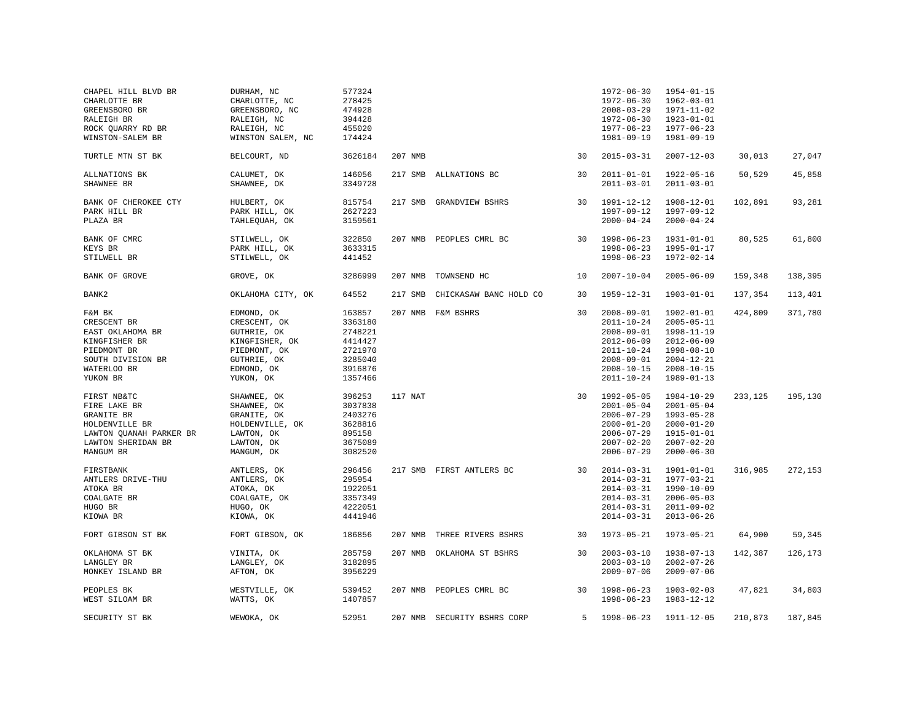| | | | | | | | | | |
|---|---|---|---|---|---|---|---|---|---|
| CHAPEL HILL BLVD BR | DURHAM, NC | 577324 | | | | 1972-06-30 | 1954-01-15 | | |
| CHARLOTTE BR | CHARLOTTE, NC | 278425 | | | | 1972-06-30 | 1962-03-01 | | |
| GREENSBORO BR | GREENSBORO, NC | 474928 | | | | 2008-03-29 | 1971-11-02 | | |
| RALEIGH BR | RALEIGH, NC | 394428 | | | | 1972-06-30 | 1923-01-01 | | |
| ROCK QUARRY RD BR | RALEIGH, NC | 455020 | | | | 1977-06-23 | 1977-06-23 | | |
| WINSTON-SALEM BR | WINSTON SALEM, NC | 174424 | | | | 1981-09-19 | 1981-09-19 | | |
| TURTLE MTN ST BK | BELCOURT, ND | 3626184 | 207 NMB | | 30 | 2015-03-31 | 2007-12-03 | 30,013 | 27,047 |
| ALLNATIONS BK | CALUMET, OK | 146056 | 217 SMB | ALLNATIONS BC | 30 | 2011-01-01 | 1922-05-16 | 50,529 | 45,858 |
| SHAWNEE BR | SHAWNEE, OK | 3349728 | | | | 2011-03-01 | 2011-03-01 | | |
| BANK OF CHEROKEE CTY | HULBERT, OK | 815754 | 217 SMB | GRANDVIEW BSHRS | 30 | 1991-12-12 | 1908-12-01 | 102,891 | 93,281 |
| PARK HILL BR | PARK HILL, OK | 2627223 | | | | 1997-09-12 | 1997-09-12 | | |
| PLAZA BR | TAHLEQUAH, OK | 3159561 | | | | 2000-04-24 | 2000-04-24 | | |
| BANK OF CMRC | STILWELL, OK | 322850 | 207 NMB | PEOPLES CMRL BC | 30 | 1998-06-23 | 1931-01-01 | 80,525 | 61,800 |
| KEYS BR | PARK HILL, OK | 3633315 | | | | 1998-06-23 | 1995-01-17 | | |
| STILWELL BR | STILWELL, OK | 441452 | | | | 1998-06-23 | 1972-02-14 | | |
| BANK OF GROVE | GROVE, OK | 3286999 | 207 NMB | TOWNSEND HC | 10 | 2007-10-04 | 2005-06-09 | 159,348 | 138,395 |
| BANK2 | OKLAHOMA CITY, OK | 64552 | 217 SMB | CHICKASAW BANC HOLD CO | 30 | 1959-12-31 | 1903-01-01 | 137,354 | 113,401 |
| F&M BK | EDMOND, OK | 163857 | 207 NMB | F&M BSHRS | 30 | 2008-09-01 | 1902-01-01 | 424,809 | 371,780 |
| CRESCENT BR | CRESCENT, OK | 3363180 | | | | 2011-10-24 | 2005-05-11 | | |
| EAST OKLAHOMA BR | GUTHRIE, OK | 2748221 | | | | 2008-09-01 | 1998-11-19 | | |
| KINGFISHER BR | KINGFISHER, OK | 4414427 | | | | 2012-06-09 | 2012-06-09 | | |
| PIEDMONT BR | PIEDMONT, OK | 2721970 | | | | 2011-10-24 | 1998-08-10 | | |
| SOUTH DIVISION BR | GUTHRIE, OK | 3285040 | | | | 2008-09-01 | 2004-12-21 | | |
| WATERLOO BR | EDMOND, OK | 3916876 | | | | 2008-10-15 | 2008-10-15 | | |
| YUKON BR | YUKON, OK | 1357466 | | | | 2011-10-24 | 1989-01-13 | | |
| FIRST NB&TC | SHAWNEE, OK | 396253 | 117 NAT | | 30 | 1992-05-05 | 1984-10-29 | 233,125 | 195,130 |
| FIRE LAKE BR | SHAWNEE, OK | 3037838 | | | | 2001-05-04 | 2001-05-04 | | |
| GRANITE BR | GRANITE, OK | 2403276 | | | | 2006-07-29 | 1993-05-28 | | |
| HOLDENVILLE BR | HOLDENVILLE, OK | 3628816 | | | | 2000-01-20 | 2000-01-20 | | |
| LAWTON QUANAH PARKER BR | LAWTON, OK | 895158 | | | | 2006-07-29 | 1915-01-01 | | |
| LAWTON SHERIDAN BR | LAWTON, OK | 3675089 | | | | 2007-02-20 | 2007-02-20 | | |
| MANGUM BR | MANGUM, OK | 3082520 | | | | 2006-07-29 | 2000-06-30 | | |
| FIRSTBANK | ANTLERS, OK | 296456 | 217 SMB | FIRST ANTLERS BC | 30 | 2014-03-31 | 1901-01-01 | 316,985 | 272,153 |
| ANTLERS DRIVE-THU | ANTLERS, OK | 295954 | | | | 2014-03-31 | 1977-03-21 | | |
| ATOKA BR | ATOKA, OK | 1922051 | | | | 2014-03-31 | 1990-10-09 | | |
| COALGATE BR | COALGATE, OK | 3357349 | | | | 2014-03-31 | 2006-05-03 | | |
| HUGO BR | HUGO, OK | 4222051 | | | | 2014-03-31 | 2011-09-02 | | |
| KIOWA BR | KIOWA, OK | 4441946 | | | | 2014-03-31 | 2013-06-26 | | |
| FORT GIBSON ST BK | FORT GIBSON, OK | 186856 | 207 NMB | THREE RIVERS BSHRS | 30 | 1973-05-21 | 1973-05-21 | 64,900 | 59,345 |
| OKLAHOMA ST BK | VINITA, OK | 285759 | 207 NMB | OKLAHOMA ST BSHRS | 30 | 2003-03-10 | 1938-07-13 | 142,387 | 126,173 |
| LANGLEY BR | LANGLEY, OK | 3182895 | | | | 2003-03-10 | 2002-07-26 | | |
| MONKEY ISLAND BR | AFTON, OK | 3956229 | | | | 2009-07-06 | 2009-07-06 | | |
| PEOPLES BK | WESTVILLE, OK | 539452 | 207 NMB | PEOPLES CMRL BC | 30 | 1998-06-23 | 1903-02-03 | 47,821 | 34,803 |
| WEST SILOAM BR | WATTS, OK | 1407857 | | | | 1998-06-23 | 1983-12-12 | | |
| SECURITY ST BK | WEWOKA, OK | 52951 | 207 NMB | SECURITY BSHRS CORP | 5 | 1998-06-23 | 1911-12-05 | 210,873 | 187,845 |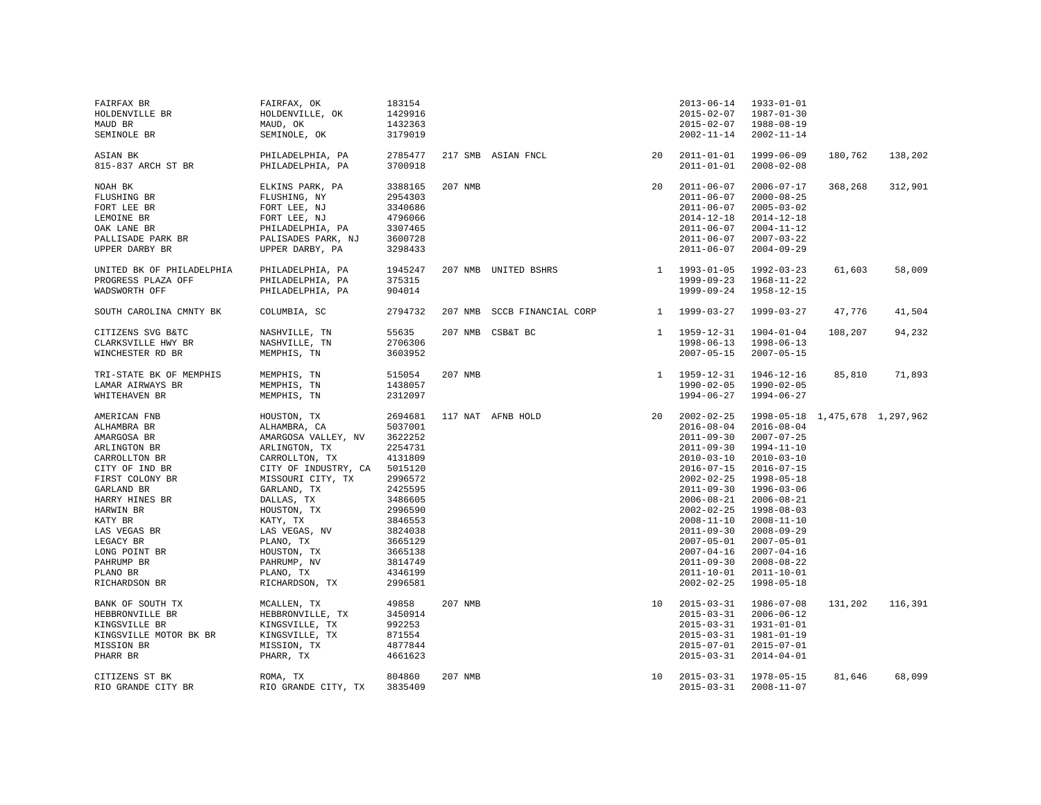| Name | Location | ID | Class | Holding Company | Code | Date 1 | Date 2 | Amount 1 | Amount 2 |
|---|---|---|---|---|---|---|---|---|---|
| FAIRFAX BR | FAIRFAX, OK | 183154 | | | | 2013-06-14 | 1933-01-01 | | |
| HOLDENVILLE BR | HOLDENVILLE, OK | 1429916 | | | | 2015-02-07 | 1987-01-30 | | |
| MAUD BR | MAUD, OK | 1432363 | | | | 2015-02-07 | 1988-08-19 | | |
| SEMINOLE BR | SEMINOLE, OK | 3179019 | | | | 2002-11-14 | 2002-11-14 | | |
| ASIAN BK | PHILADELPHIA, PA | 2785477 | 217 SMB | ASIAN FNCL | 20 | 2011-01-01 | 1999-06-09 | 180,762 | 138,202 |
| 815-837 ARCH ST BR | PHILADELPHIA, PA | 3700918 | | | | 2011-01-01 | 2008-02-08 | | |
| NOAH BK | ELKINS PARK, PA | 3388165 | 207 NMB | | 20 | 2011-06-07 | 2006-07-17 | 368,268 | 312,901 |
| FLUSHING BR | FLUSHING, NY | 2954303 | | | | 2011-06-07 | 2000-08-25 | | |
| FORT LEE BR | FORT LEE, NJ | 3340686 | | | | 2011-06-07 | 2005-03-02 | | |
| LEMOINE BR | FORT LEE, NJ | 4796066 | | | | 2014-12-18 | 2014-12-18 | | |
| OAK LANE BR | PHILADELPHIA, PA | 3307465 | | | | 2011-06-07 | 2004-11-12 | | |
| PALLISADE PARK BR | PALISADES PARK, NJ | 3600728 | | | | 2011-06-07 | 2007-03-22 | | |
| UPPER DARBY BR | UPPER DARBY, PA | 3298433 | | | | 2011-06-07 | 2004-09-29 | | |
| UNITED BK OF PHILADELPHIA | PHILADELPHIA, PA | 1945247 | 207 NMB | UNITED BSHRS | 1 | 1993-01-05 | 1992-03-23 | 61,603 | 58,009 |
| PROGRESS PLAZA OFF | PHILADELPHIA, PA | 375315 | | | | 1999-09-23 | 1968-11-22 | | |
| WADSWORTH OFF | PHILADELPHIA, PA | 904014 | | | | 1999-09-24 | 1958-12-15 | | |
| SOUTH CAROLINA CMNTY BK | COLUMBIA, SC | 2794732 | 207 NMB | SCCB FINANCIAL CORP | 1 | 1999-03-27 | 1999-03-27 | 47,776 | 41,504 |
| CITIZENS SVG B&TC | NASHVILLE, TN | 55635 | 207 NMB | CSB&T BC | 1 | 1959-12-31 | 1904-01-04 | 108,207 | 94,232 |
| CLARKSVILLE HWY BR | NASHVILLE, TN | 2706306 | | | | 1998-06-13 | 1998-06-13 | | |
| WINCHESTER RD BR | MEMPHIS, TN | 3603952 | | | | 2007-05-15 | 2007-05-15 | | |
| TRI-STATE BK OF MEMPHIS | MEMPHIS, TN | 515054 | 207 NMB | | 1 | 1959-12-31 | 1946-12-16 | 85,810 | 71,893 |
| LAMAR AIRWAYS BR | MEMPHIS, TN | 1438057 | | | | 1990-02-05 | 1990-02-05 | | |
| WHITEHAVEN BR | MEMPHIS, TN | 2312097 | | | | 1994-06-27 | 1994-06-27 | | |
| AMERICAN FNB | HOUSTON, TX | 2694681 | 117 NAT | AFNB HOLD | 20 | 2002-02-25 | 1998-05-18 | 1,475,678 | 1,297,962 |
| ALHAMBRA BR | ALHAMBRA, CA | 5037001 | | | | 2016-08-04 | 2016-08-04 | | |
| AMARGOSA BR | AMARGOSA VALLEY, NV | 3622252 | | | | 2011-09-30 | 2007-07-25 | | |
| ARLINGTON BR | ARLINGTON, TX | 2254731 | | | | 2011-09-30 | 1994-11-10 | | |
| CARROLLTON BR | CARROLLTON, TX | 4131809 | | | | 2010-03-10 | 2010-03-10 | | |
| CITY OF IND BR | CITY OF INDUSTRY, CA | 5015120 | | | | 2016-07-15 | 2016-07-15 | | |
| FIRST COLONY BR | MISSOURI CITY, TX | 2996572 | | | | 2002-02-25 | 1998-05-18 | | |
| GARLAND BR | GARLAND, TX | 2425595 | | | | 2011-09-30 | 1996-03-06 | | |
| HARRY HINES BR | DALLAS, TX | 3486605 | | | | 2006-08-21 | 2006-08-21 | | |
| HARWIN BR | HOUSTON, TX | 2996590 | | | | 2002-02-25 | 1998-08-03 | | |
| KATY BR | KATY, TX | 3846553 | | | | 2008-11-10 | 2008-11-10 | | |
| LAS VEGAS BR | LAS VEGAS, NV | 3824038 | | | | 2011-09-30 | 2008-09-29 | | |
| LEGACY BR | PLANO, TX | 3665129 | | | | 2007-05-01 | 2007-05-01 | | |
| LONG POINT BR | HOUSTON, TX | 3665138 | | | | 2007-04-16 | 2007-04-16 | | |
| PAHRUMP BR | PAHRUMP, NV | 3814749 | | | | 2011-09-30 | 2008-08-22 | | |
| PLANO BR | PLANO, TX | 4346199 | | | | 2011-10-01 | 2011-10-01 | | |
| RICHARDSON BR | RICHARDSON, TX | 2996581 | | | | 2002-02-25 | 1998-05-18 | | |
| BANK OF SOUTH TX | MCALLEN, TX | 49858 | 207 NMB | | 10 | 2015-03-31 | 1986-07-08 | 131,202 | 116,391 |
| HEBBRONVILLE BR | HEBBRONVILLE, TX | 3450914 | | | | 2015-03-31 | 2006-06-12 | | |
| KINGSVILLE BR | KINGSVILLE, TX | 992253 | | | | 2015-03-31 | 1931-01-01 | | |
| KINGSVILLE MOTOR BK BR | KINGSVILLE, TX | 871554 | | | | 2015-03-31 | 1981-01-19 | | |
| MISSION BR | MISSION, TX | 4877844 | | | | 2015-07-01 | 2015-07-01 | | |
| PHARR BR | PHARR, TX | 4661623 | | | | 2015-03-31 | 2014-04-01 | | |
| CITIZENS ST BK | ROMA, TX | 804860 | 207 NMB | | 10 | 2015-03-31 | 1978-05-15 | 81,646 | 68,099 |
| RIO GRANDE CITY BR | RIO GRANDE CITY, TX | 3835409 | | | | 2015-03-31 | 2008-11-07 | | |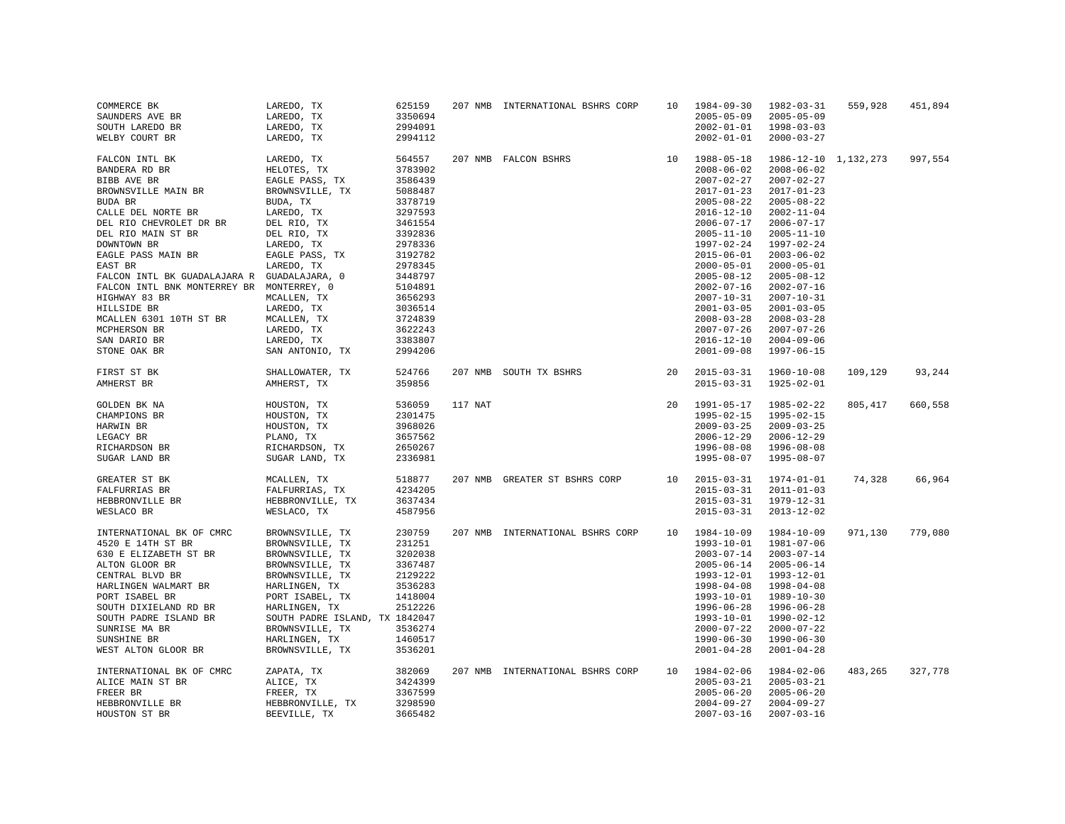| | | | | | | | | | |
|---|---|---|---|---|---|---|---|---|---|
| COMMERCE BK | LAREDO, TX | 625159 | 207 NMB | INTERNATIONAL BSHRS CORP | 10 | 1984-09-30 | 1982-03-31 | 559,928 | 451,894 |
| SAUNDERS AVE BR | LAREDO, TX | 3350694 | | | | 2005-05-09 | 2005-05-09 | | |
| SOUTH LAREDO BR | LAREDO, TX | 2994091 | | | | 2002-01-01 | 1998-03-03 | | |
| WELBY COURT BR | LAREDO, TX | 2994112 | | | | 2002-01-01 | 2000-03-27 | | |
| FALCON INTL BK | LAREDO, TX | 564557 | 207 NMB | FALCON BSHRS | 10 | 1988-05-18 | 1986-12-10 | 1,132,273 | 997,554 |
| BANDERA RD BR | HELOTES, TX | 3783902 | | | | 2008-06-02 | 2008-06-02 | | |
| BIBB AVE BR | EAGLE PASS, TX | 3586439 | | | | 2007-02-27 | 2007-02-27 | | |
| BROWNSVILLE MAIN BR | BROWNSVILLE, TX | 5088487 | | | | 2017-01-23 | 2017-01-23 | | |
| BUDA BR | BUDA, TX | 3378719 | | | | 2005-08-22 | 2005-08-22 | | |
| CALLE DEL NORTE BR | LAREDO, TX | 3297593 | | | | 2016-12-10 | 2002-11-04 | | |
| DEL RIO CHEVROLET DR BR | DEL RIO, TX | 3461554 | | | | 2006-07-17 | 2006-07-17 | | |
| DEL RIO MAIN ST BR | DEL RIO, TX | 3392836 | | | | 2005-11-10 | 2005-11-10 | | |
| DOWNTOWN BR | LAREDO, TX | 2978336 | | | | 1997-02-24 | 1997-02-24 | | |
| EAGLE PASS MAIN BR | EAGLE PASS, TX | 3192782 | | | | 2015-06-01 | 2003-06-02 | | |
| EAST BR | LAREDO, TX | 2978345 | | | | 2000-05-01 | 2000-05-01 | | |
| FALCON INTL BK GUADALAJARA R | GUADALAJARA, 0 | 3448797 | | | | 2005-08-12 | 2005-08-12 | | |
| FALCON INTL BNK MONTERREY BR | MONTERREY, 0 | 5104891 | | | | 2002-07-16 | 2002-07-16 | | |
| HIGHWAY 83 BR | MCALLEN, TX | 3656293 | | | | 2007-10-31 | 2007-10-31 | | |
| HILLSIDE BR | LAREDO, TX | 3036514 | | | | 2001-03-05 | 2001-03-05 | | |
| MCALLEN 6301 10TH ST BR | MCALLEN, TX | 3724839 | | | | 2008-03-28 | 2008-03-28 | | |
| MCPHERSON BR | LAREDO, TX | 3622243 | | | | 2007-07-26 | 2007-07-26 | | |
| SAN DARIO BR | LAREDO, TX | 3383807 | | | | 2016-12-10 | 2004-09-06 | | |
| STONE OAK BR | SAN ANTONIO, TX | 2994206 | | | | 2001-09-08 | 1997-06-15 | | |
| FIRST ST BK | SHALLOWATER, TX | 524766 | 207 NMB | SOUTH TX BSHRS | 20 | 2015-03-31 | 1960-10-08 | 109,129 | 93,244 |
| AMHERST BR | AMHERST, TX | 359856 | | | | 2015-03-31 | 1925-02-01 | | |
| GOLDEN BK NA | HOUSTON, TX | 536059 | 117 NAT | | 20 | 1991-05-17 | 1985-02-22 | 805,417 | 660,558 |
| CHAMPIONS BR | HOUSTON, TX | 2301475 | | | | 1995-02-15 | 1995-02-15 | | |
| HARWIN BR | HOUSTON, TX | 3968026 | | | | 2009-03-25 | 2009-03-25 | | |
| LEGACY BR | PLANO, TX | 3657562 | | | | 2006-12-29 | 2006-12-29 | | |
| RICHARDSON BR | RICHARDSON, TX | 2650267 | | | | 1996-08-08 | 1996-08-08 | | |
| SUGAR LAND BR | SUGAR LAND, TX | 2336981 | | | | 1995-08-07 | 1995-08-07 | | |
| GREATER ST BK | MCALLEN, TX | 518877 | 207 NMB | GREATER ST BSHRS CORP | 10 | 2015-03-31 | 1974-01-01 | 74,328 | 66,964 |
| FALFURRIAS BR | FALFURRIAS, TX | 4234205 | | | | 2015-03-31 | 2011-01-03 | | |
| HEBBRONVILLE BR | HEBBRONVILLE, TX | 3637434 | | | | 2015-03-31 | 1979-12-31 | | |
| WESLACO BR | WESLACO, TX | 4587956 | | | | 2015-03-31 | 2013-12-02 | | |
| INTERNATIONAL BK OF CMRC | BROWNSVILLE, TX | 230759 | 207 NMB | INTERNATIONAL BSHRS CORP | 10 | 1984-10-09 | 1984-10-09 | 971,130 | 779,080 |
| 4520 E 14TH ST BR | BROWNSVILLE, TX | 231251 | | | | 1993-10-01 | 1981-07-06 | | |
| 630 E ELIZABETH ST BR | BROWNSVILLE, TX | 3202038 | | | | 2003-07-14 | 2003-07-14 | | |
| ALTON GLOOR BR | BROWNSVILLE, TX | 3367487 | | | | 2005-06-14 | 2005-06-14 | | |
| CENTRAL BLVD BR | BROWNSVILLE, TX | 2129222 | | | | 1993-12-01 | 1993-12-01 | | |
| HARLINGEN WALMART BR | HARLINGEN, TX | 3536283 | | | | 1998-04-08 | 1998-04-08 | | |
| PORT ISABEL BR | PORT ISABEL, TX | 1418004 | | | | 1993-10-01 | 1989-10-30 | | |
| SOUTH DIXIELAND RD BR | HARLINGEN, TX | 2512226 | | | | 1996-06-28 | 1996-06-28 | | |
| SOUTH PADRE ISLAND BR | SOUTH PADRE ISLAND, TX | 1842047 | | | | 1993-10-01 | 1990-02-12 | | |
| SUNRISE MA BR | BROWNSVILLE, TX | 3536274 | | | | 2000-07-22 | 2000-07-22 | | |
| SUNSHINE BR | HARLINGEN, TX | 1460517 | | | | 1990-06-30 | 1990-06-30 | | |
| WEST ALTON GLOOR BR | BROWNSVILLE, TX | 3536201 | | | | 2001-04-28 | 2001-04-28 | | |
| INTERNATIONAL BK OF CMRC | ZAPATA, TX | 382069 | 207 NMB | INTERNATIONAL BSHRS CORP | 10 | 1984-02-06 | 1984-02-06 | 483,265 | 327,778 |
| ALICE MAIN ST BR | ALICE, TX | 3424399 | | | | 2005-03-21 | 2005-03-21 | | |
| FREER BR | FREER, TX | 3367599 | | | | 2005-06-20 | 2005-06-20 | | |
| HEBBRONVILLE BR | HEBBRONVILLE, TX | 3298590 | | | | 2004-09-27 | 2004-09-27 | | |
| HOUSTON ST BR | BEEVILLE, TX | 3665482 | | | | 2007-03-16 | 2007-03-16 | | |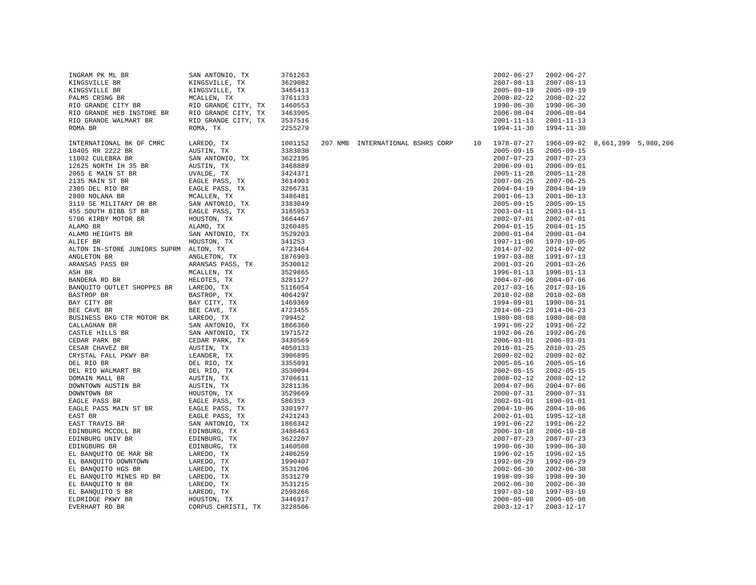| | | | | | | | | | |
|---|---|---|---|---|---|---|---|---|---|
| INGRAM PK ML BR | SAN ANTONIO, TX | 3761263 | | | | 2002-06-27 | 2002-06-27 | | |
| KINGSVILLE BR | KINGSVILLE, TX | 3629082 | | | | 2007-08-13 | 2007-08-13 | | |
| KINGSVILLE BR | KINGSVILLE, TX | 3465413 | | | | 2005-09-19 | 2005-09-19 | | |
| PALMS CRSNG BR | MCALLEN, TX | 3761133 | | | | 2008-02-22 | 2008-02-22 | | |
| RIO GRANDE CITY BR | RIO GRANDE CITY, TX | 1460553 | | | | 1990-06-30 | 1990-06-30 | | |
| RIO GRANDE HEB INSTORE BR | RIO GRANDE CITY, TX | 3463905 | | | | 2006-08-04 | 2006-08-04 | | |
| RIO GRANDE WALMART BR | RIO GRANDE CITY, TX | 3537516 | | | | 2001-11-13 | 2001-11-13 | | |
| ROMA BR | ROMA, TX | 2255279 | | | | 1994-11-30 | 1994-11-30 | | |
| INTERNATIONAL BK OF CMRC | LAREDO, TX | 1001152 | 207 NMB | INTERNATIONAL BSHRS CORP | 10 | 1978-07-27 | 1966-09-02 | 8,661,399 | 5,980,206 |
| 10405 RR 2222 BR | AUSTIN, TX | 3383030 | | | | 2005-09-15 | 2005-09-15 | | |
| 11002 CULEBRA BR | SAN ANTONIO, TX | 3622195 | | | | 2007-07-23 | 2007-07-23 | | |
| 12625 NORTH IH 35 BR | AUSTIN, TX | 3468889 | | | | 2006-09-01 | 2006-09-01 | | |
| 2065 E MAIN ST BR | UVALDE, TX | 3424371 | | | | 2005-11-28 | 2005-11-28 | | |
| 2135 MAIN ST BR | EAGLE PASS, TX | 3614903 | | | | 2007-06-25 | 2007-06-25 | | |
| 2305 DEL RIO BR | EAGLE PASS, TX | 3266731 | | | | 2004-04-19 | 2004-04-19 | | |
| 2800 NOLANA BR | MCALLEN, TX | 3486481 | | | | 2001-06-13 | 2001-06-13 | | |
| 3119 SE MILITARY DR BR | SAN ANTONIO, TX | 3383049 | | | | 2005-09-15 | 2005-09-15 | | |
| 455 SOUTH BIBB ST BR | EAGLE PASS, TX | 3185953 | | | | 2003-04-11 | 2003-04-11 | | |
| 5706 KIRBY MOTOR BR | HOUSTON, TX | 3664467 | | | | 2002-07-01 | 2002-07-01 | | |
| ALAMO BR | ALAMO, TX | 3260485 | | | | 2004-01-15 | 2004-01-15 | | |
| ALAMO HEIGHTS BR | SAN ANTONIO, TX | 3529203 | | | | 2000-01-04 | 2000-01-04 | | |
| ALIEF BR | HOUSTON, TX | 341253 | | | | 1997-11-06 | 1970-10-05 | | |
| ALTON IN-STORE JUNIORS SUPRM | ALTON, TX | 4723464 | | | | 2014-07-02 | 2014-07-02 | | |
| ANGLETON BR | ANGLETON, TX | 1876903 | | | | 1997-03-08 | 1991-07-13 | | |
| ARANSAS PASS BR | ARANSAS PASS, TX | 3530012 | | | | 2001-03-26 | 2001-03-26 | | |
| ASH BR | MCALLEN, TX | 3529865 | | | | 1996-01-13 | 1996-01-13 | | |
| BANDERA RD BR | HELOTES, TX | 3281127 | | | | 2004-07-06 | 2004-07-06 | | |
| BANQUITO OUTLET SHOPPES BR | LAREDO, TX | 5116054 | | | | 2017-03-16 | 2017-03-16 | | |
| BASTROP BR | BASTROP, TX | 4064297 | | | | 2010-02-08 | 2010-02-08 | | |
| BAY CITY BR | BAY CITY, TX | 1469369 | | | | 1994-09-01 | 1990-08-31 | | |
| BEE CAVE BR | BEE CAVE, TX | 4723455 | | | | 2014-06-23 | 2014-06-23 | | |
| BUSINESS BKG CTR MOTOR BK | LAREDO, TX | 799452 | | | | 1980-08-08 | 1980-08-08 | | |
| CALLAGHAN BR | SAN ANTONIO, TX | 1866360 | | | | 1991-06-22 | 1991-06-22 | | |
| CASTLE HILLS BR | SAN ANTONIO, TX | 1971572 | | | | 1992-06-26 | 1992-06-26 | | |
| CEDAR PARK BR | CEDAR PARK, TX | 3430569 | | | | 2006-03-01 | 2006-03-01 | | |
| CESAR CHAVEZ BR | AUSTIN, TX | 4050133 | | | | 2010-01-25 | 2010-01-25 | | |
| CRYSTAL FALL PKWY BR | LEANDER, TX | 3906895 | | | | 2009-02-02 | 2009-02-02 | | |
| DEL RIO BR | DEL RIO, TX | 3355091 | | | | 2005-05-16 | 2005-05-16 | | |
| DEL RIO WALMART BR | DEL RIO, TX | 3530094 | | | | 2002-05-15 | 2002-05-15 | | |
| DOMAIN MALL BR | AUSTIN, TX | 3706611 | | | | 2008-02-12 | 2008-02-12 | | |
| DOWNTOWN AUSTIN BR | AUSTIN, TX | 3281136 | | | | 2004-07-06 | 2004-07-06 | | |
| DOWNTOWN BR | HOUSTON, TX | 3529669 | | | | 2000-07-31 | 2000-07-31 | | |
| EAGLE PASS BR | EAGLE PASS, TX | 586353 | | | | 2002-01-01 | 1890-01-01 | | |
| EAGLE PASS MAIN ST BR | EAGLE PASS, TX | 3301977 | | | | 2004-10-06 | 2004-10-06 | | |
| EAST BR | EAGLE PASS, TX | 2421243 | | | | 2002-01-01 | 1995-12-18 | | |
| EAST TRAVIS BR | SAN ANTONIO, TX | 1866342 | | | | 1991-06-22 | 1991-06-22 | | |
| EDINBURG MCCOLL BR | EDINBURG, TX | 3486463 | | | | 2006-10-18 | 2006-10-18 | | |
| EDINBURG UNIV BR | EDINBURG, TX | 3622207 | | | | 2007-07-23 | 2007-07-23 | | |
| EDINGBURG BR | EDINBURG, TX | 1460508 | | | | 1990-06-30 | 1990-06-30 | | |
| EL BANQUITO DE MAR BR | LAREDO, TX | 2406259 | | | | 1996-02-15 | 1996-02-15 | | |
| EL BANQUITO DOWNTOWN | LAREDO, TX | 1990407 | | | | 1992-06-29 | 1992-06-29 | | |
| EL BANQUITO HGS BR | LAREDO, TX | 3531206 | | | | 2002-06-30 | 2002-06-30 | | |
| EL BANQUITO MINES RD BR | LAREDO, TX | 3531279 | | | | 1998-09-30 | 1998-09-30 | | |
| EL BANQUITO N BR | LAREDO, TX | 3531215 | | | | 2002-06-30 | 2002-06-30 | | |
| EL BANQUITO S BR | LAREDO, TX | 2598266 | | | | 1997-03-10 | 1997-03-10 | | |
| ELDRIDGE PKWY BR | HOUSTON, TX | 3446917 | | | | 2006-05-08 | 2006-05-08 | | |
| EVERHART RD BR | CORPUS CHRISTI, TX | 3228506 | | | | 2003-12-17 | 2003-12-17 | | |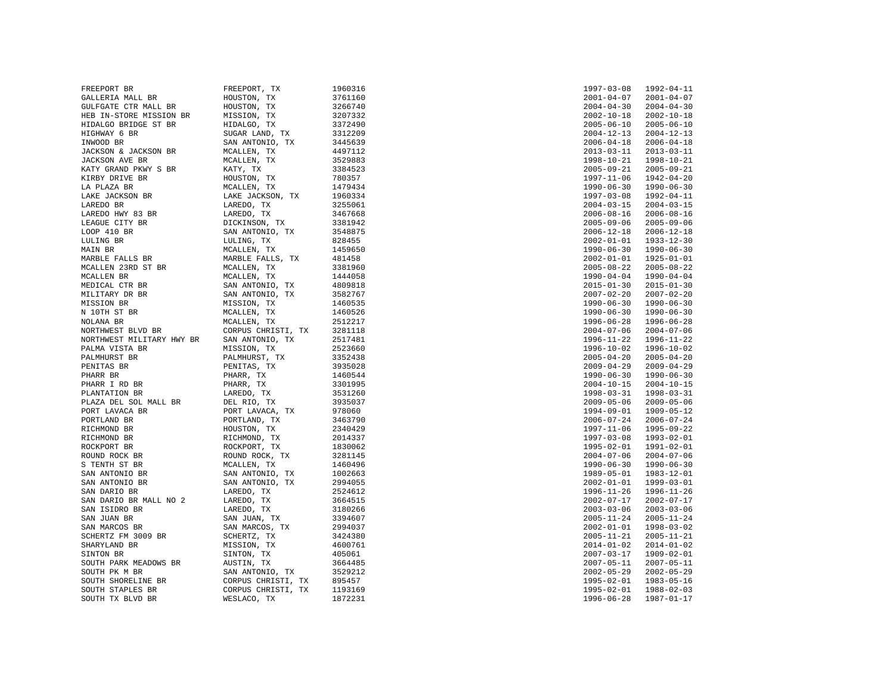| | | | | |
|---|---|---|---|---|
| FREEPORT BR | FREEPORT, TX | 1960316 | 1997-03-08 | 1992-04-11 |
| GALLERIA MALL BR | HOUSTON, TX | 3761160 | 2001-04-07 | 2001-04-07 |
| GULFGATE CTR MALL BR | HOUSTON, TX | 3266740 | 2004-04-30 | 2004-04-30 |
| HEB IN-STORE MISSION BR | MISSION, TX | 3207332 | 2002-10-18 | 2002-10-18 |
| HIDALGO BRIDGE ST BR | HIDALGO, TX | 3372490 | 2005-06-10 | 2005-06-10 |
| HIGHWAY 6 BR | SUGAR LAND, TX | 3312209 | 2004-12-13 | 2004-12-13 |
| INWOOD BR | SAN ANTONIO, TX | 3445639 | 2006-04-18 | 2006-04-18 |
| JACKSON & JACKSON BR | MCALLEN, TX | 4497112 | 2013-03-11 | 2013-03-11 |
| JACKSON AVE BR | MCALLEN, TX | 3529883 | 1998-10-21 | 1998-10-21 |
| KATY GRAND PKWY S BR | KATY, TX | 3384523 | 2005-09-21 | 2005-09-21 |
| KIRBY DRIVE BR | HOUSTON, TX | 780357 | 1997-11-06 | 1942-04-20 |
| LA PLAZA BR | MCALLEN, TX | 1479434 | 1990-06-30 | 1990-06-30 |
| LAKE JACKSON BR | LAKE JACKSON, TX | 1960334 | 1997-03-08 | 1992-04-11 |
| LAREDO BR | LAREDO, TX | 3255061 | 2004-03-15 | 2004-03-15 |
| LAREDO HWY 83 BR | LAREDO, TX | 3467668 | 2006-08-16 | 2006-08-16 |
| LEAGUE CITY BR | DICKINSON, TX | 3381942 | 2005-09-06 | 2005-09-06 |
| LOOP 410 BR | SAN ANTONIO, TX | 3548875 | 2006-12-18 | 2006-12-18 |
| LULING BR | LULING, TX | 828455 | 2002-01-01 | 1933-12-30 |
| MAIN BR | MCALLEN, TX | 1459650 | 1990-06-30 | 1990-06-30 |
| MARBLE FALLS BR | MARBLE FALLS, TX | 481458 | 2002-01-01 | 1925-01-01 |
| MCALLEN 23RD ST BR | MCALLEN, TX | 3381960 | 2005-08-22 | 2005-08-22 |
| MCALLEN BR | MCALLEN, TX | 1444058 | 1990-04-04 | 1990-04-04 |
| MEDICAL CTR BR | SAN ANTONIO, TX | 4809818 | 2015-01-30 | 2015-01-30 |
| MILITARY DR BR | SAN ANTONIO, TX | 3582767 | 2007-02-20 | 2007-02-20 |
| MISSION BR | MISSION, TX | 1460535 | 1990-06-30 | 1990-06-30 |
| N 10TH ST BR | MCALLEN, TX | 1460526 | 1990-06-30 | 1990-06-30 |
| NOLANA BR | MCALLEN, TX | 2512217 | 1996-06-28 | 1996-06-28 |
| NORTHWEST BLVD BR | CORPUS CHRISTI, TX | 3281118 | 2004-07-06 | 2004-07-06 |
| NORTHWEST MILITARY HWY BR | SAN ANTONIO, TX | 2517481 | 1996-11-22 | 1996-11-22 |
| PALMA VISTA BR | MISSION, TX | 2523660 | 1996-10-02 | 1996-10-02 |
| PALMHURST BR | PALMHURST, TX | 3352438 | 2005-04-20 | 2005-04-20 |
| PENITAS BR | PENITAS, TX | 3935028 | 2009-04-29 | 2009-04-29 |
| PHARR BR | PHARR, TX | 1460544 | 1990-06-30 | 1990-06-30 |
| PHARR I RD BR | PHARR, TX | 3301995 | 2004-10-15 | 2004-10-15 |
| PLANTATION BR | LAREDO, TX | 3531260 | 1998-03-31 | 1998-03-31 |
| PLAZA DEL SOL MALL BR | DEL RIO, TX | 3935037 | 2009-05-06 | 2009-05-06 |
| PORT LAVACA BR | PORT LAVACA, TX | 978060 | 1994-09-01 | 1909-05-12 |
| PORTLAND BR | PORTLAND, TX | 3463790 | 2006-07-24 | 2006-07-24 |
| RICHMOND BR | HOUSTON, TX | 2340429 | 1997-11-06 | 1995-09-22 |
| RICHMOND BR | RICHMOND, TX | 2014337 | 1997-03-08 | 1993-02-01 |
| ROCKPORT BR | ROCKPORT, TX | 1830062 | 1995-02-01 | 1991-02-01 |
| ROUND ROCK BR | ROUND ROCK, TX | 3281145 | 2004-07-06 | 2004-07-06 |
| S TENTH ST BR | MCALLEN, TX | 1460496 | 1990-06-30 | 1990-06-30 |
| SAN ANTONIO BR | SAN ANTONIO, TX | 1002663 | 1989-05-01 | 1983-12-01 |
| SAN ANTONIO BR | SAN ANTONIO, TX | 2994055 | 2002-01-01 | 1999-03-01 |
| SAN DARIO BR | LAREDO, TX | 2524612 | 1996-11-26 | 1996-11-26 |
| SAN DARIO BR MALL NO 2 | LAREDO, TX | 3664515 | 2002-07-17 | 2002-07-17 |
| SAN ISIDRO BR | LAREDO, TX | 3180266 | 2003-03-06 | 2003-03-06 |
| SAN JUAN BR | SAN JUAN, TX | 3394607 | 2005-11-24 | 2005-11-24 |
| SAN MARCOS BR | SAN MARCOS, TX | 2994037 | 2002-01-01 | 1998-03-02 |
| SCHERTZ FM 3009 BR | SCHERTZ, TX | 3424380 | 2005-11-21 | 2005-11-21 |
| SHARYLAND BR | MISSION, TX | 4600761 | 2014-01-02 | 2014-01-02 |
| SINTON BR | SINTON, TX | 405061 | 2007-03-17 | 1909-02-01 |
| SOUTH PARK MEADOWS BR | AUSTIN, TX | 3664485 | 2007-05-11 | 2007-05-11 |
| SOUTH PK M BR | SAN ANTONIO, TX | 3529212 | 2002-05-29 | 2002-05-29 |
| SOUTH SHORELINE BR | CORPUS CHRISTI, TX | 895457 | 1995-02-01 | 1983-05-16 |
| SOUTH STAPLES BR | CORPUS CHRISTI, TX | 1193169 | 1995-02-01 | 1988-02-03 |
| SOUTH TX BLVD BR | WESLACO, TX | 1872231 | 1996-06-28 | 1987-01-17 |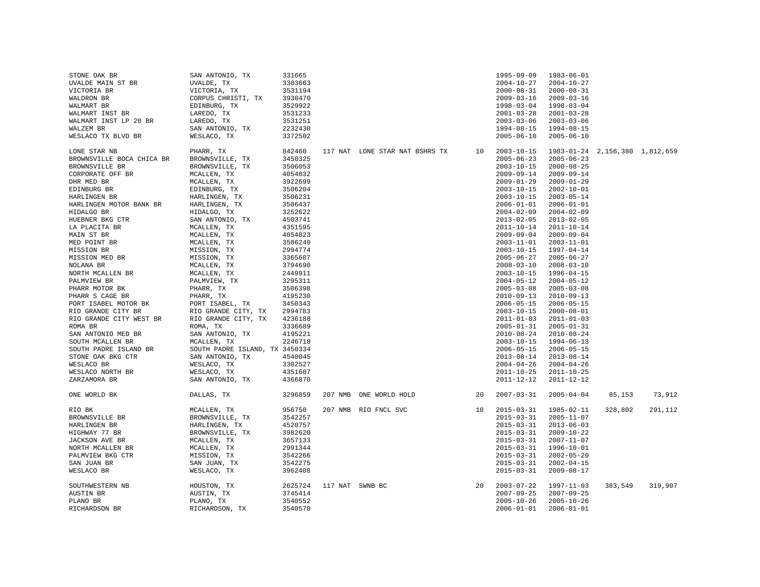| | | | | | | | | | | |
|---|---|---|---|---|---|---|---|---|---|---|
| STONE OAK BR | SAN ANTONIO, TX | 331665 | | | | | 1995-09-09 | 1983-06-01 | | |
| UVALDE MAIN ST BR | UVALDE, TX | 3303663 | | | | | 2004-10-27 | 2004-10-27 | | |
| VICTORIA BR | VICTORIA, TX | 3531194 | | | | | 2000-08-31 | 2000-08-31 | | |
| WALDRON BR | CORPUS CHRISTI, TX | 3930470 | | | | | 2009-03-16 | 2009-03-16 | | |
| WALMART BR | EDINBURG, TX | 3529922 | | | | | 1998-03-04 | 1998-03-04 | | |
| WALMART INST BR | LAREDO, TX | 3531233 | | | | | 2001-03-28 | 2001-03-28 | | |
| WALMART INST LP 20 BR | LAREDO, TX | 3531251 | | | | | 2003-03-06 | 2003-03-06 | | |
| WALZEM BR | SAN ANTONIO, TX | 2232430 | | | | | 1994-08-15 | 1994-08-15 | | |
| WESLACO TX BLVD BR | WESLACO, TX | 3372502 | | | | | 2005-06-10 | 2005-06-10 | | |
| | | | | | | | | | | |
| LONE STAR NB | PHARR, TX | 842460 | 117 | NAT | LONE STAR NAT BSHRS TX | 10 | 2003-10-15 | 1983-01-24 | 2,156,380 | 1,812,659 |
| BROWNSVILLE BOCA CHICA BR | BROWNSVILLE, TX | 3450325 | | | | | 2005-06-23 | 2005-06-23 | | |
| BROWNSVILLE BR | BROWNSVILLE, TX | 3506053 | | | | | 2003-10-15 | 2000-08-25 | | |
| CORPORATE OFF BR | MCALLEN, TX | 4054832 | | | | | 2009-09-14 | 2009-09-14 | | |
| DHR MED BR | MCALLEN, TX | 3922699 | | | | | 2009-01-29 | 2009-01-29 | | |
| EDINBURG BR | EDINBURG, TX | 3506204 | | | | | 2003-10-15 | 2002-10-01 | | |
| HARLINGEN BR | HARLINGEN, TX | 3506231 | | | | | 2003-10-15 | 2003-05-14 | | |
| HARLINGEN MOTOR BANK BR | HARLINGEN, TX | 3506437 | | | | | 2006-01-01 | 2006-01-01 | | |
| HIDALGO BR | HIDALGO, TX | 3252622 | | | | | 2004-02-09 | 2004-02-09 | | |
| HUEBNER BKG CTR | SAN ANTONIO, TX | 4503741 | | | | | 2013-02-05 | 2013-02-05 | | |
| LA PLACITA BR | MCALLEN, TX | 4351595 | | | | | 2011-10-14 | 2011-10-14 | | |
| MAIN ST BR | MCALLEN, TX | 4054823 | | | | | 2009-09-04 | 2009-09-04 | | |
| MED POINT BR | MCALLEN, TX | 3506240 | | | | | 2003-11-01 | 2003-11-01 | | |
| MISSION BR | MISSION, TX | 2994774 | | | | | 2003-10-15 | 1997-04-14 | | |
| MISSION MED BR | MISSION, TX | 3365607 | | | | | 2005-06-27 | 2005-06-27 | | |
| NOLANA BR | MCALLEN, TX | 3794690 | | | | | 2008-03-10 | 2008-03-10 | | |
| NORTH MCALLEN BR | MCALLEN, TX | 2449911 | | | | | 2003-10-15 | 1996-04-15 | | |
| PALMVIEW BR | PALMVIEW, TX | 3295311 | | | | | 2004-05-12 | 2004-05-12 | | |
| PHARR MOTOR BK | PHARR, TX | 3506398 | | | | | 2005-03-08 | 2005-03-08 | | |
| PHARR S CAGE BR | PHARR, TX | 4195230 | | | | | 2010-09-13 | 2010-09-13 | | |
| PORT ISABEL MOTOR BK | PORT ISABEL, TX | 3450343 | | | | | 2006-05-15 | 2006-05-15 | | |
| RIO GRANDE CITY BR | RIO GRANDE CITY, TX | 2994783 | | | | | 2003-10-15 | 2000-08-01 | | |
| RIO GRANDE CITY WEST BR | RIO GRANDE CITY, TX | 4236188 | | | | | 2011-01-03 | 2011-01-03 | | |
| ROMA BR | ROMA, TX | 3336689 | | | | | 2005-01-31 | 2005-01-31 | | |
| SAN ANTONIO MED BR | SAN ANTONIO, TX | 4195221 | | | | | 2010-08-24 | 2010-08-24 | | |
| SOUTH MCALLEN BR | MCALLEN, TX | 2246718 | | | | | 2003-10-15 | 1994-06-13 | | |
| SOUTH PADRE ISLAND BR | SOUTH PADRE ISLAND, TX | 3450334 | | | | | 2006-05-15 | 2006-05-15 | | |
| STONE OAK BKG CTR | SAN ANTONIO, TX | 4540045 | | | | | 2013-08-14 | 2013-08-14 | | |
| WESLACO BR | WESLACO, TX | 3302527 | | | | | 2004-04-26 | 2004-04-26 | | |
| WESLACO NORTH BR | WESLACO, TX | 4351607 | | | | | 2011-10-25 | 2011-10-25 | | |
| ZARZAMORA BR | SAN ANTONIO, TX | 4366870 | | | | | 2011-12-12 | 2011-12-12 | | |
| | | | | | | | | | | |
| ONE WORLD BK | DALLAS, TX | 3296859 | 207 | NMB | ONE WORLD HOLD | 20 | 2007-03-31 | 2005-04-04 | 85,153 | 73,912 |
| | | | | | | | | | | |
| RIO BK | MCALLEN, TX | 956750 | 207 | NMB | RIO FNCL SVC | 10 | 2015-03-31 | 1985-02-11 | 328,802 | 291,112 |
| BROWNSVILLE BR | BROWNSVILLE, TX | 3542257 | | | | | 2015-03-31 | 2005-11-07 | | |
| HARLINGEN BR | HARLINGEN, TX | 4520757 | | | | | 2015-03-31 | 2013-06-03 | | |
| HIGHWAY 77 BR | BROWNSVILLE, TX | 3982620 | | | | | 2015-03-31 | 2009-10-22 | | |
| JACKSON AVE BR | MCALLEN, TX | 3657133 | | | | | 2015-03-31 | 2007-11-07 | | |
| NORTH MCALLEN BR | MCALLEN, TX | 2991344 | | | | | 2015-03-31 | 1996-10-01 | | |
| PALMVIEW BKG CTR | MISSION, TX | 3542266 | | | | | 2015-03-31 | 2002-05-20 | | |
| SAN JUAN BR | SAN JUAN, TX | 3542275 | | | | | 2015-03-31 | 2002-04-15 | | |
| WESLACO BR | WESLACO, TX | 3962408 | | | | | 2015-03-31 | 2009-08-17 | | |
| | | | | | | | | | | |
| SOUTHWESTERN NB | HOUSTON, TX | 2625724 | 117 | NAT | SWNB BC | 20 | 2003-07-22 | 1997-11-03 | 383,549 | 319,907 |
| AUSTIN BR | AUSTIN, TX | 3745414 | | | | | 2007-09-25 | 2007-09-25 | | |
| PLANO BR | PLANO, TX | 3540552 | | | | | 2005-10-26 | 2005-10-26 | | |
| RICHARDSON BR | RICHARDSON, TX | 3540570 | | | | | 2006-01-01 | 2006-01-01 | | |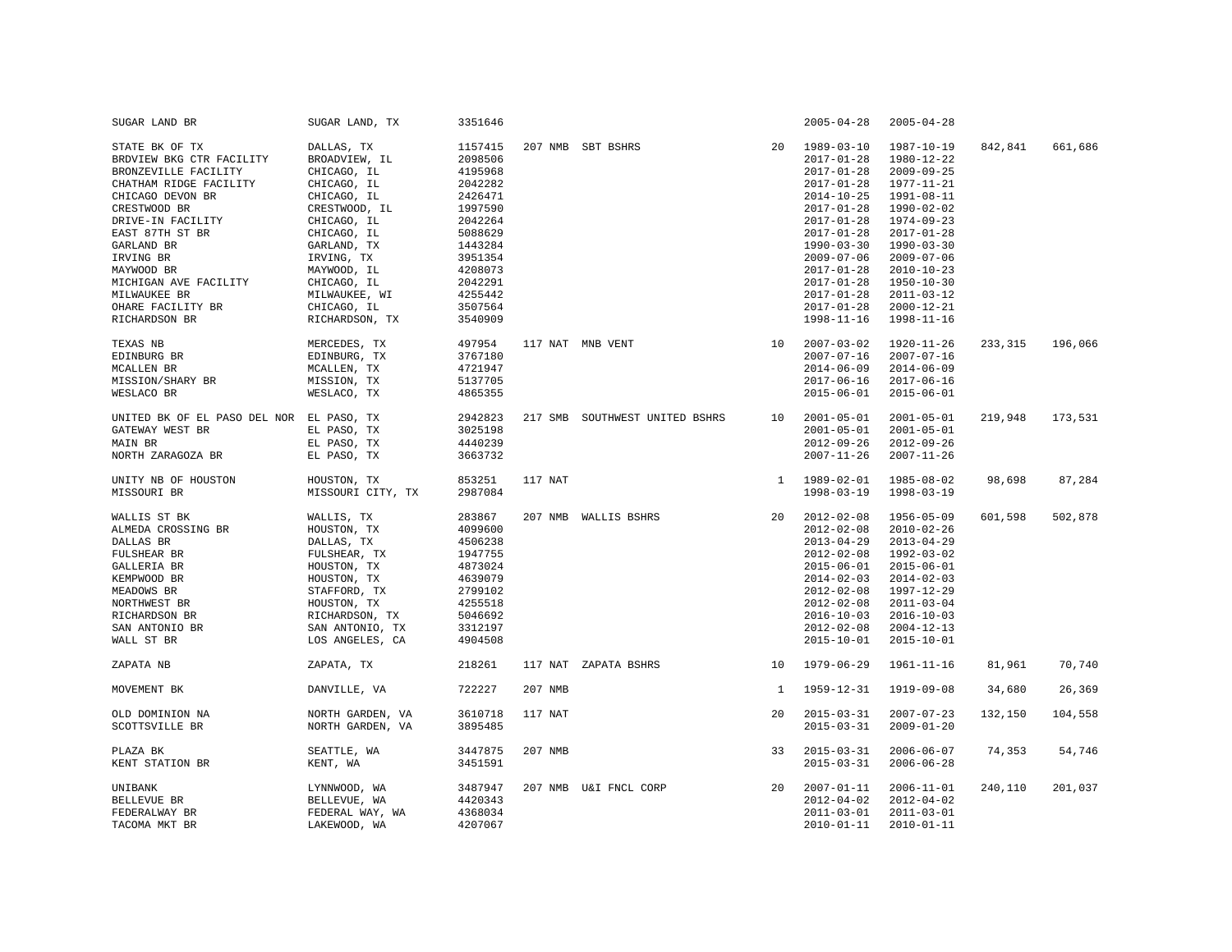| | | | | | | | | | | |
|---|---|---|---|---|---|---|---|---|---|---|
| SUGAR LAND BR | SUGAR LAND, TX | 3351646 | | | | | 2005-04-28 | 2005-04-28 | | |
| STATE BK OF TX | DALLAS, TX | 1157415 | 207 | NMB | SBT BSHRS | 20 | 1989-03-10 | 1987-10-19 | 842,841 | 661,686 |
| BRDVIEW BKG CTR FACILITY | BROADVIEW, IL | 2098506 | | | | | 2017-01-28 | 1980-12-22 | | |
| BRONZEVILLE FACILITY | CHICAGO, IL | 4195968 | | | | | 2017-01-28 | 2009-09-25 | | |
| CHATHAM RIDGE FACILITY | CHICAGO, IL | 2042282 | | | | | 2017-01-28 | 1977-11-21 | | |
| CHICAGO DEVON BR | CHICAGO, IL | 2426471 | | | | | 2014-10-25 | 1991-08-11 | | |
| CRESTWOOD BR | CRESTWOOD, IL | 1997590 | | | | | 2017-01-28 | 1990-02-02 | | |
| DRIVE-IN FACILITY | CHICAGO, IL | 2042264 | | | | | 2017-01-28 | 1974-09-23 | | |
| EAST 87TH ST BR | CHICAGO, IL | 5088629 | | | | | 2017-01-28 | 2017-01-28 | | |
| GARLAND BR | GARLAND, TX | 1443284 | | | | | 1990-03-30 | 1990-03-30 | | |
| IRVING BR | IRVING, TX | 3951354 | | | | | 2009-07-06 | 2009-07-06 | | |
| MAYWOOD BR | MAYWOOD, IL | 4208073 | | | | | 2017-01-28 | 2010-10-23 | | |
| MICHIGAN AVE FACILITY | CHICAGO, IL | 2042291 | | | | | 2017-01-28 | 1950-10-30 | | |
| MILWAUKEE BR | MILWAUKEE, WI | 4255442 | | | | | 2017-01-28 | 2011-03-12 | | |
| OHARE FACILITY BR | CHICAGO, IL | 3507564 | | | | | 2017-01-28 | 2000-12-21 | | |
| RICHARDSON BR | RICHARDSON, TX | 3540909 | | | | | 1998-11-16 | 1998-11-16 | | |
| TEXAS NB | MERCEDES, TX | 497954 | 117 | NAT | MNB VENT | 10 | 2007-03-02 | 1920-11-26 | 233,315 | 196,066 |
| EDINBURG BR | EDINBURG, TX | 3767180 | | | | | 2007-07-16 | 2007-07-16 | | |
| MCALLEN BR | MCALLEN, TX | 4721947 | | | | | 2014-06-09 | 2014-06-09 | | |
| MISSION/SHARY BR | MISSION, TX | 5137705 | | | | | 2017-06-16 | 2017-06-16 | | |
| WESLACO BR | WESLACO, TX | 4865355 | | | | | 2015-06-01 | 2015-06-01 | | |
| UNITED BK OF EL PASO DEL NOR | EL PASO, TX | 2942823 | 217 | SMB | SOUTHWEST UNITED BSHRS | 10 | 2001-05-01 | 2001-05-01 | 219,948 | 173,531 |
| GATEWAY WEST BR | EL PASO, TX | 3025198 | | | | | 2001-05-01 | 2001-05-01 | | |
| MAIN BR | EL PASO, TX | 4440239 | | | | | 2012-09-26 | 2012-09-26 | | |
| NORTH ZARAGOZA BR | EL PASO, TX | 3663732 | | | | | 2007-11-26 | 2007-11-26 | | |
| UNITY NB OF HOUSTON | HOUSTON, TX | 853251 | 117 | NAT | | 1 | 1989-02-01 | 1985-08-02 | 98,698 | 87,284 |
| MISSOURI BR | MISSOURI CITY, TX | 2987084 | | | | | 1998-03-19 | 1998-03-19 | | |
| WALLIS ST BK | WALLIS, TX | 283867 | 207 | NMB | WALLIS BSHRS | 20 | 2012-02-08 | 1956-05-09 | 601,598 | 502,878 |
| ALMEDA CROSSING BR | HOUSTON, TX | 4099600 | | | | | 2012-02-08 | 2010-02-26 | | |
| DALLAS BR | DALLAS, TX | 4506238 | | | | | 2013-04-29 | 2013-04-29 | | |
| FULSHEAR BR | FULSHEAR, TX | 1947755 | | | | | 2012-02-08 | 1992-03-02 | | |
| GALLERIA BR | HOUSTON, TX | 4873024 | | | | | 2015-06-01 | 2015-06-01 | | |
| KEMPWOOD BR | HOUSTON, TX | 4639079 | | | | | 2014-02-03 | 2014-02-03 | | |
| MEADOWS BR | STAFFORD, TX | 2799102 | | | | | 2012-02-08 | 1997-12-29 | | |
| NORTHWEST BR | HOUSTON, TX | 4255518 | | | | | 2012-02-08 | 2011-03-04 | | |
| RICHARDSON BR | RICHARDSON, TX | 5046692 | | | | | 2016-10-03 | 2016-10-03 | | |
| SAN ANTONIO BR | SAN ANTONIO, TX | 3312197 | | | | | 2012-02-08 | 2004-12-13 | | |
| WALL ST BR | LOS ANGELES, CA | 4904508 | | | | | 2015-10-01 | 2015-10-01 | | |
| ZAPATA NB | ZAPATA, TX | 218261 | 117 | NAT | ZAPATA BSHRS | 10 | 1979-06-29 | 1961-11-16 | 81,961 | 70,740 |
| MOVEMENT BK | DANVILLE, VA | 722227 | 207 | NMB | | 1 | 1959-12-31 | 1919-09-08 | 34,680 | 26,369 |
| OLD DOMINION NA | NORTH GARDEN, VA | 3610718 | 117 | NAT | | 20 | 2015-03-31 | 2007-07-23 | 132,150 | 104,558 |
| SCOTTSVILLE BR | NORTH GARDEN, VA | 3895485 | | | | | 2015-03-31 | 2009-01-20 | | |
| PLAZA BK | SEATTLE, WA | 3447875 | 207 | NMB | | 33 | 2015-03-31 | 2006-06-07 | 74,353 | 54,746 |
| KENT STATION BR | KENT, WA | 3451591 | | | | | 2015-03-31 | 2006-06-28 | | |
| UNIBANK | LYNNWOOD, WA | 3487947 | 207 | NMB | U&I FNCL CORP | 20 | 2007-01-11 | 2006-11-01 | 240,110 | 201,037 |
| BELLEVUE BR | BELLEVUE, WA | 4420343 | | | | | 2012-04-02 | 2012-04-02 | | |
| FEDERALWAY BR | FEDERAL WAY, WA | 4368034 | | | | | 2011-03-01 | 2011-03-01 | | |
| TACOMA MKT BR | LAKEWOOD, WA | 4207067 | | | | | 2010-01-11 | 2010-01-11 | | |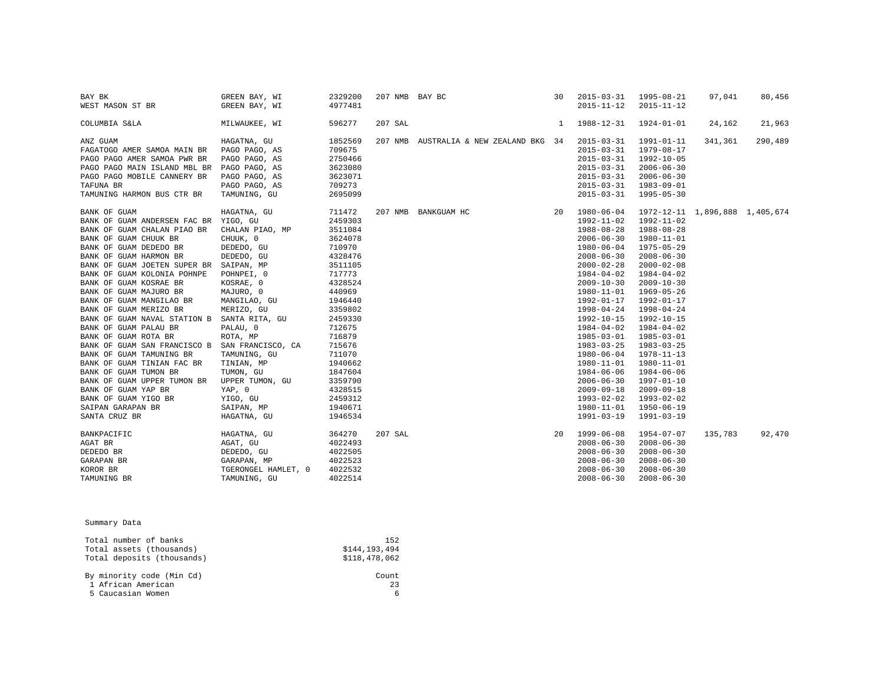| | | | | | | | | | | |
|---|---|---|---|---|---|---|---|---|---|---|
| BAY BK | GREEN BAY, WI | 2329200 | 207 | NMB | BAY BC | 30 | 2015-03-31 | 1995-08-21 | 97,041 | 80,456 |
| WEST MASON ST BR | GREEN BAY, WI | 4977481 | | | | | 2015-11-12 | 2015-11-12 | | |
| COLUMBIA S&LA | MILWAUKEE, WI | 596277 | 207 | SAL | | 1 | 1988-12-31 | 1924-01-01 | 24,162 | 21,963 |
| ANZ GUAM | HAGATNA, GU | 1852569 | 207 | NMB | AUSTRALIA & NEW ZEALAND BKG | 34 | 2015-03-31 | 1991-01-11 | 341,361 | 290,489 |
| FAGATOGO AMER SAMOA MAIN BR | PAGO PAGO, AS | 709675 | | | | | 2015-03-31 | 1979-08-17 | | |
| PAGO PAGO AMER SAMOA PWR BR | PAGO PAGO, AS | 2750466 | | | | | 2015-03-31 | 1992-10-05 | | |
| PAGO PAGO MAIN ISLAND MBL BR | PAGO PAGO, AS | 3623080 | | | | | 2015-03-31 | 2006-06-30 | | |
| PAGO PAGO MOBILE CANNERY BR | PAGO PAGO, AS | 3623071 | | | | | 2015-03-31 | 2006-06-30 | | |
| TAFUNA BR | PAGO PAGO, AS | 709273 | | | | | 2015-03-31 | 1983-09-01 | | |
| TAMUNING HARMON BUS CTR BR | TAMUNING, GU | 2695099 | | | | | 2015-03-31 | 1995-05-30 | | |
| BANK OF GUAM | HAGATNA, GU | 711472 | 207 | NMB | BANKGUAM HC | 20 | 1980-06-04 | 1972-12-11 | 1,896,888 | 1,405,674 |
| BANK OF GUAM ANDERSEN FAC BR | YIGO, GU | 2459303 | | | | | 1992-11-02 | 1992-11-02 | | |
| BANK OF GUAM CHALAN PIAO BR | CHALAN PIAO, MP | 3511084 | | | | | 1988-08-28 | 1988-08-28 | | |
| BANK OF GUAM CHUUK BR | CHUUK, 0 | 3624078 | | | | | 2006-06-30 | 1980-11-01 | | |
| BANK OF GUAM DEDEDO BR | DEDEDO, GU | 710970 | | | | | 1980-06-04 | 1975-05-29 | | |
| BANK OF GUAM HARMON BR | DEDEDO, GU | 4328476 | | | | | 2008-06-30 | 2008-06-30 | | |
| BANK OF GUAM JOETEN SUPER BR | SAIPAN, MP | 3511105 | | | | | 2000-02-28 | 2000-02-08 | | |
| BANK OF GUAM KOLONIA POHNPE | POHNPEI, 0 | 717773 | | | | | 1984-04-02 | 1984-04-02 | | |
| BANK OF GUAM KOSRAE BR | KOSRAE, 0 | 4328524 | | | | | 2009-10-30 | 2009-10-30 | | |
| BANK OF GUAM MAJURO BR | MAJURO, 0 | 440969 | | | | | 1980-11-01 | 1969-05-26 | | |
| BANK OF GUAM MANGILAO BR | MANGILAO, GU | 1946440 | | | | | 1992-01-17 | 1992-01-17 | | |
| BANK OF GUAM MERIZO BR | MERIZO, GU | 3359802 | | | | | 1998-04-24 | 1998-04-24 | | |
| BANK OF GUAM NAVAL STATION B | SANTA RITA, GU | 2459330 | | | | | 1992-10-15 | 1992-10-15 | | |
| BANK OF GUAM PALAU BR | PALAU, 0 | 712675 | | | | | 1984-04-02 | 1984-04-02 | | |
| BANK OF GUAM ROTA BR | ROTA, MP | 716879 | | | | | 1985-03-01 | 1985-03-01 | | |
| BANK OF GUAM SAN FRANCISCO B | SAN FRANCISCO, CA | 715676 | | | | | 1983-03-25 | 1983-03-25 | | |
| BANK OF GUAM TAMUNING BR | TAMUNING, GU | 711070 | | | | | 1980-06-04 | 1978-11-13 | | |
| BANK OF GUAM TINIAN FAC BR | TINIAN, MP | 1940662 | | | | | 1980-11-01 | 1980-11-01 | | |
| BANK OF GUAM TUMON BR | TUMON, GU | 1847604 | | | | | 1984-06-06 | 1984-06-06 | | |
| BANK OF GUAM UPPER TUMON BR | UPPER TUMON, GU | 3359790 | | | | | 2006-06-30 | 1997-01-10 | | |
| BANK OF GUAM YAP BR | YAP, 0 | 4328515 | | | | | 2009-09-18 | 2009-09-18 | | |
| BANK OF GUAM YIGO BR | YIGO, GU | 2459312 | | | | | 1993-02-02 | 1993-02-02 | | |
| SAIPAN GARAPAN BR | SAIPAN, MP | 1940671 | | | | | 1980-11-01 | 1950-06-19 | | |
| SANTA CRUZ BR | HAGATNA, GU | 1946534 | | | | | 1991-03-19 | 1991-03-19 | | |
| BANKPACIFIC | HAGATNA, GU | 364270 | 207 | SAL | | 20 | 1999-06-08 | 1954-07-07 | 135,783 | 92,470 |
| AGAT BR | AGAT, GU | 4022493 | | | | | 2008-06-30 | 2008-06-30 | | |
| DEDEDO BR | DEDEDO, GU | 4022505 | | | | | 2008-06-30 | 2008-06-30 | | |
| GARAPAN BR | GARAPAN, MP | 4022523 | | | | | 2008-06-30 | 2008-06-30 | | |
| KOROR BR | TGERONGEL HAMLET, 0 | 4022532 | | | | | 2008-06-30 | 2008-06-30 | | |
| TAMUNING BR | TAMUNING, GU | 4022514 | | | | | 2008-06-30 | 2008-06-30 | | |

Summary Data

| | |
|---|---|
| Total number of banks | 152 |
| Total assets (thousands) | $144,193,494 |
| Total deposits (thousands) | $118,478,062 |

| By minority code (Min Cd) | Count |
|---|---|
| 1 African American | 23 |
| 5 Caucasian Women | 6 |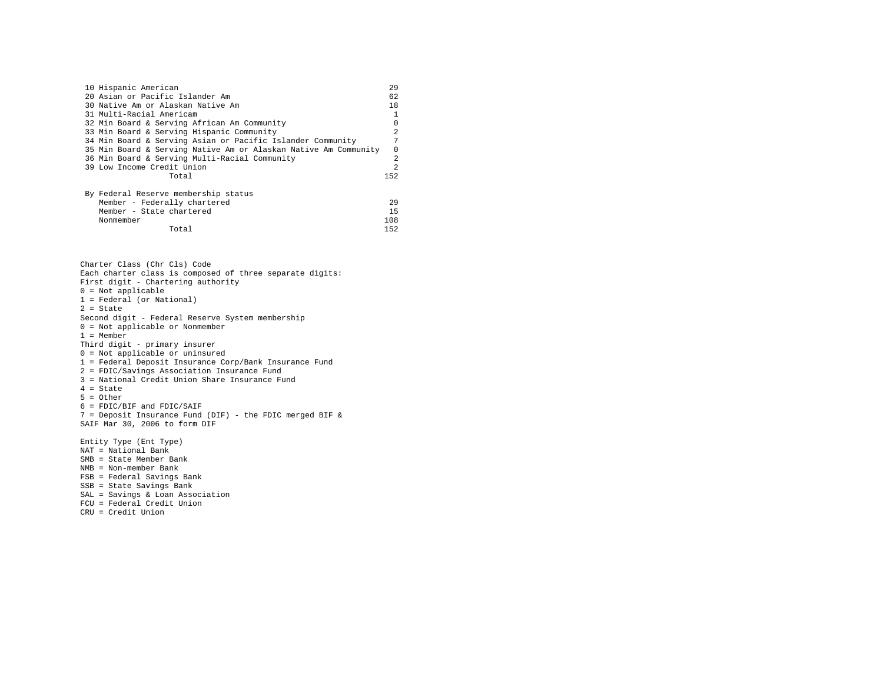| | |
|---|---|
| 10 Hispanic American | 29 |
| 20 Asian or Pacific Islander Am | 62 |
| 30 Native Am or Alaskan Native Am | 18 |
| 31 Multi-Racial Americam | 1 |
| 32 Min Board & Serving African Am Community | 0 |
| 33 Min Board & Serving Hispanic Community | 2 |
| 34 Min Board & Serving Asian or Pacific Islander Community | 7 |
| 35 Min Board & Serving Native Am or Alaskan Native Am Community | 0 |
| 36 Min Board & Serving Multi-Racial Community | 2 |
| 39 Low Income Credit Union | 2 |
| Total | 152 |

| | |
|---|---|
| By Federal Reserve membership status | |
| Member - Federally chartered | 29 |
| Member - State chartered | 15 |
| Nonmember | 108 |
| Total | 152 |

Charter Class (Chr Cls) Code
Each charter class is composed of three separate digits:
First digit - Chartering authority
0 = Not applicable
1 = Federal (or National)
2 = State
Second digit - Federal Reserve System membership
0 = Not applicable or Nonmember
1 = Member
Third digit - primary insurer
0 = Not applicable or uninsured
1 = Federal Deposit Insurance Corp/Bank Insurance Fund
2 = FDIC/Savings Association Insurance Fund
3 = National Credit Union Share Insurance Fund
4 = State
5 = Other
6 = FDIC/BIF and FDIC/SAIF
7 = Deposit Insurance Fund (DIF) - the FDIC merged BIF & SAIF Mar 30, 2006 to form DIF

Entity Type (Ent Type)
NAT = National Bank
SMB = State Member Bank
NMB = Non-member Bank
FSB = Federal Savings Bank
SSB = State Savings Bank
SAL = Savings & Loan Association
FCU = Federal Credit Union
CRU = Credit Union